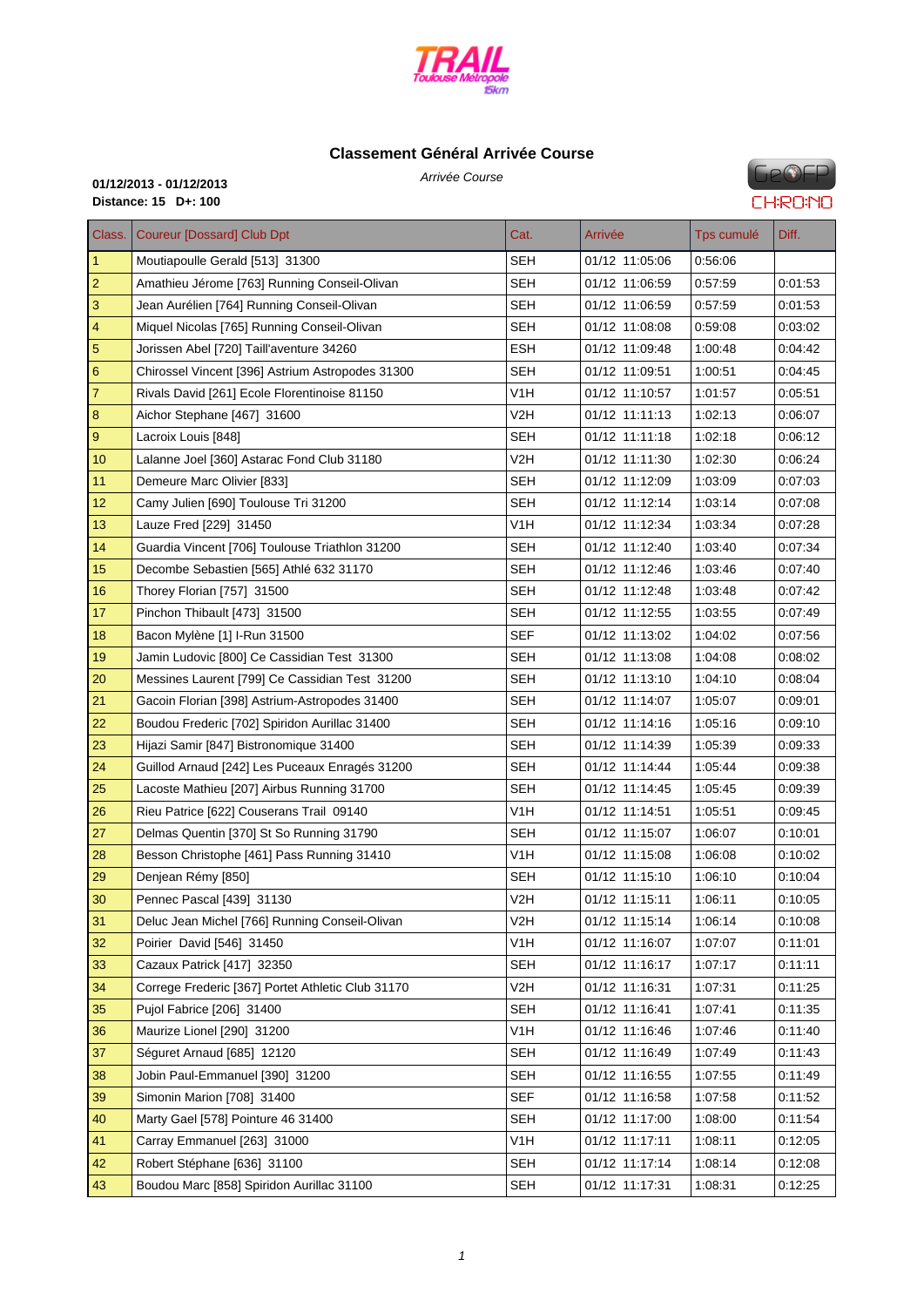TRAIL Toulouse Métropole 15km

## Classement Général Arrivée Course

*Arrivée Course*

**01/12/2013 - 01/12/2013**
**Distance: 15 D+: 100**

GeOFP CHRONO

| Class. | Coureur [Dossard] Club Dpt | Cat. | Arrivée | Tps cumulé | Diff. |
|---|---|---|---|---|---|
| 1 | Moutiapoulle Gerald [513] 31300 | SEH | 01/12 11:05:06 | 0:56:06 | |
| 2 | Amathieu Jérome [763] Running Conseil-Olivan | SEH | 01/12 11:06:59 | 0:57:59 | 0:01:53 |
| 3 | Jean Aurélien [764] Running Conseil-Olivan | SEH | 01/12 11:06:59 | 0:57:59 | 0:01:53 |
| 4 | Miquel Nicolas [765] Running Conseil-Olivan | SEH | 01/12 11:08:08 | 0:59:08 | 0:03:02 |
| 5 | Jorissen Abel [720] Taill'aventure 34260 | ESH | 01/12 11:09:48 | 1:00:48 | 0:04:42 |
| 6 | Chirossel Vincent [396] Astrium Astropodes 31300 | SEH | 01/12 11:09:51 | 1:00:51 | 0:04:45 |
| 7 | Rivals David [261] Ecole Florentinoise 81150 | V1H | 01/12 11:10:57 | 1:01:57 | 0:05:51 |
| 8 | Aichor Stephane [467] 31600 | V2H | 01/12 11:11:13 | 1:02:13 | 0:06:07 |
| 9 | Lacroix Louis [848] | SEH | 01/12 11:11:18 | 1:02:18 | 0:06:12 |
| 10 | Lalanne Joel [360] Astarac Fond Club 31180 | V2H | 01/12 11:11:30 | 1:02:30 | 0:06:24 |
| 11 | Demeure Marc Olivier [833] | SEH | 01/12 11:12:09 | 1:03:09 | 0:07:03 |
| 12 | Camy Julien [690] Toulouse Tri 31200 | SEH | 01/12 11:12:14 | 1:03:14 | 0:07:08 |
| 13 | Lauze Fred [229] 31450 | V1H | 01/12 11:12:34 | 1:03:34 | 0:07:28 |
| 14 | Guardia Vincent [706] Toulouse Triathlon 31200 | SEH | 01/12 11:12:40 | 1:03:40 | 0:07:34 |
| 15 | Decombe Sebastien [565] Athlé 632 31170 | SEH | 01/12 11:12:46 | 1:03:46 | 0:07:40 |
| 16 | Thorey Florian [757] 31500 | SEH | 01/12 11:12:48 | 1:03:48 | 0:07:42 |
| 17 | Pinchon Thibault [473] 31500 | SEH | 01/12 11:12:55 | 1:03:55 | 0:07:49 |
| 18 | Bacon Mylène [1] I-Run 31500 | SEF | 01/12 11:13:02 | 1:04:02 | 0:07:56 |
| 19 | Jamin Ludovic [800] Ce Cassidian Test 31300 | SEH | 01/12 11:13:08 | 1:04:08 | 0:08:02 |
| 20 | Messines Laurent [799] Ce Cassidian Test 31200 | SEH | 01/12 11:13:10 | 1:04:10 | 0:08:04 |
| 21 | Gacoin Florian [398] Astrium-Astropodes 31400 | SEH | 01/12 11:14:07 | 1:05:07 | 0:09:01 |
| 22 | Boudou Frederic [702] Spiridon Aurillac 31400 | SEH | 01/12 11:14:16 | 1:05:16 | 0:09:10 |
| 23 | Hijazi Samir [847] Bistronomique 31400 | SEH | 01/12 11:14:39 | 1:05:39 | 0:09:33 |
| 24 | Guillod Arnaud [242] Les Puceaux Enragés 31200 | SEH | 01/12 11:14:44 | 1:05:44 | 0:09:38 |
| 25 | Lacoste Mathieu [207] Airbus Running 31700 | SEH | 01/12 11:14:45 | 1:05:45 | 0:09:39 |
| 26 | Rieu Patrice [622] Couserans Trail 09140 | V1H | 01/12 11:14:51 | 1:05:51 | 0:09:45 |
| 27 | Delmas Quentin [370] St So Running 31790 | SEH | 01/12 11:15:07 | 1:06:07 | 0:10:01 |
| 28 | Besson Christophe [461] Pass Running 31410 | V1H | 01/12 11:15:08 | 1:06:08 | 0:10:02 |
| 29 | Denjean Rémy [850] | SEH | 01/12 11:15:10 | 1:06:10 | 0:10:04 |
| 30 | Pennec Pascal [439] 31130 | V2H | 01/12 11:15:11 | 1:06:11 | 0:10:05 |
| 31 | Deluc Jean Michel [766] Running Conseil-Olivan | V2H | 01/12 11:15:14 | 1:06:14 | 0:10:08 |
| 32 | Poirier David [546] 31450 | V1H | 01/12 11:16:07 | 1:07:07 | 0:11:01 |
| 33 | Cazaux Patrick [417] 32350 | SEH | 01/12 11:16:17 | 1:07:17 | 0:11:11 |
| 34 | Correge Frederic [367] Portet Athletic Club 31170 | V2H | 01/12 11:16:31 | 1:07:31 | 0:11:25 |
| 35 | Pujol Fabrice [206] 31400 | SEH | 01/12 11:16:41 | 1:07:41 | 0:11:35 |
| 36 | Maurize Lionel [290] 31200 | V1H | 01/12 11:16:46 | 1:07:46 | 0:11:40 |
| 37 | Séguret Arnaud [685] 12120 | SEH | 01/12 11:16:49 | 1:07:49 | 0:11:43 |
| 38 | Jobin Paul-Emmanuel [390] 31200 | SEH | 01/12 11:16:55 | 1:07:55 | 0:11:49 |
| 39 | Simonin Marion [708] 31400 | SEF | 01/12 11:16:58 | 1:07:58 | 0:11:52 |
| 40 | Marty Gael [578] Pointure 46 31400 | SEH | 01/12 11:17:00 | 1:08:00 | 0:11:54 |
| 41 | Carray Emmanuel [263] 31000 | V1H | 01/12 11:17:11 | 1:08:11 | 0:12:05 |
| 42 | Robert Stéphane [636] 31100 | SEH | 01/12 11:17:14 | 1:08:14 | 0:12:08 |
| 43 | Boudou Marc [858] Spiridon Aurillac 31100 | SEH | 01/12 11:17:31 | 1:08:31 | 0:12:25 |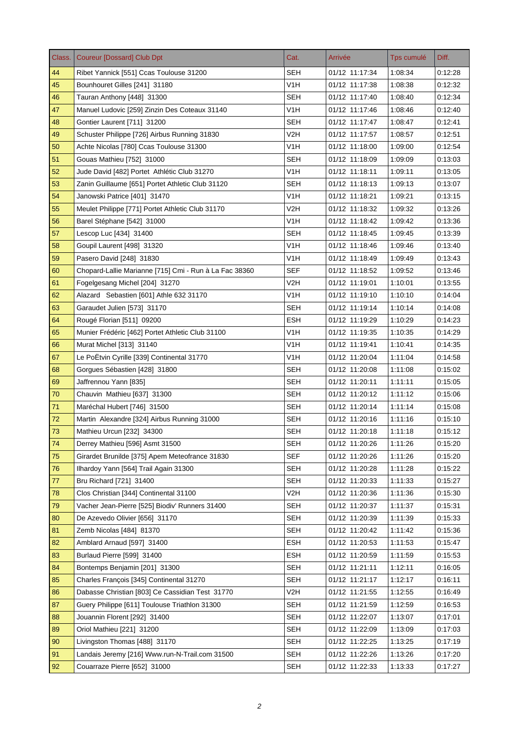| Class. | Coureur [Dossard] Club Dpt | Cat. | Arrivée | Tps cumulé | Diff. |
|---|---|---|---|---|---|
| 44 | Ribet Yannick [551] Ccas Toulouse 31200 | SEH | 01/12 11:17:34 | 1:08:34 | 0:12:28 |
| 45 | Bounhouret Gilles [241] 31180 | V1H | 01/12 11:17:38 | 1:08:38 | 0:12:32 |
| 46 | Tauran Anthony [448] 31300 | SEH | 01/12 11:17:40 | 1:08:40 | 0:12:34 |
| 47 | Manuel Ludovic [259] Zinzin Des Coteaux 31140 | V1H | 01/12 11:17:46 | 1:08:46 | 0:12:40 |
| 48 | Gontier Laurent [711] 31200 | SEH | 01/12 11:17:47 | 1:08:47 | 0:12:41 |
| 49 | Schuster Philippe [726] Airbus Running 31830 | V2H | 01/12 11:17:57 | 1:08:57 | 0:12:51 |
| 50 | Achte Nicolas [780] Ccas Toulouse 31300 | V1H | 01/12 11:18:00 | 1:09:00 | 0:12:54 |
| 51 | Gouas Mathieu [752] 31000 | SEH | 01/12 11:18:09 | 1:09:09 | 0:13:03 |
| 52 | Jude David [482] Portet Athlétic Club 31270 | V1H | 01/12 11:18:11 | 1:09:11 | 0:13:05 |
| 53 | Zanin Guillaume [651] Portet Athletic Club 31120 | SEH | 01/12 11:18:13 | 1:09:13 | 0:13:07 |
| 54 | Janowski Patrice [401] 31470 | V1H | 01/12 11:18:21 | 1:09:21 | 0:13:15 |
| 55 | Meulet Philippe [771] Portet Athletic Club 31170 | V2H | 01/12 11:18:32 | 1:09:32 | 0:13:26 |
| 56 | Barel Stéphane [542] 31000 | V1H | 01/12 11:18:42 | 1:09:42 | 0:13:36 |
| 57 | Lescop Luc [434] 31400 | SEH | 01/12 11:18:45 | 1:09:45 | 0:13:39 |
| 58 | Goupil Laurent [498] 31320 | V1H | 01/12 11:18:46 | 1:09:46 | 0:13:40 |
| 59 | Pasero David [248] 31830 | V1H | 01/12 11:18:49 | 1:09:49 | 0:13:43 |
| 60 | Chopard-Lallie Marianne [715] Cmi - Run à La Fac 38360 | SEF | 01/12 11:18:52 | 1:09:52 | 0:13:46 |
| 61 | Fogelgesang Michel [204] 31270 | V2H | 01/12 11:19:01 | 1:10:01 | 0:13:55 |
| 62 | Alazard Sebastien [601] Athle 632 31170 | V1H | 01/12 11:19:10 | 1:10:10 | 0:14:04 |
| 63 | Garaudet Julien [573] 31170 | SEH | 01/12 11:19:14 | 1:10:14 | 0:14:08 |
| 64 | Rougé Florian [511] 09200 | ESH | 01/12 11:19:29 | 1:10:29 | 0:14:23 |
| 65 | Munier Frédéric [462] Portet Athletic Club 31100 | V1H | 01/12 11:19:35 | 1:10:35 | 0:14:29 |
| 66 | Murat Michel [313] 31140 | V1H | 01/12 11:19:41 | 1:10:41 | 0:14:35 |
| 67 | Le PoËtvin Cyrille [339] Continental 31770 | V1H | 01/12 11:20:04 | 1:11:04 | 0:14:58 |
| 68 | Gorgues Sébastien [428] 31800 | SEH | 01/12 11:20:08 | 1:11:08 | 0:15:02 |
| 69 | Jaffrennou Yann [835] | SEH | 01/12 11:20:11 | 1:11:11 | 0:15:05 |
| 70 | Chauvin Mathieu [637] 31300 | SEH | 01/12 11:20:12 | 1:11:12 | 0:15:06 |
| 71 | Maréchal Hubert [746] 31500 | SEH | 01/12 11:20:14 | 1:11:14 | 0:15:08 |
| 72 | Martin Alexandre [324] Airbus Running 31000 | SEH | 01/12 11:20:16 | 1:11:16 | 0:15:10 |
| 73 | Mathieu Urcun [232] 34300 | SEH | 01/12 11:20:18 | 1:11:18 | 0:15:12 |
| 74 | Derrey Mathieu [596] Asmt 31500 | SEH | 01/12 11:20:26 | 1:11:26 | 0:15:20 |
| 75 | Girardet Brunilde [375] Apem Meteofrance 31830 | SEF | 01/12 11:20:26 | 1:11:26 | 0:15:20 |
| 76 | Ilhardoy Yann [564] Trail Again 31300 | SEH | 01/12 11:20:28 | 1:11:28 | 0:15:22 |
| 77 | Bru Richard [721] 31400 | SEH | 01/12 11:20:33 | 1:11:33 | 0:15:27 |
| 78 | Clos Christian [344] Continental 31100 | V2H | 01/12 11:20:36 | 1:11:36 | 0:15:30 |
| 79 | Vacher Jean-Pierre [525] Biodiv' Runners 31400 | SEH | 01/12 11:20:37 | 1:11:37 | 0:15:31 |
| 80 | De Azevedo Olivier [656] 31170 | SEH | 01/12 11:20:39 | 1:11:39 | 0:15:33 |
| 81 | Zemb Nicolas [484] 81370 | SEH | 01/12 11:20:42 | 1:11:42 | 0:15:36 |
| 82 | Amblard Arnaud [597] 31400 | ESH | 01/12 11:20:53 | 1:11:53 | 0:15:47 |
| 83 | Burlaud Pierre [599] 31400 | ESH | 01/12 11:20:59 | 1:11:59 | 0:15:53 |
| 84 | Bontemps Benjamin [201] 31300 | SEH | 01/12 11:21:11 | 1:12:11 | 0:16:05 |
| 85 | Charles François [345] Continental 31270 | SEH | 01/12 11:21:17 | 1:12:17 | 0:16:11 |
| 86 | Dabasse Christian [803] Ce Cassidian Test 31770 | V2H | 01/12 11:21:55 | 1:12:55 | 0:16:49 |
| 87 | Guery Philippe [611] Toulouse Triathlon 31300 | SEH | 01/12 11:21:59 | 1:12:59 | 0:16:53 |
| 88 | Jouannin Florent [292] 31400 | SEH | 01/12 11:22:07 | 1:13:07 | 0:17:01 |
| 89 | Oriol Mathieu [221] 31200 | SEH | 01/12 11:22:09 | 1:13:09 | 0:17:03 |
| 90 | Livingston Thomas [488] 31170 | SEH | 01/12 11:22:25 | 1:13:25 | 0:17:19 |
| 91 | Landais Jeremy [216] Www.run-N-Trail.com 31500 | SEH | 01/12 11:22:26 | 1:13:26 | 0:17:20 |
| 92 | Couarraze Pierre [652] 31000 | SEH | 01/12 11:22:33 | 1:13:33 | 0:17:27 |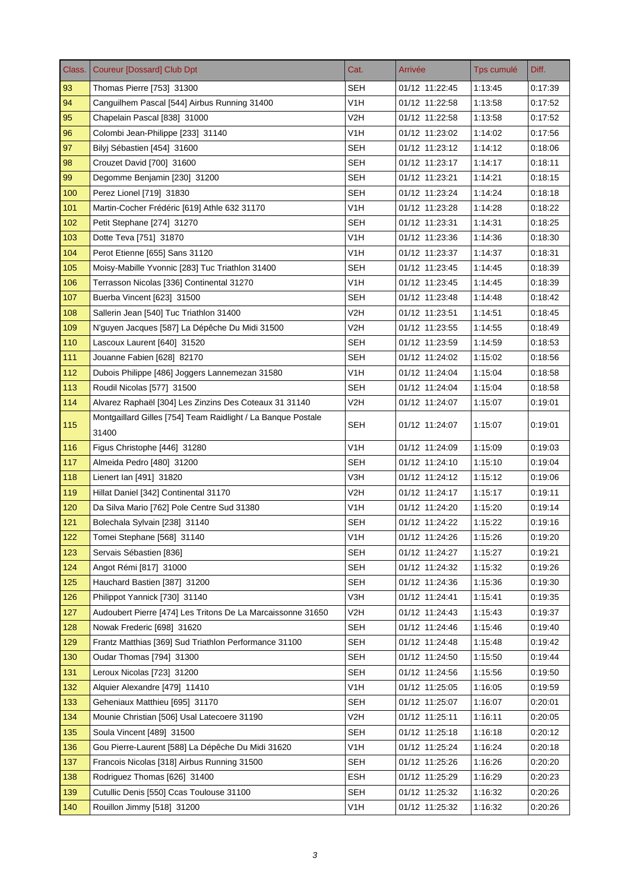| Class. | Coureur [Dossard] Club Dpt | Cat. | Arrivée | Tps cumulé | Diff. |
|---|---|---|---|---|---|
| 93 | Thomas Pierre [753] 31300 | SEH | 01/12 11:22:45 | 1:13:45 | 0:17:39 |
| 94 | Canguilhem Pascal [544] Airbus Running 31400 | V1H | 01/12 11:22:58 | 1:13:58 | 0:17:52 |
| 95 | Chapelain Pascal [838] 31000 | V2H | 01/12 11:22:58 | 1:13:58 | 0:17:52 |
| 96 | Colombi Jean-Philippe [233] 31140 | V1H | 01/12 11:23:02 | 1:14:02 | 0:17:56 |
| 97 | Bilyj Sébastien [454] 31600 | SEH | 01/12 11:23:12 | 1:14:12 | 0:18:06 |
| 98 | Crouzet David [700] 31600 | SEH | 01/12 11:23:17 | 1:14:17 | 0:18:11 |
| 99 | Degomme Benjamin [230] 31200 | SEH | 01/12 11:23:21 | 1:14:21 | 0:18:15 |
| 100 | Perez Lionel [719] 31830 | SEH | 01/12 11:23:24 | 1:14:24 | 0:18:18 |
| 101 | Martin-Cocher Frédéric [619] Athle 632 31170 | V1H | 01/12 11:23:28 | 1:14:28 | 0:18:22 |
| 102 | Petit Stephane [274] 31270 | SEH | 01/12 11:23:31 | 1:14:31 | 0:18:25 |
| 103 | Dotte Teva [751] 31870 | V1H | 01/12 11:23:36 | 1:14:36 | 0:18:30 |
| 104 | Perot Etienne [655] Sans 31120 | V1H | 01/12 11:23:37 | 1:14:37 | 0:18:31 |
| 105 | Moisy-Mabille Yvonnic [283] Tuc Triathlon 31400 | SEH | 01/12 11:23:45 | 1:14:45 | 0:18:39 |
| 106 | Terrasson Nicolas [336] Continental 31270 | V1H | 01/12 11:23:45 | 1:14:45 | 0:18:39 |
| 107 | Buerba Vincent [623] 31500 | SEH | 01/12 11:23:48 | 1:14:48 | 0:18:42 |
| 108 | Sallerin Jean [540] Tuc Triathlon 31400 | V2H | 01/12 11:23:51 | 1:14:51 | 0:18:45 |
| 109 | N'guyen Jacques [587] La Dépêche Du Midi 31500 | V2H | 01/12 11:23:55 | 1:14:55 | 0:18:49 |
| 110 | Lascoux Laurent [640] 31520 | SEH | 01/12 11:23:59 | 1:14:59 | 0:18:53 |
| 111 | Jouanne Fabien [628] 82170 | SEH | 01/12 11:24:02 | 1:15:02 | 0:18:56 |
| 112 | Dubois Philippe [486] Joggers Lannemezan 31580 | V1H | 01/12 11:24:04 | 1:15:04 | 0:18:58 |
| 113 | Roudil Nicolas [577] 31500 | SEH | 01/12 11:24:04 | 1:15:04 | 0:18:58 |
| 114 | Alvarez Raphaël [304] Les Zinzins Des Coteaux 31 31140 | V2H | 01/12 11:24:07 | 1:15:07 | 0:19:01 |
| 115 | Montgaillard Gilles [754] Team Raidlight / La Banque Postale 31400 | SEH | 01/12 11:24:07 | 1:15:07 | 0:19:01 |
| 116 | Figus Christophe [446] 31280 | V1H | 01/12 11:24:09 | 1:15:09 | 0:19:03 |
| 117 | Almeida Pedro [480] 31200 | SEH | 01/12 11:24:10 | 1:15:10 | 0:19:04 |
| 118 | Lienert Ian [491] 31820 | V3H | 01/12 11:24:12 | 1:15:12 | 0:19:06 |
| 119 | Hillat Daniel [342] Continental 31170 | V2H | 01/12 11:24:17 | 1:15:17 | 0:19:11 |
| 120 | Da Silva Mario [762] Pole Centre Sud 31380 | V1H | 01/12 11:24:20 | 1:15:20 | 0:19:14 |
| 121 | Bolechala Sylvain [238] 31140 | SEH | 01/12 11:24:22 | 1:15:22 | 0:19:16 |
| 122 | Tomei Stephane [568] 31140 | V1H | 01/12 11:24:26 | 1:15:26 | 0:19:20 |
| 123 | Servais Sébastien [836] | SEH | 01/12 11:24:27 | 1:15:27 | 0:19:21 |
| 124 | Angot Rémi [817] 31000 | SEH | 01/12 11:24:32 | 1:15:32 | 0:19:26 |
| 125 | Hauchard Bastien [387] 31200 | SEH | 01/12 11:24:36 | 1:15:36 | 0:19:30 |
| 126 | Philippot Yannick [730] 31140 | V3H | 01/12 11:24:41 | 1:15:41 | 0:19:35 |
| 127 | Audoubert Pierre [474] Les Tritons De La Marcaissonne 31650 | V2H | 01/12 11:24:43 | 1:15:43 | 0:19:37 |
| 128 | Nowak Frederic [698] 31620 | SEH | 01/12 11:24:46 | 1:15:46 | 0:19:40 |
| 129 | Frantz Matthias [369] Sud Triathlon Performance 31100 | SEH | 01/12 11:24:48 | 1:15:48 | 0:19:42 |
| 130 | Oudar Thomas [794] 31300 | SEH | 01/12 11:24:50 | 1:15:50 | 0:19:44 |
| 131 | Leroux Nicolas [723] 31200 | SEH | 01/12 11:24:56 | 1:15:56 | 0:19:50 |
| 132 | Alquier Alexandre [479] 11410 | V1H | 01/12 11:25:05 | 1:16:05 | 0:19:59 |
| 133 | Geheniaux Matthieu [695] 31170 | SEH | 01/12 11:25:07 | 1:16:07 | 0:20:01 |
| 134 | Mounie Christian [506] Usal Latecoere 31190 | V2H | 01/12 11:25:11 | 1:16:11 | 0:20:05 |
| 135 | Soula Vincent [489] 31500 | SEH | 01/12 11:25:18 | 1:16:18 | 0:20:12 |
| 136 | Gou Pierre-Laurent [588] La Dépêche Du Midi 31620 | V1H | 01/12 11:25:24 | 1:16:24 | 0:20:18 |
| 137 | Francois Nicolas [318] Airbus Running 31500 | SEH | 01/12 11:25:26 | 1:16:26 | 0:20:20 |
| 138 | Rodriguez Thomas [626] 31400 | ESH | 01/12 11:25:29 | 1:16:29 | 0:20:23 |
| 139 | Cutullic Denis [550] Ccas Toulouse 31100 | SEH | 01/12 11:25:32 | 1:16:32 | 0:20:26 |
| 140 | Rouillon Jimmy [518] 31200 | V1H | 01/12 11:25:32 | 1:16:32 | 0:20:26 |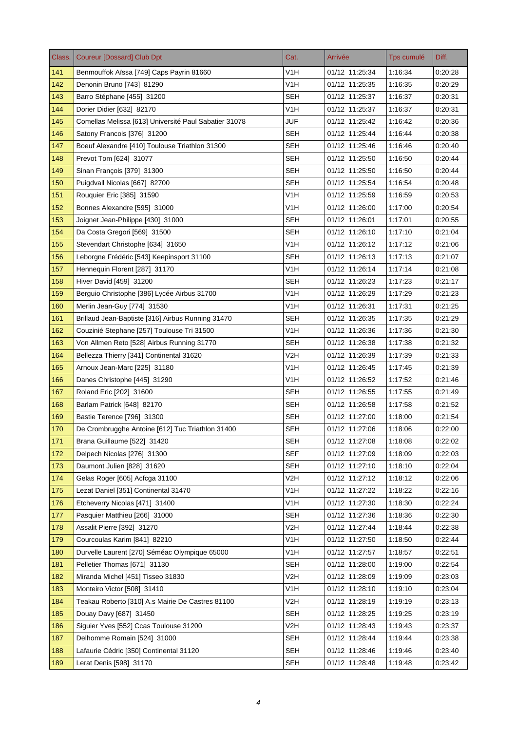| Class. | Coureur [Dossard] Club Dpt | Cat. | Arrivée | Tps cumulé | Diff. |
|---|---|---|---|---|---|
| 141 | Benmouffok Aïssa [749] Caps Payrin 81660 | V1H | 01/12 11:25:34 | 1:16:34 | 0:20:28 |
| 142 | Denonin Bruno [743] 81290 | V1H | 01/12 11:25:35 | 1:16:35 | 0:20:29 |
| 143 | Barro Stéphane [455] 31200 | SEH | 01/12 11:25:37 | 1:16:37 | 0:20:31 |
| 144 | Dorier Didier [632] 82170 | V1H | 01/12 11:25:37 | 1:16:37 | 0:20:31 |
| 145 | Comellas Melissa [613] Université Paul Sabatier 31078 | JUF | 01/12 11:25:42 | 1:16:42 | 0:20:36 |
| 146 | Satony Francois [376] 31200 | SEH | 01/12 11:25:44 | 1:16:44 | 0:20:38 |
| 147 | Boeuf Alexandre [410] Toulouse Triathlon 31300 | SEH | 01/12 11:25:46 | 1:16:46 | 0:20:40 |
| 148 | Prevot Tom [624] 31077 | SEH | 01/12 11:25:50 | 1:16:50 | 0:20:44 |
| 149 | Sinan François [379] 31300 | SEH | 01/12 11:25:50 | 1:16:50 | 0:20:44 |
| 150 | Puigdvall Nicolas [667] 82700 | SEH | 01/12 11:25:54 | 1:16:54 | 0:20:48 |
| 151 | Rouquier Eric [385] 31590 | V1H | 01/12 11:25:59 | 1:16:59 | 0:20:53 |
| 152 | Bonnes Alexandre [595] 31000 | V1H | 01/12 11:26:00 | 1:17:00 | 0:20:54 |
| 153 | Joignet Jean-Philippe [430] 31000 | SEH | 01/12 11:26:01 | 1:17:01 | 0:20:55 |
| 154 | Da Costa Gregori [569] 31500 | SEH | 01/12 11:26:10 | 1:17:10 | 0:21:04 |
| 155 | Stevendart Christophe [634] 31650 | V1H | 01/12 11:26:12 | 1:17:12 | 0:21:06 |
| 156 | Leborgne Frédéric [543] Keepinsport 31100 | SEH | 01/12 11:26:13 | 1:17:13 | 0:21:07 |
| 157 | Hennequin Florent [287] 31170 | V1H | 01/12 11:26:14 | 1:17:14 | 0:21:08 |
| 158 | Hiver David [459] 31200 | SEH | 01/12 11:26:23 | 1:17:23 | 0:21:17 |
| 159 | Berguio Christophe [386] Lycée Airbus 31700 | V1H | 01/12 11:26:29 | 1:17:29 | 0:21:23 |
| 160 | Merlin Jean-Guy [774] 31530 | V1H | 01/12 11:26:31 | 1:17:31 | 0:21:25 |
| 161 | Brillaud Jean-Baptiste [316] Airbus Running 31470 | SEH | 01/12 11:26:35 | 1:17:35 | 0:21:29 |
| 162 | Couzinié Stephane [257] Toulouse Tri 31500 | V1H | 01/12 11:26:36 | 1:17:36 | 0:21:30 |
| 163 | Von Allmen Reto [528] Airbus Running 31770 | SEH | 01/12 11:26:38 | 1:17:38 | 0:21:32 |
| 164 | Bellezza Thierry [341] Continental 31620 | V2H | 01/12 11:26:39 | 1:17:39 | 0:21:33 |
| 165 | Arnoux Jean-Marc [225] 31180 | V1H | 01/12 11:26:45 | 1:17:45 | 0:21:39 |
| 166 | Danes Christophe [445] 31290 | V1H | 01/12 11:26:52 | 1:17:52 | 0:21:46 |
| 167 | Roland Eric [202] 31600 | SEH | 01/12 11:26:55 | 1:17:55 | 0:21:49 |
| 168 | Barlam Patrick [648] 82170 | SEH | 01/12 11:26:58 | 1:17:58 | 0:21:52 |
| 169 | Bastie Terence [796] 31300 | SEH | 01/12 11:27:00 | 1:18:00 | 0:21:54 |
| 170 | De Crombrugghe Antoine [612] Tuc Triathlon 31400 | SEH | 01/12 11:27:06 | 1:18:06 | 0:22:00 |
| 171 | Brana Guillaume [522] 31420 | SEH | 01/12 11:27:08 | 1:18:08 | 0:22:02 |
| 172 | Delpech Nicolas [276] 31300 | SEF | 01/12 11:27:09 | 1:18:09 | 0:22:03 |
| 173 | Daumont Julien [828] 31620 | SEH | 01/12 11:27:10 | 1:18:10 | 0:22:04 |
| 174 | Gelas Roger [605] Acfcga 31100 | V2H | 01/12 11:27:12 | 1:18:12 | 0:22:06 |
| 175 | Lezat Daniel [351] Continental 31470 | V1H | 01/12 11:27:22 | 1:18:22 | 0:22:16 |
| 176 | Etcheverry Nicolas [471] 31400 | V1H | 01/12 11:27:30 | 1:18:30 | 0:22:24 |
| 177 | Pasquier Matthieu [266] 31000 | SEH | 01/12 11:27:36 | 1:18:36 | 0:22:30 |
| 178 | Assalit Pierre [392] 31270 | V2H | 01/12 11:27:44 | 1:18:44 | 0:22:38 |
| 179 | Courcoulas Karim [841] 82210 | V1H | 01/12 11:27:50 | 1:18:50 | 0:22:44 |
| 180 | Durvelle Laurent [270] Séméac Olympique 65000 | V1H | 01/12 11:27:57 | 1:18:57 | 0:22:51 |
| 181 | Pelletier Thomas [671] 31130 | SEH | 01/12 11:28:00 | 1:19:00 | 0:22:54 |
| 182 | Miranda Michel [451] Tisseo 31830 | V2H | 01/12 11:28:09 | 1:19:09 | 0:23:03 |
| 183 | Monteiro Victor [508] 31410 | V1H | 01/12 11:28:10 | 1:19:10 | 0:23:04 |
| 184 | Teakau Roberto [310] A.s Mairie De Castres 81100 | V2H | 01/12 11:28:19 | 1:19:19 | 0:23:13 |
| 185 | Douay Davy [687] 31450 | SEH | 01/12 11:28:25 | 1:19:25 | 0:23:19 |
| 186 | Siguier Yves [552] Ccas Toulouse 31200 | V2H | 01/12 11:28:43 | 1:19:43 | 0:23:37 |
| 187 | Delhomme Romain [524] 31000 | SEH | 01/12 11:28:44 | 1:19:44 | 0:23:38 |
| 188 | Lafaurie Cédric [350] Continental 31120 | SEH | 01/12 11:28:46 | 1:19:46 | 0:23:40 |
| 189 | Lerat Denis [598] 31170 | SEH | 01/12 11:28:48 | 1:19:48 | 0:23:42 |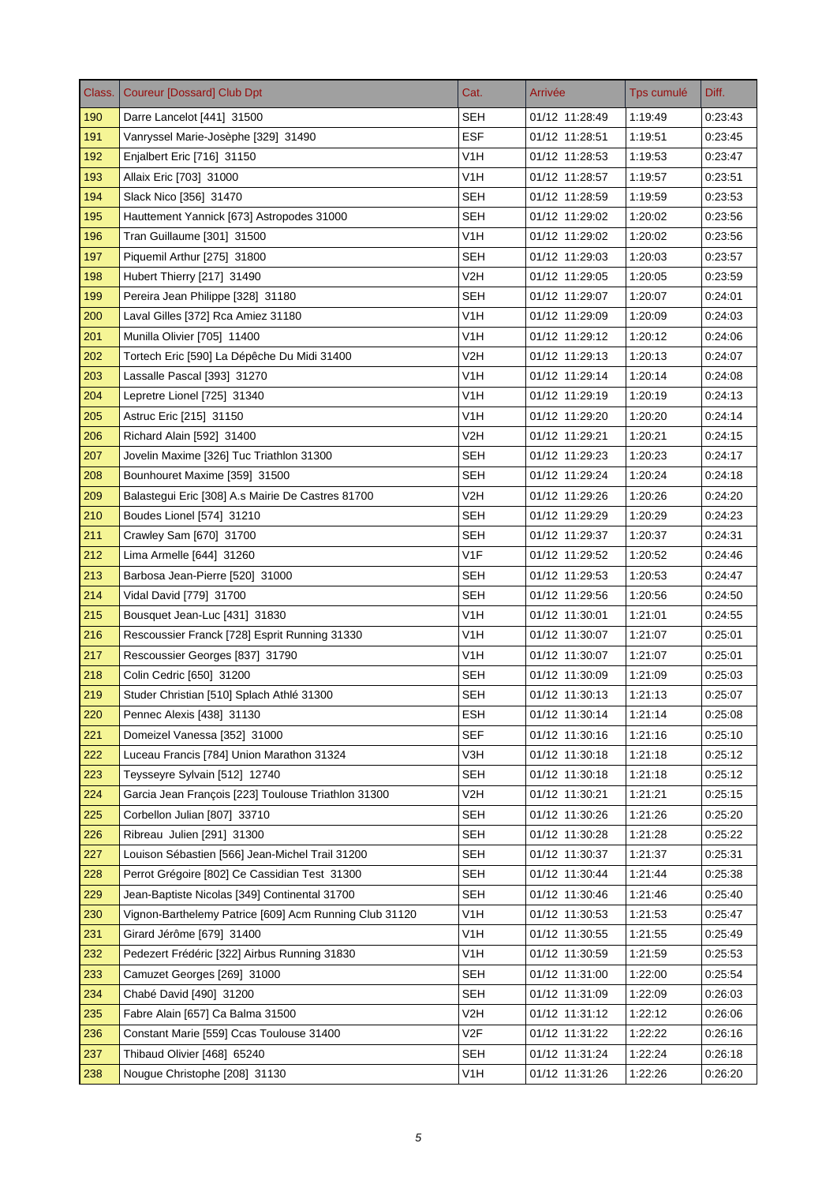| Class. | Coureur [Dossard] Club Dpt | Cat. | Arrivée | Tps cumulé | Diff. |
|---|---|---|---|---|---|
| 190 | Darre Lancelot [441] 31500 | SEH | 01/12 11:28:49 | 1:19:49 | 0:23:43 |
| 191 | Vanryssel Marie-Josèphe [329] 31490 | ESF | 01/12 11:28:51 | 1:19:51 | 0:23:45 |
| 192 | Enjalbert Eric [716] 31150 | V1H | 01/12 11:28:53 | 1:19:53 | 0:23:47 |
| 193 | Allaix Eric [703] 31000 | V1H | 01/12 11:28:57 | 1:19:57 | 0:23:51 |
| 194 | Slack Nico [356] 31470 | SEH | 01/12 11:28:59 | 1:19:59 | 0:23:53 |
| 195 | Hauttement Yannick [673] Astropodes 31000 | SEH | 01/12 11:29:02 | 1:20:02 | 0:23:56 |
| 196 | Tran Guillaume [301] 31500 | V1H | 01/12 11:29:02 | 1:20:02 | 0:23:56 |
| 197 | Piquemil Arthur [275] 31800 | SEH | 01/12 11:29:03 | 1:20:03 | 0:23:57 |
| 198 | Hubert Thierry [217] 31490 | V2H | 01/12 11:29:05 | 1:20:05 | 0:23:59 |
| 199 | Pereira Jean Philippe [328] 31180 | SEH | 01/12 11:29:07 | 1:20:07 | 0:24:01 |
| 200 | Laval Gilles [372] Rca Amiez 31180 | V1H | 01/12 11:29:09 | 1:20:09 | 0:24:03 |
| 201 | Munilla Olivier [705] 11400 | V1H | 01/12 11:29:12 | 1:20:12 | 0:24:06 |
| 202 | Tortech Eric [590] La Dépêche Du Midi 31400 | V2H | 01/12 11:29:13 | 1:20:13 | 0:24:07 |
| 203 | Lassalle Pascal [393] 31270 | V1H | 01/12 11:29:14 | 1:20:14 | 0:24:08 |
| 204 | Lepretre Lionel [725] 31340 | V1H | 01/12 11:29:19 | 1:20:19 | 0:24:13 |
| 205 | Astruc Eric [215] 31150 | V1H | 01/12 11:29:20 | 1:20:20 | 0:24:14 |
| 206 | Richard Alain [592] 31400 | V2H | 01/12 11:29:21 | 1:20:21 | 0:24:15 |
| 207 | Jovelin Maxime [326] Tuc Triathlon 31300 | SEH | 01/12 11:29:23 | 1:20:23 | 0:24:17 |
| 208 | Bounhouret Maxime [359] 31500 | SEH | 01/12 11:29:24 | 1:20:24 | 0:24:18 |
| 209 | Balastegui Eric [308] A.s Mairie De Castres 81700 | V2H | 01/12 11:29:26 | 1:20:26 | 0:24:20 |
| 210 | Boudes Lionel [574] 31210 | SEH | 01/12 11:29:29 | 1:20:29 | 0:24:23 |
| 211 | Crawley Sam [670] 31700 | SEH | 01/12 11:29:37 | 1:20:37 | 0:24:31 |
| 212 | Lima Armelle [644] 31260 | V1F | 01/12 11:29:52 | 1:20:52 | 0:24:46 |
| 213 | Barbosa Jean-Pierre [520] 31000 | SEH | 01/12 11:29:53 | 1:20:53 | 0:24:47 |
| 214 | Vidal David [779] 31700 | SEH | 01/12 11:29:56 | 1:20:56 | 0:24:50 |
| 215 | Bousquet Jean-Luc [431] 31830 | V1H | 01/12 11:30:01 | 1:21:01 | 0:24:55 |
| 216 | Rescoussier Franck [728] Esprit Running 31330 | V1H | 01/12 11:30:07 | 1:21:07 | 0:25:01 |
| 217 | Rescoussier Georges [837] 31790 | V1H | 01/12 11:30:07 | 1:21:07 | 0:25:01 |
| 218 | Colin Cedric [650] 31200 | SEH | 01/12 11:30:09 | 1:21:09 | 0:25:03 |
| 219 | Studer Christian [510] Splach Athlé 31300 | SEH | 01/12 11:30:13 | 1:21:13 | 0:25:07 |
| 220 | Pennec Alexis [438] 31130 | ESH | 01/12 11:30:14 | 1:21:14 | 0:25:08 |
| 221 | Domeizel Vanessa [352] 31000 | SEF | 01/12 11:30:16 | 1:21:16 | 0:25:10 |
| 222 | Luceau Francis [784] Union Marathon 31324 | V3H | 01/12 11:30:18 | 1:21:18 | 0:25:12 |
| 223 | Teysseyre Sylvain [512] 12740 | SEH | 01/12 11:30:18 | 1:21:18 | 0:25:12 |
| 224 | Garcia Jean François [223] Toulouse Triathlon 31300 | V2H | 01/12 11:30:21 | 1:21:21 | 0:25:15 |
| 225 | Corbellon Julian [807] 33710 | SEH | 01/12 11:30:26 | 1:21:26 | 0:25:20 |
| 226 | Ribreau Julien [291] 31300 | SEH | 01/12 11:30:28 | 1:21:28 | 0:25:22 |
| 227 | Louison Sébastien [566] Jean-Michel Trail 31200 | SEH | 01/12 11:30:37 | 1:21:37 | 0:25:31 |
| 228 | Perrot Grégoire [802] Ce Cassidian Test 31300 | SEH | 01/12 11:30:44 | 1:21:44 | 0:25:38 |
| 229 | Jean-Baptiste Nicolas [349] Continental 31700 | SEH | 01/12 11:30:46 | 1:21:46 | 0:25:40 |
| 230 | Vignon-Barthelemy Patrice [609] Acm Running Club 31120 | V1H | 01/12 11:30:53 | 1:21:53 | 0:25:47 |
| 231 | Girard Jérôme [679] 31400 | V1H | 01/12 11:30:55 | 1:21:55 | 0:25:49 |
| 232 | Pedezert Frédéric [322] Airbus Running 31830 | V1H | 01/12 11:30:59 | 1:21:59 | 0:25:53 |
| 233 | Camuzet Georges [269] 31000 | SEH | 01/12 11:31:00 | 1:22:00 | 0:25:54 |
| 234 | Chabé David [490] 31200 | SEH | 01/12 11:31:09 | 1:22:09 | 0:26:03 |
| 235 | Fabre Alain [657] Ca Balma 31500 | V2H | 01/12 11:31:12 | 1:22:12 | 0:26:06 |
| 236 | Constant Marie [559] Ccas Toulouse 31400 | V2F | 01/12 11:31:22 | 1:22:22 | 0:26:16 |
| 237 | Thibaud Olivier [468] 65240 | SEH | 01/12 11:31:24 | 1:22:24 | 0:26:18 |
| 238 | Nougue Christophe [208] 31130 | V1H | 01/12 11:31:26 | 1:22:26 | 0:26:20 |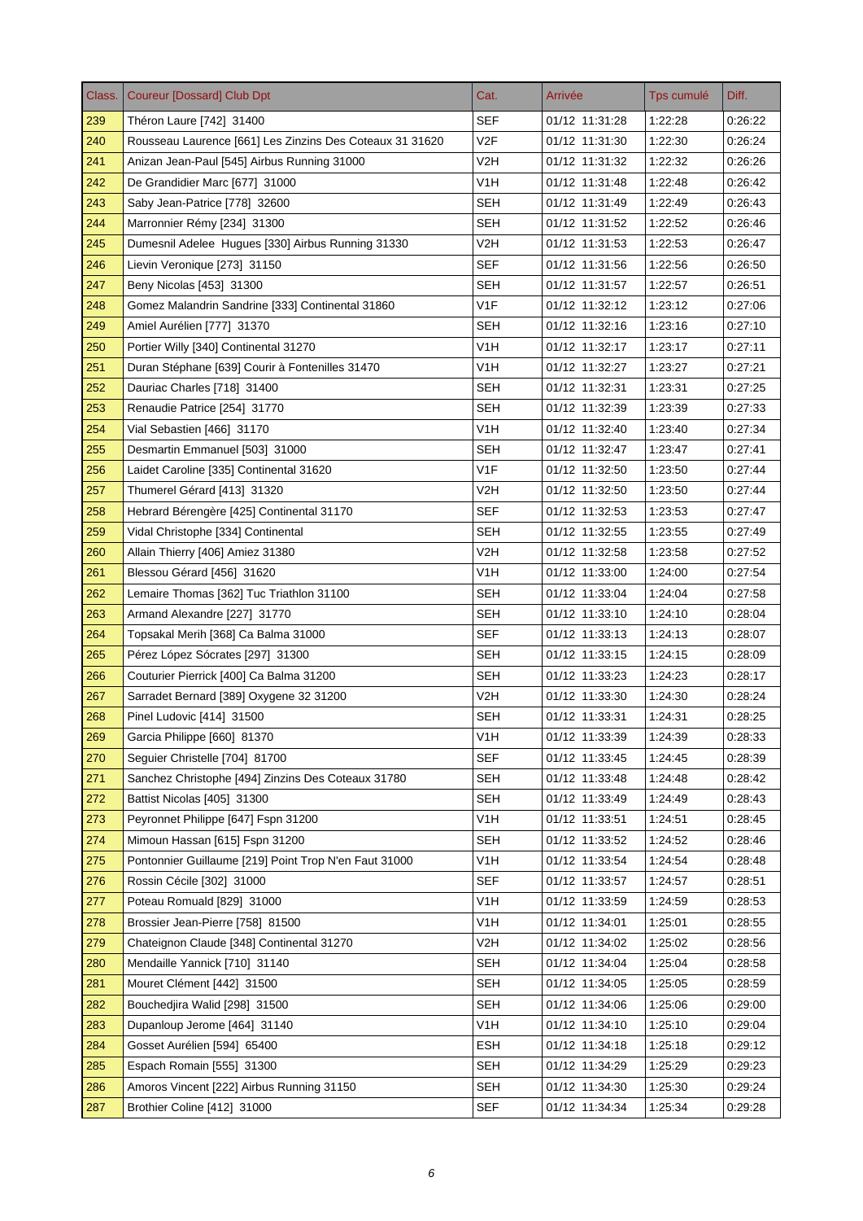| Class. | Coureur [Dossard] Club Dpt | Cat. | Arrivée | Tps cumulé | Diff. |
|---|---|---|---|---|---|
| 239 | Théron Laure [742] 31400 | SEF | 01/12 11:31:28 | 1:22:28 | 0:26:22 |
| 240 | Rousseau Laurence [661] Les Zinzins Des Coteaux 31 31620 | V2F | 01/12 11:31:30 | 1:22:30 | 0:26:24 |
| 241 | Anizan Jean-Paul [545] Airbus Running 31000 | V2H | 01/12 11:31:32 | 1:22:32 | 0:26:26 |
| 242 | De Grandidier Marc [677] 31000 | V1H | 01/12 11:31:48 | 1:22:48 | 0:26:42 |
| 243 | Saby Jean-Patrice [778] 32600 | SEH | 01/12 11:31:49 | 1:22:49 | 0:26:43 |
| 244 | Marronnier Rémy [234] 31300 | SEH | 01/12 11:31:52 | 1:22:52 | 0:26:46 |
| 245 | Dumesnil Adelee Hugues [330] Airbus Running 31330 | V2H | 01/12 11:31:53 | 1:22:53 | 0:26:47 |
| 246 | Lievin Veronique [273] 31150 | SEF | 01/12 11:31:56 | 1:22:56 | 0:26:50 |
| 247 | Beny Nicolas [453] 31300 | SEH | 01/12 11:31:57 | 1:22:57 | 0:26:51 |
| 248 | Gomez Malandrin Sandrine [333] Continental 31860 | V1F | 01/12 11:32:12 | 1:23:12 | 0:27:06 |
| 249 | Amiel Aurélien [777] 31370 | SEH | 01/12 11:32:16 | 1:23:16 | 0:27:10 |
| 250 | Portier Willy [340] Continental 31270 | V1H | 01/12 11:32:17 | 1:23:17 | 0:27:11 |
| 251 | Duran Stéphane [639] Courir à Fontenilles 31470 | V1H | 01/12 11:32:27 | 1:23:27 | 0:27:21 |
| 252 | Dauriac Charles [718] 31400 | SEH | 01/12 11:32:31 | 1:23:31 | 0:27:25 |
| 253 | Renaudie Patrice [254] 31770 | SEH | 01/12 11:32:39 | 1:23:39 | 0:27:33 |
| 254 | Vial Sebastien [466] 31170 | V1H | 01/12 11:32:40 | 1:23:40 | 0:27:34 |
| 255 | Desmartin Emmanuel [503] 31000 | SEH | 01/12 11:32:47 | 1:23:47 | 0:27:41 |
| 256 | Laidet Caroline [335] Continental 31620 | V1F | 01/12 11:32:50 | 1:23:50 | 0:27:44 |
| 257 | Thumerel Gérard [413] 31320 | V2H | 01/12 11:32:50 | 1:23:50 | 0:27:44 |
| 258 | Hebrard Bérengère [425] Continental 31170 | SEF | 01/12 11:32:53 | 1:23:53 | 0:27:47 |
| 259 | Vidal Christophe [334] Continental | SEH | 01/12 11:32:55 | 1:23:55 | 0:27:49 |
| 260 | Allain Thierry [406] Amiez 31380 | V2H | 01/12 11:32:58 | 1:23:58 | 0:27:52 |
| 261 | Blessou Gérard [456] 31620 | V1H | 01/12 11:33:00 | 1:24:00 | 0:27:54 |
| 262 | Lemaire Thomas [362] Tuc Triathlon 31100 | SEH | 01/12 11:33:04 | 1:24:04 | 0:27:58 |
| 263 | Armand Alexandre [227] 31770 | SEH | 01/12 11:33:10 | 1:24:10 | 0:28:04 |
| 264 | Topsakal Merih [368] Ca Balma 31000 | SEF | 01/12 11:33:13 | 1:24:13 | 0:28:07 |
| 265 | Pérez López Sócrates [297] 31300 | SEH | 01/12 11:33:15 | 1:24:15 | 0:28:09 |
| 266 | Couturier Pierrick [400] Ca Balma 31200 | SEH | 01/12 11:33:23 | 1:24:23 | 0:28:17 |
| 267 | Sarradet Bernard [389] Oxygene 32 31200 | V2H | 01/12 11:33:30 | 1:24:30 | 0:28:24 |
| 268 | Pinel Ludovic [414] 31500 | SEH | 01/12 11:33:31 | 1:24:31 | 0:28:25 |
| 269 | Garcia Philippe [660] 81370 | V1H | 01/12 11:33:39 | 1:24:39 | 0:28:33 |
| 270 | Seguier Christelle [704] 81700 | SEF | 01/12 11:33:45 | 1:24:45 | 0:28:39 |
| 271 | Sanchez Christophe [494] Zinzins Des Coteaux 31780 | SEH | 01/12 11:33:48 | 1:24:48 | 0:28:42 |
| 272 | Battist Nicolas [405] 31300 | SEH | 01/12 11:33:49 | 1:24:49 | 0:28:43 |
| 273 | Peyronnet Philippe [647] Fspn 31200 | V1H | 01/12 11:33:51 | 1:24:51 | 0:28:45 |
| 274 | Mimoun Hassan [615] Fspn 31200 | SEH | 01/12 11:33:52 | 1:24:52 | 0:28:46 |
| 275 | Pontonnier Guillaume [219] Point Trop N'en Faut 31000 | V1H | 01/12 11:33:54 | 1:24:54 | 0:28:48 |
| 276 | Rossin Cécile [302] 31000 | SEF | 01/12 11:33:57 | 1:24:57 | 0:28:51 |
| 277 | Poteau Romuald [829] 31000 | V1H | 01/12 11:33:59 | 1:24:59 | 0:28:53 |
| 278 | Brossier Jean-Pierre [758] 81500 | V1H | 01/12 11:34:01 | 1:25:01 | 0:28:55 |
| 279 | Chateignon Claude [348] Continental 31270 | V2H | 01/12 11:34:02 | 1:25:02 | 0:28:56 |
| 280 | Mendaille Yannick [710] 31140 | SEH | 01/12 11:34:04 | 1:25:04 | 0:28:58 |
| 281 | Mouret Clément [442] 31500 | SEH | 01/12 11:34:05 | 1:25:05 | 0:28:59 |
| 282 | Bouchedjira Walid [298] 31500 | SEH | 01/12 11:34:06 | 1:25:06 | 0:29:00 |
| 283 | Dupanloup Jerome [464] 31140 | V1H | 01/12 11:34:10 | 1:25:10 | 0:29:04 |
| 284 | Gosset Aurélien [594] 65400 | ESH | 01/12 11:34:18 | 1:25:18 | 0:29:12 |
| 285 | Espach Romain [555] 31300 | SEH | 01/12 11:34:29 | 1:25:29 | 0:29:23 |
| 286 | Amoros Vincent [222] Airbus Running 31150 | SEH | 01/12 11:34:30 | 1:25:30 | 0:29:24 |
| 287 | Brothier Coline [412] 31000 | SEF | 01/12 11:34:34 | 1:25:34 | 0:29:28 |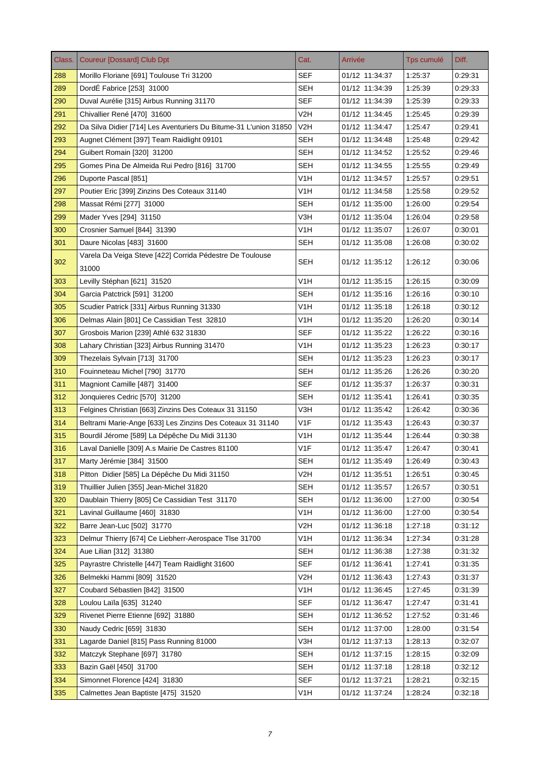| Class. | Coureur [Dossard] Club Dpt | Cat. | Arrivée | Tps cumulé | Diff. |
| --- | --- | --- | --- | --- | --- |
| 288 | Morillo Floriane [691] Toulouse Tri 31200 | SEF | 01/12 11:34:37 | 1:25:37 | 0:29:31 |
| 289 | DordÉ Fabrice [253] 31000 | SEH | 01/12 11:34:39 | 1:25:39 | 0:29:33 |
| 290 | Duval Aurélie [315] Airbus Running 31170 | SEF | 01/12 11:34:39 | 1:25:39 | 0:29:33 |
| 291 | Chivallier René [470] 31600 | V2H | 01/12 11:34:45 | 1:25:45 | 0:29:39 |
| 292 | Da Silva Didier [714] Les Aventuriers Du Bitume-31 L'union 31850 | V2H | 01/12 11:34:47 | 1:25:47 | 0:29:41 |
| 293 | Augnet Clément [397] Team Raidlight 09101 | SEH | 01/12 11:34:48 | 1:25:48 | 0:29:42 |
| 294 | Guibert Romain [320] 31200 | SEH | 01/12 11:34:52 | 1:25:52 | 0:29:46 |
| 295 | Gomes Pina De Almeida Rui Pedro [816] 31700 | SEH | 01/12 11:34:55 | 1:25:55 | 0:29:49 |
| 296 | Duporte Pascal [851] | V1H | 01/12 11:34:57 | 1:25:57 | 0:29:51 |
| 297 | Poutier Eric [399] Zinzins Des Coteaux 31140 | V1H | 01/12 11:34:58 | 1:25:58 | 0:29:52 |
| 298 | Massat Rémi [277] 31000 | SEH | 01/12 11:35:00 | 1:26:00 | 0:29:54 |
| 299 | Mader Yves [294] 31150 | V3H | 01/12 11:35:04 | 1:26:04 | 0:29:58 |
| 300 | Crosnier Samuel [844] 31390 | V1H | 01/12 11:35:07 | 1:26:07 | 0:30:01 |
| 301 | Daure Nicolas [483] 31600 | SEH | 01/12 11:35:08 | 1:26:08 | 0:30:02 |
| 302 | Varela Da Veiga Steve [422] Corrida Pédestre De Toulouse 31000 | SEH | 01/12 11:35:12 | 1:26:12 | 0:30:06 |
| 303 | Levilly Stéphan [621] 31520 | V1H | 01/12 11:35:15 | 1:26:15 | 0:30:09 |
| 304 | Garcia Patctrick [591] 31200 | SEH | 01/12 11:35:16 | 1:26:16 | 0:30:10 |
| 305 | Scudier Patrick [331] Airbus Running 31330 | V1H | 01/12 11:35:18 | 1:26:18 | 0:30:12 |
| 306 | Delmas Alain [801] Ce Cassidian Test 32810 | V1H | 01/12 11:35:20 | 1:26:20 | 0:30:14 |
| 307 | Grosbois Marion [239] Athlé 632 31830 | SEF | 01/12 11:35:22 | 1:26:22 | 0:30:16 |
| 308 | Lahary Christian [323] Airbus Running 31470 | V1H | 01/12 11:35:23 | 1:26:23 | 0:30:17 |
| 309 | Thezelais Sylvain [713] 31700 | SEH | 01/12 11:35:23 | 1:26:23 | 0:30:17 |
| 310 | Fouinneteau Michel [790] 31770 | SEH | 01/12 11:35:26 | 1:26:26 | 0:30:20 |
| 311 | Magniont Camille [487] 31400 | SEF | 01/12 11:35:37 | 1:26:37 | 0:30:31 |
| 312 | Jonquieres Cedric [570] 31200 | SEH | 01/12 11:35:41 | 1:26:41 | 0:30:35 |
| 313 | Felgines Christian [663] Zinzins Des Coteaux 31 31150 | V3H | 01/12 11:35:42 | 1:26:42 | 0:30:36 |
| 314 | Beltrami Marie-Ange [633] Les Zinzins Des Coteaux 31 31140 | V1F | 01/12 11:35:43 | 1:26:43 | 0:30:37 |
| 315 | Bourdil Jérome [589] La Dépêche Du Midi 31130 | V1H | 01/12 11:35:44 | 1:26:44 | 0:30:38 |
| 316 | Laval Danielle [309] A.s Mairie De Castres 81100 | V1F | 01/12 11:35:47 | 1:26:47 | 0:30:41 |
| 317 | Marty Jérémie [384] 31500 | SEH | 01/12 11:35:49 | 1:26:49 | 0:30:43 |
| 318 | Pitton Didier [585] La Dépêche Du Midi 31150 | V2H | 01/12 11:35:51 | 1:26:51 | 0:30:45 |
| 319 | Thuillier Julien [355] Jean-Michel 31820 | SEH | 01/12 11:35:57 | 1:26:57 | 0:30:51 |
| 320 | Daublain Thierry [805] Ce Cassidian Test 31170 | SEH | 01/12 11:36:00 | 1:27:00 | 0:30:54 |
| 321 | Lavinal Guillaume [460] 31830 | V1H | 01/12 11:36:00 | 1:27:00 | 0:30:54 |
| 322 | Barre Jean-Luc [502] 31770 | V2H | 01/12 11:36:18 | 1:27:18 | 0:31:12 |
| 323 | Delmur Thierry [674] Ce Liebherr-Aerospace Tlse 31700 | V1H | 01/12 11:36:34 | 1:27:34 | 0:31:28 |
| 324 | Aue Lilian [312] 31380 | SEH | 01/12 11:36:38 | 1:27:38 | 0:31:32 |
| 325 | Payrastre Christelle [447] Team Raidlight 31600 | SEF | 01/12 11:36:41 | 1:27:41 | 0:31:35 |
| 326 | Belmekki Hammi [809] 31520 | V2H | 01/12 11:36:43 | 1:27:43 | 0:31:37 |
| 327 | Coubard Sébastien [842] 31500 | V1H | 01/12 11:36:45 | 1:27:45 | 0:31:39 |
| 328 | Loulou Laïla [635] 31240 | SEF | 01/12 11:36:47 | 1:27:47 | 0:31:41 |
| 329 | Rivenet Pierre Etienne [692] 31880 | SEH | 01/12 11:36:52 | 1:27:52 | 0:31:46 |
| 330 | Naudy Cedric [659] 31830 | SEH | 01/12 11:37:00 | 1:28:00 | 0:31:54 |
| 331 | Lagarde Daniel [815] Pass Running 81000 | V3H | 01/12 11:37:13 | 1:28:13 | 0:32:07 |
| 332 | Matczyk Stephane [697] 31780 | SEH | 01/12 11:37:15 | 1:28:15 | 0:32:09 |
| 333 | Bazin Gaël [450] 31700 | SEH | 01/12 11:37:18 | 1:28:18 | 0:32:12 |
| 334 | Simonnet Florence [424] 31830 | SEF | 01/12 11:37:21 | 1:28:21 | 0:32:15 |
| 335 | Calmettes Jean Baptiste [475] 31520 | V1H | 01/12 11:37:24 | 1:28:24 | 0:32:18 |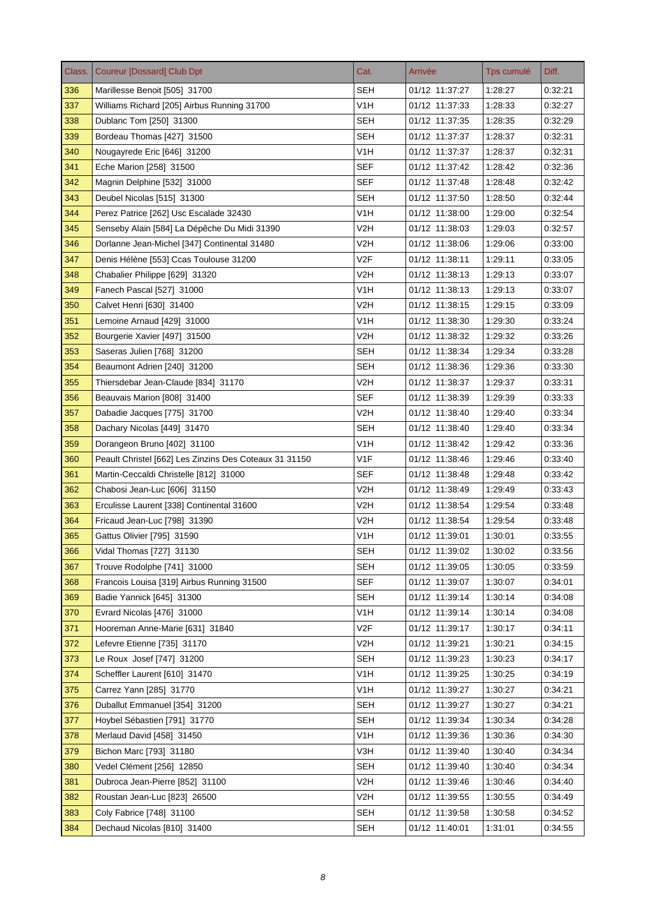| Class. | Coureur [Dossard] Club Dpt | Cat. | Arrivée | Tps cumulé | Diff. |
|---|---|---|---|---|---|
| 336 | Marillesse Benoit [505] 31700 | SEH | 01/12 11:37:27 | 1:28:27 | 0:32:21 |
| 337 | Williams Richard [205] Airbus Running 31700 | V1H | 01/12 11:37:33 | 1:28:33 | 0:32:27 |
| 338 | Dublanc Tom [250] 31300 | SEH | 01/12 11:37:35 | 1:28:35 | 0:32:29 |
| 339 | Bordeau Thomas [427] 31500 | SEH | 01/12 11:37:37 | 1:28:37 | 0:32:31 |
| 340 | Nougayrede Eric [646] 31200 | V1H | 01/12 11:37:37 | 1:28:37 | 0:32:31 |
| 341 | Eche Marion [258] 31500 | SEF | 01/12 11:37:42 | 1:28:42 | 0:32:36 |
| 342 | Magnin Delphine [532] 31000 | SEF | 01/12 11:37:48 | 1:28:48 | 0:32:42 |
| 343 | Deubel Nicolas [515] 31300 | SEH | 01/12 11:37:50 | 1:28:50 | 0:32:44 |
| 344 | Perez Patrice [262] Usc Escalade 32430 | V1H | 01/12 11:38:00 | 1:29:00 | 0:32:54 |
| 345 | Senseby Alain [584] La Dépêche Du Midi 31390 | V2H | 01/12 11:38:03 | 1:29:03 | 0:32:57 |
| 346 | Dorlanne Jean-Michel [347] Continental 31480 | V2H | 01/12 11:38:06 | 1:29:06 | 0:33:00 |
| 347 | Denis Hélène [553] Ccas Toulouse 31200 | V2F | 01/12 11:38:11 | 1:29:11 | 0:33:05 |
| 348 | Chabalier Philippe [629] 31320 | V2H | 01/12 11:38:13 | 1:29:13 | 0:33:07 |
| 349 | Fanech Pascal [527] 31000 | V1H | 01/12 11:38:13 | 1:29:13 | 0:33:07 |
| 350 | Calvet Henri [630] 31400 | V2H | 01/12 11:38:15 | 1:29:15 | 0:33:09 |
| 351 | Lemoine Arnaud [429] 31000 | V1H | 01/12 11:38:30 | 1:29:30 | 0:33:24 |
| 352 | Bourgerie Xavier [497] 31500 | V2H | 01/12 11:38:32 | 1:29:32 | 0:33:26 |
| 353 | Saseras Julien [768] 31200 | SEH | 01/12 11:38:34 | 1:29:34 | 0:33:28 |
| 354 | Beaumont Adrien [240] 31200 | SEH | 01/12 11:38:36 | 1:29:36 | 0:33:30 |
| 355 | Thiersdebar Jean-Claude [834] 31170 | V2H | 01/12 11:38:37 | 1:29:37 | 0:33:31 |
| 356 | Beauvais Marion [808] 31400 | SEF | 01/12 11:38:39 | 1:29:39 | 0:33:33 |
| 357 | Dabadie Jacques [775] 31700 | V2H | 01/12 11:38:40 | 1:29:40 | 0:33:34 |
| 358 | Dachary Nicolas [449] 31470 | SEH | 01/12 11:38:40 | 1:29:40 | 0:33:34 |
| 359 | Dorangeon Bruno [402] 31100 | V1H | 01/12 11:38:42 | 1:29:42 | 0:33:36 |
| 360 | Peault Christel [662] Les Zinzins Des Coteaux 31 31150 | V1F | 01/12 11:38:46 | 1:29:46 | 0:33:40 |
| 361 | Martin-Ceccaldi Christelle [812] 31000 | SEF | 01/12 11:38:48 | 1:29:48 | 0:33:42 |
| 362 | Chabosi Jean-Luc [606] 31150 | V2H | 01/12 11:38:49 | 1:29:49 | 0:33:43 |
| 363 | Erculisse Laurent [338] Continental 31600 | V2H | 01/12 11:38:54 | 1:29:54 | 0:33:48 |
| 364 | Fricaud Jean-Luc [798] 31390 | V2H | 01/12 11:38:54 | 1:29:54 | 0:33:48 |
| 365 | Gattus Olivier [795] 31590 | V1H | 01/12 11:39:01 | 1:30:01 | 0:33:55 |
| 366 | Vidal Thomas [727] 31130 | SEH | 01/12 11:39:02 | 1:30:02 | 0:33:56 |
| 367 | Trouve Rodolphe [741] 31000 | SEH | 01/12 11:39:05 | 1:30:05 | 0:33:59 |
| 368 | Francois Louisa [319] Airbus Running 31500 | SEF | 01/12 11:39:07 | 1:30:07 | 0:34:01 |
| 369 | Badie Yannick [645] 31300 | SEH | 01/12 11:39:14 | 1:30:14 | 0:34:08 |
| 370 | Evrard Nicolas [476] 31000 | V1H | 01/12 11:39:14 | 1:30:14 | 0:34:08 |
| 371 | Hooreman Anne-Marie [631] 31840 | V2F | 01/12 11:39:17 | 1:30:17 | 0:34:11 |
| 372 | Lefevre Etienne [735] 31170 | V2H | 01/12 11:39:21 | 1:30:21 | 0:34:15 |
| 373 | Le Roux Josef [747] 31200 | SEH | 01/12 11:39:23 | 1:30:23 | 0:34:17 |
| 374 | Scheffler Laurent [610] 31470 | V1H | 01/12 11:39:25 | 1:30:25 | 0:34:19 |
| 375 | Carrez Yann [285] 31770 | V1H | 01/12 11:39:27 | 1:30:27 | 0:34:21 |
| 376 | Duballut Emmanuel [354] 31200 | SEH | 01/12 11:39:27 | 1:30:27 | 0:34:21 |
| 377 | Hoybel Sébastien [791] 31770 | SEH | 01/12 11:39:34 | 1:30:34 | 0:34:28 |
| 378 | Merlaud David [458] 31450 | V1H | 01/12 11:39:36 | 1:30:36 | 0:34:30 |
| 379 | Bichon Marc [793] 31180 | V3H | 01/12 11:39:40 | 1:30:40 | 0:34:34 |
| 380 | Vedel Clément [256] 12850 | SEH | 01/12 11:39:40 | 1:30:40 | 0:34:34 |
| 381 | Dubroca Jean-Pierre [852] 31100 | V2H | 01/12 11:39:46 | 1:30:46 | 0:34:40 |
| 382 | Roustan Jean-Luc [823] 26500 | V2H | 01/12 11:39:55 | 1:30:55 | 0:34:49 |
| 383 | Coly Fabrice [748] 31100 | SEH | 01/12 11:39:58 | 1:30:58 | 0:34:52 |
| 384 | Dechaud Nicolas [810] 31400 | SEH | 01/12 11:40:01 | 1:31:01 | 0:34:55 |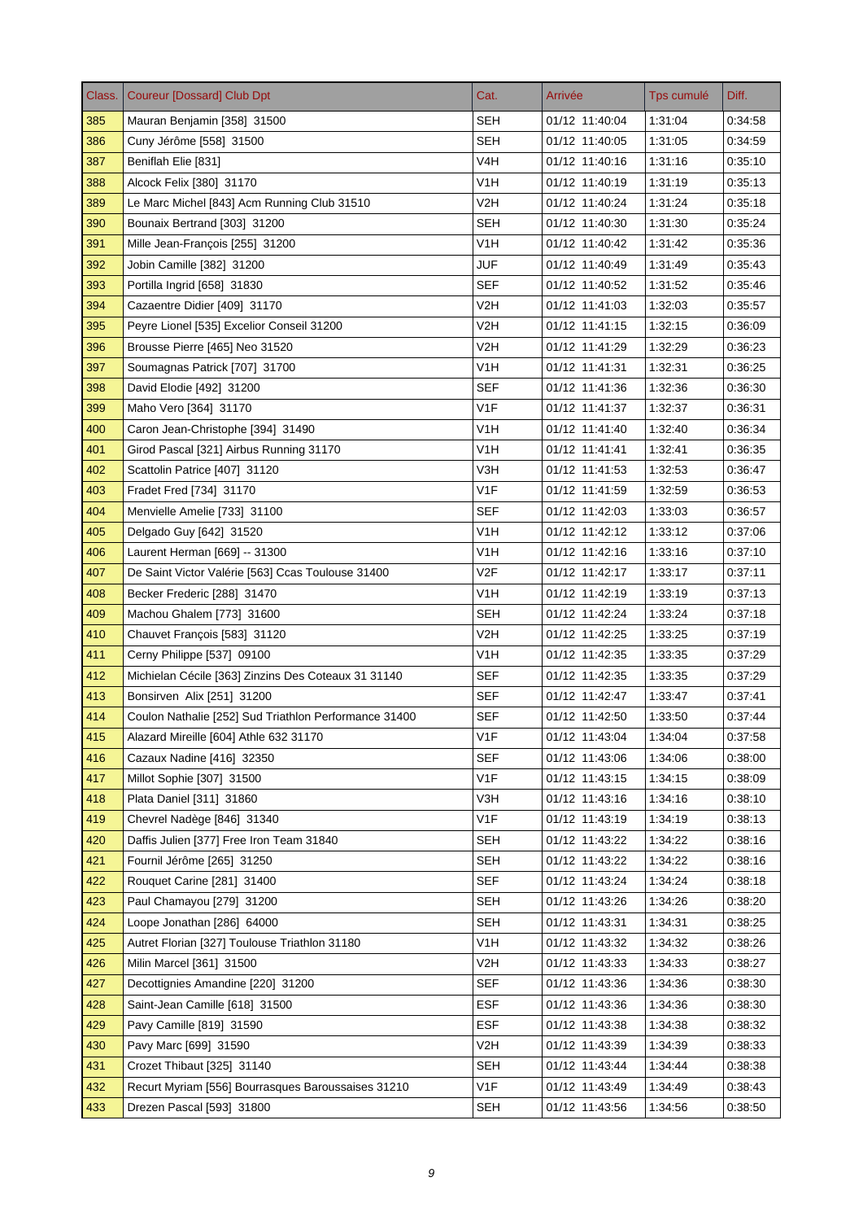| Class. | Coureur [Dossard] Club Dpt | Cat. | Arrivée | Tps cumulé | Diff. |
|---|---|---|---|---|---|
| 385 | Mauran Benjamin [358] 31500 | SEH | 01/12 11:40:04 | 1:31:04 | 0:34:58 |
| 386 | Cuny Jérôme [558] 31500 | SEH | 01/12 11:40:05 | 1:31:05 | 0:34:59 |
| 387 | Beniflah Elie [831] | V4H | 01/12 11:40:16 | 1:31:16 | 0:35:10 |
| 388 | Alcock Felix [380] 31170 | V1H | 01/12 11:40:19 | 1:31:19 | 0:35:13 |
| 389 | Le Marc Michel [843] Acm Running Club 31510 | V2H | 01/12 11:40:24 | 1:31:24 | 0:35:18 |
| 390 | Bounaix Bertrand [303] 31200 | SEH | 01/12 11:40:30 | 1:31:30 | 0:35:24 |
| 391 | Mille Jean-François [255] 31200 | V1H | 01/12 11:40:42 | 1:31:42 | 0:35:36 |
| 392 | Jobin Camille [382] 31200 | JUF | 01/12 11:40:49 | 1:31:49 | 0:35:43 |
| 393 | Portilla Ingrid [658] 31830 | SEF | 01/12 11:40:52 | 1:31:52 | 0:35:46 |
| 394 | Cazaentre Didier [409] 31170 | V2H | 01/12 11:41:03 | 1:32:03 | 0:35:57 |
| 395 | Peyre Lionel [535] Excelior Conseil 31200 | V2H | 01/12 11:41:15 | 1:32:15 | 0:36:09 |
| 396 | Brousse Pierre [465] Neo 31520 | V2H | 01/12 11:41:29 | 1:32:29 | 0:36:23 |
| 397 | Soumagnas Patrick [707] 31700 | V1H | 01/12 11:41:31 | 1:32:31 | 0:36:25 |
| 398 | David Elodie [492] 31200 | SEF | 01/12 11:41:36 | 1:32:36 | 0:36:30 |
| 399 | Maho Vero [364] 31170 | V1F | 01/12 11:41:37 | 1:32:37 | 0:36:31 |
| 400 | Caron Jean-Christophe [394] 31490 | V1H | 01/12 11:41:40 | 1:32:40 | 0:36:34 |
| 401 | Girod Pascal [321] Airbus Running 31170 | V1H | 01/12 11:41:41 | 1:32:41 | 0:36:35 |
| 402 | Scattolin Patrice [407] 31120 | V3H | 01/12 11:41:53 | 1:32:53 | 0:36:47 |
| 403 | Fradet Fred [734] 31170 | V1F | 01/12 11:41:59 | 1:32:59 | 0:36:53 |
| 404 | Menvielle Amelie [733] 31100 | SEF | 01/12 11:42:03 | 1:33:03 | 0:36:57 |
| 405 | Delgado Guy [642] 31520 | V1H | 01/12 11:42:12 | 1:33:12 | 0:37:06 |
| 406 | Laurent Herman [669] -- 31300 | V1H | 01/12 11:42:16 | 1:33:16 | 0:37:10 |
| 407 | De Saint Victor Valérie [563] Ccas Toulouse 31400 | V2F | 01/12 11:42:17 | 1:33:17 | 0:37:11 |
| 408 | Becker Frederic [288] 31470 | V1H | 01/12 11:42:19 | 1:33:19 | 0:37:13 |
| 409 | Machou Ghalem [773] 31600 | SEH | 01/12 11:42:24 | 1:33:24 | 0:37:18 |
| 410 | Chauvet François [583] 31120 | V2H | 01/12 11:42:25 | 1:33:25 | 0:37:19 |
| 411 | Cerny Philippe [537] 09100 | V1H | 01/12 11:42:35 | 1:33:35 | 0:37:29 |
| 412 | Michielan Cécile [363] Zinzins Des Coteaux 31 31140 | SEF | 01/12 11:42:35 | 1:33:35 | 0:37:29 |
| 413 | Bonsirven Alix [251] 31200 | SEF | 01/12 11:42:47 | 1:33:47 | 0:37:41 |
| 414 | Coulon Nathalie [252] Sud Triathlon Performance 31400 | SEF | 01/12 11:42:50 | 1:33:50 | 0:37:44 |
| 415 | Alazard Mireille [604] Athle 632 31170 | V1F | 01/12 11:43:04 | 1:34:04 | 0:37:58 |
| 416 | Cazaux Nadine [416] 32350 | SEF | 01/12 11:43:06 | 1:34:06 | 0:38:00 |
| 417 | Millot Sophie [307] 31500 | V1F | 01/12 11:43:15 | 1:34:15 | 0:38:09 |
| 418 | Plata Daniel [311] 31860 | V3H | 01/12 11:43:16 | 1:34:16 | 0:38:10 |
| 419 | Chevrel Nadège [846] 31340 | V1F | 01/12 11:43:19 | 1:34:19 | 0:38:13 |
| 420 | Daffis Julien [377] Free Iron Team 31840 | SEH | 01/12 11:43:22 | 1:34:22 | 0:38:16 |
| 421 | Fournil Jérôme [265] 31250 | SEH | 01/12 11:43:22 | 1:34:22 | 0:38:16 |
| 422 | Rouquet Carine [281] 31400 | SEF | 01/12 11:43:24 | 1:34:24 | 0:38:18 |
| 423 | Paul Chamayou [279] 31200 | SEH | 01/12 11:43:26 | 1:34:26 | 0:38:20 |
| 424 | Loope Jonathan [286] 64000 | SEH | 01/12 11:43:31 | 1:34:31 | 0:38:25 |
| 425 | Autret Florian [327] Toulouse Triathlon 31180 | V1H | 01/12 11:43:32 | 1:34:32 | 0:38:26 |
| 426 | Milin Marcel [361] 31500 | V2H | 01/12 11:43:33 | 1:34:33 | 0:38:27 |
| 427 | Decottignies Amandine [220] 31200 | SEF | 01/12 11:43:36 | 1:34:36 | 0:38:30 |
| 428 | Saint-Jean Camille [618] 31500 | ESF | 01/12 11:43:36 | 1:34:36 | 0:38:30 |
| 429 | Pavy Camille [819] 31590 | ESF | 01/12 11:43:38 | 1:34:38 | 0:38:32 |
| 430 | Pavy Marc [699] 31590 | V2H | 01/12 11:43:39 | 1:34:39 | 0:38:33 |
| 431 | Crozet Thibaut [325] 31140 | SEH | 01/12 11:43:44 | 1:34:44 | 0:38:38 |
| 432 | Recurt Myriam [556] Bourrasques Baroussaises 31210 | V1F | 01/12 11:43:49 | 1:34:49 | 0:38:43 |
| 433 | Drezen Pascal [593] 31800 | SEH | 01/12 11:43:56 | 1:34:56 | 0:38:50 |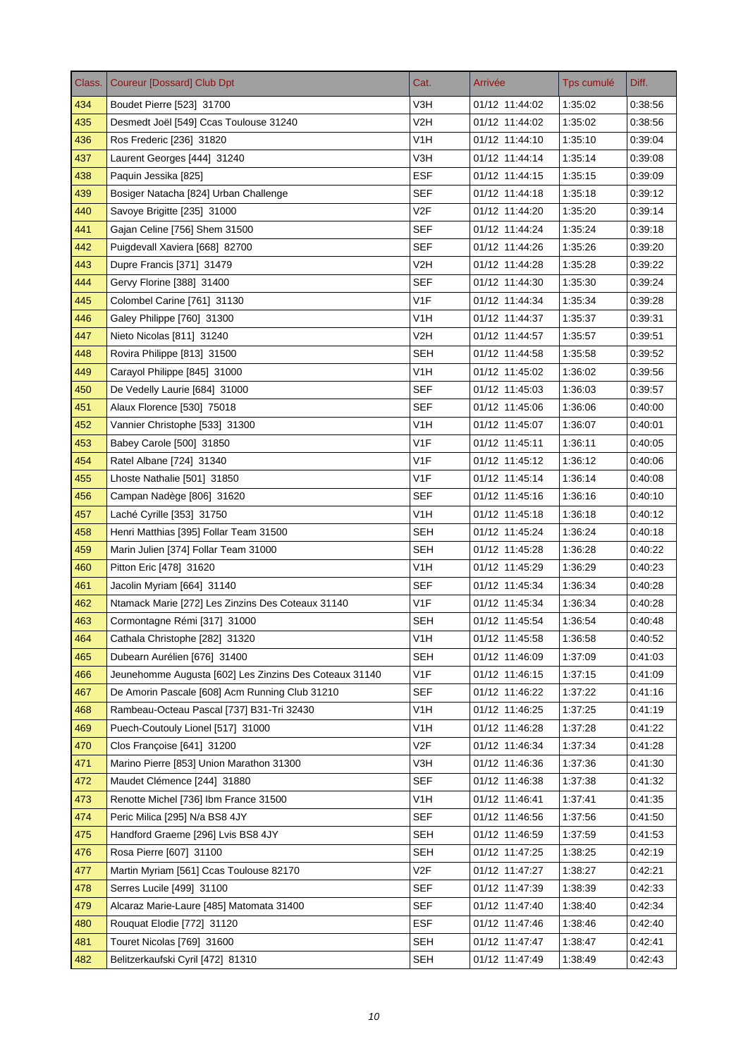| Class. | Coureur [Dossard] Club Dpt | Cat. | Arrivée | Tps cumulé | Diff. |
|---|---|---|---|---|---|
| 434 | Boudet Pierre [523] 31700 | V3H | 01/12 11:44:02 | 1:35:02 | 0:38:56 |
| 435 | Desmedt Joël [549] Ccas Toulouse 31240 | V2H | 01/12 11:44:02 | 1:35:02 | 0:38:56 |
| 436 | Ros Frederic [236] 31820 | V1H | 01/12 11:44:10 | 1:35:10 | 0:39:04 |
| 437 | Laurent Georges [444] 31240 | V3H | 01/12 11:44:14 | 1:35:14 | 0:39:08 |
| 438 | Paquin Jessika [825] | ESF | 01/12 11:44:15 | 1:35:15 | 0:39:09 |
| 439 | Bosiger Natacha [824] Urban Challenge | SEF | 01/12 11:44:18 | 1:35:18 | 0:39:12 |
| 440 | Savoye Brigitte [235] 31000 | V2F | 01/12 11:44:20 | 1:35:20 | 0:39:14 |
| 441 | Gajan Celine [756] Shem 31500 | SEF | 01/12 11:44:24 | 1:35:24 | 0:39:18 |
| 442 | Puigdevall Xaviera [668] 82700 | SEF | 01/12 11:44:26 | 1:35:26 | 0:39:20 |
| 443 | Dupre Francis [371] 31479 | V2H | 01/12 11:44:28 | 1:35:28 | 0:39:22 |
| 444 | Gervy Florine [388] 31400 | SEF | 01/12 11:44:30 | 1:35:30 | 0:39:24 |
| 445 | Colombel Carine [761] 31130 | V1F | 01/12 11:44:34 | 1:35:34 | 0:39:28 |
| 446 | Galey Philippe [760] 31300 | V1H | 01/12 11:44:37 | 1:35:37 | 0:39:31 |
| 447 | Nieto Nicolas [811] 31240 | V2H | 01/12 11:44:57 | 1:35:57 | 0:39:51 |
| 448 | Rovira Philippe [813] 31500 | SEH | 01/12 11:44:58 | 1:35:58 | 0:39:52 |
| 449 | Carayol Philippe [845] 31000 | V1H | 01/12 11:45:02 | 1:36:02 | 0:39:56 |
| 450 | De Vedelly Laurie [684] 31000 | SEF | 01/12 11:45:03 | 1:36:03 | 0:39:57 |
| 451 | Alaux Florence [530] 75018 | SEF | 01/12 11:45:06 | 1:36:06 | 0:40:00 |
| 452 | Vannier Christophe [533] 31300 | V1H | 01/12 11:45:07 | 1:36:07 | 0:40:01 |
| 453 | Babey Carole [500] 31850 | V1F | 01/12 11:45:11 | 1:36:11 | 0:40:05 |
| 454 | Ratel Albane [724] 31340 | V1F | 01/12 11:45:12 | 1:36:12 | 0:40:06 |
| 455 | Lhoste Nathalie [501] 31850 | V1F | 01/12 11:45:14 | 1:36:14 | 0:40:08 |
| 456 | Campan Nadège [806] 31620 | SEF | 01/12 11:45:16 | 1:36:16 | 0:40:10 |
| 457 | Laché Cyrille [353] 31750 | V1H | 01/12 11:45:18 | 1:36:18 | 0:40:12 |
| 458 | Henri Matthias [395] Follar Team 31500 | SEH | 01/12 11:45:24 | 1:36:24 | 0:40:18 |
| 459 | Marin Julien [374] Follar Team 31000 | SEH | 01/12 11:45:28 | 1:36:28 | 0:40:22 |
| 460 | Pitton Eric [478] 31620 | V1H | 01/12 11:45:29 | 1:36:29 | 0:40:23 |
| 461 | Jacolin Myriam [664] 31140 | SEF | 01/12 11:45:34 | 1:36:34 | 0:40:28 |
| 462 | Ntamack Marie [272] Les Zinzins Des Coteaux 31140 | V1F | 01/12 11:45:34 | 1:36:34 | 0:40:28 |
| 463 | Cormontagne Rémi [317] 31000 | SEH | 01/12 11:45:54 | 1:36:54 | 0:40:48 |
| 464 | Cathala Christophe [282] 31320 | V1H | 01/12 11:45:58 | 1:36:58 | 0:40:52 |
| 465 | Dubearn Aurélien [676] 31400 | SEH | 01/12 11:46:09 | 1:37:09 | 0:41:03 |
| 466 | Jeunehomme Augusta [602] Les Zinzins Des Coteaux 31140 | V1F | 01/12 11:46:15 | 1:37:15 | 0:41:09 |
| 467 | De Amorin Pascale [608] Acm Running Club 31210 | SEF | 01/12 11:46:22 | 1:37:22 | 0:41:16 |
| 468 | Rambeau-Octeau Pascal [737] B31-Tri 32430 | V1H | 01/12 11:46:25 | 1:37:25 | 0:41:19 |
| 469 | Puech-Coutouly Lionel [517] 31000 | V1H | 01/12 11:46:28 | 1:37:28 | 0:41:22 |
| 470 | Clos Françoise [641] 31200 | V2F | 01/12 11:46:34 | 1:37:34 | 0:41:28 |
| 471 | Marino Pierre [853] Union Marathon 31300 | V3H | 01/12 11:46:36 | 1:37:36 | 0:41:30 |
| 472 | Maudet Clémence [244] 31880 | SEF | 01/12 11:46:38 | 1:37:38 | 0:41:32 |
| 473 | Renotte Michel [736] Ibm France 31500 | V1H | 01/12 11:46:41 | 1:37:41 | 0:41:35 |
| 474 | Peric Milica [295] N/a BS8 4JY | SEF | 01/12 11:46:56 | 1:37:56 | 0:41:50 |
| 475 | Handford Graeme [296] Lvis BS8 4JY | SEH | 01/12 11:46:59 | 1:37:59 | 0:41:53 |
| 476 | Rosa Pierre [607] 31100 | SEH | 01/12 11:47:25 | 1:38:25 | 0:42:19 |
| 477 | Martin Myriam [561] Ccas Toulouse 82170 | V2F | 01/12 11:47:27 | 1:38:27 | 0:42:21 |
| 478 | Serres Lucile [499] 31100 | SEF | 01/12 11:47:39 | 1:38:39 | 0:42:33 |
| 479 | Alcaraz Marie-Laure [485] Matomata 31400 | SEF | 01/12 11:47:40 | 1:38:40 | 0:42:34 |
| 480 | Rouquat Elodie [772] 31120 | ESF | 01/12 11:47:46 | 1:38:46 | 0:42:40 |
| 481 | Touret Nicolas [769] 31600 | SEH | 01/12 11:47:47 | 1:38:47 | 0:42:41 |
| 482 | Belitzerkaufski Cyril [472] 81310 | SEH | 01/12 11:47:49 | 1:38:49 | 0:42:43 |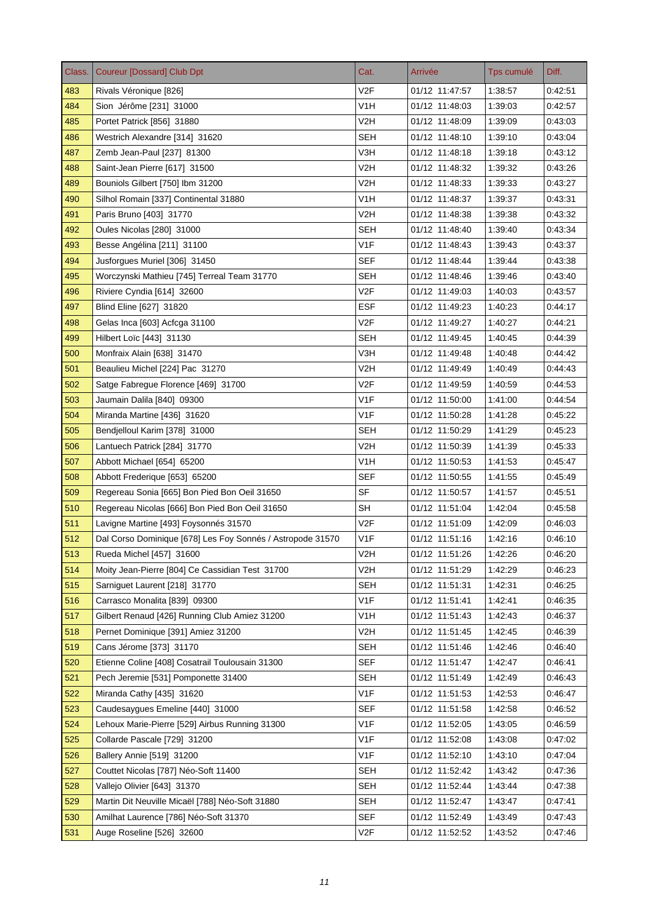| Class. | Coureur [Dossard] Club Dpt | Cat. | Arrivée | Tps cumulé | Diff. |
|---|---|---|---|---|---|
| 483 | Rivals Véronique [826] | V2F | 01/12 11:47:57 | 1:38:57 | 0:42:51 |
| 484 | Sion Jérôme [231] 31000 | V1H | 01/12 11:48:03 | 1:39:03 | 0:42:57 |
| 485 | Portet Patrick [856] 31880 | V2H | 01/12 11:48:09 | 1:39:09 | 0:43:03 |
| 486 | Westrich Alexandre [314] 31620 | SEH | 01/12 11:48:10 | 1:39:10 | 0:43:04 |
| 487 | Zemb Jean-Paul [237] 81300 | V3H | 01/12 11:48:18 | 1:39:18 | 0:43:12 |
| 488 | Saint-Jean Pierre [617] 31500 | V2H | 01/12 11:48:32 | 1:39:32 | 0:43:26 |
| 489 | Bouniols Gilbert [750] Ibm 31200 | V2H | 01/12 11:48:33 | 1:39:33 | 0:43:27 |
| 490 | Silhol Romain [337] Continental 31880 | V1H | 01/12 11:48:37 | 1:39:37 | 0:43:31 |
| 491 | Paris Bruno [403] 31770 | V2H | 01/12 11:48:38 | 1:39:38 | 0:43:32 |
| 492 | Oules Nicolas [280] 31000 | SEH | 01/12 11:48:40 | 1:39:40 | 0:43:34 |
| 493 | Besse Angélina [211] 31100 | V1F | 01/12 11:48:43 | 1:39:43 | 0:43:37 |
| 494 | Jusforgues Muriel [306] 31450 | SEF | 01/12 11:48:44 | 1:39:44 | 0:43:38 |
| 495 | Worczynski Mathieu [745] Terreal Team 31770 | SEH | 01/12 11:48:46 | 1:39:46 | 0:43:40 |
| 496 | Riviere Cyndia [614] 32600 | V2F | 01/12 11:49:03 | 1:40:03 | 0:43:57 |
| 497 | Blind Eline [627] 31820 | ESF | 01/12 11:49:23 | 1:40:23 | 0:44:17 |
| 498 | Gelas Inca [603] Acfcga 31100 | V2F | 01/12 11:49:27 | 1:40:27 | 0:44:21 |
| 499 | Hilbert Loïc [443] 31130 | SEH | 01/12 11:49:45 | 1:40:45 | 0:44:39 |
| 500 | Monfraix Alain [638] 31470 | V3H | 01/12 11:49:48 | 1:40:48 | 0:44:42 |
| 501 | Beaulieu Michel [224] Pac 31270 | V2H | 01/12 11:49:49 | 1:40:49 | 0:44:43 |
| 502 | Satge Fabregue Florence [469] 31700 | V2F | 01/12 11:49:59 | 1:40:59 | 0:44:53 |
| 503 | Jaumain Dalila [840] 09300 | V1F | 01/12 11:50:00 | 1:41:00 | 0:44:54 |
| 504 | Miranda Martine [436] 31620 | V1F | 01/12 11:50:28 | 1:41:28 | 0:45:22 |
| 505 | Bendjelloul Karim [378] 31000 | SEH | 01/12 11:50:29 | 1:41:29 | 0:45:23 |
| 506 | Lantuech Patrick [284] 31770 | V2H | 01/12 11:50:39 | 1:41:39 | 0:45:33 |
| 507 | Abbott Michael [654] 65200 | V1H | 01/12 11:50:53 | 1:41:53 | 0:45:47 |
| 508 | Abbott Frederique [653] 65200 | SEF | 01/12 11:50:55 | 1:41:55 | 0:45:49 |
| 509 | Regereau Sonia [665] Bon Pied Bon Oeil 31650 | SF | 01/12 11:50:57 | 1:41:57 | 0:45:51 |
| 510 | Regereau Nicolas [666] Bon Pied Bon Oeil 31650 | SH | 01/12 11:51:04 | 1:42:04 | 0:45:58 |
| 511 | Lavigne Martine [493] Foysonnés 31570 | V2F | 01/12 11:51:09 | 1:42:09 | 0:46:03 |
| 512 | Dal Corso Dominique [678] Les Foy Sonnés / Astropode 31570 | V1F | 01/12 11:51:16 | 1:42:16 | 0:46:10 |
| 513 | Rueda Michel [457] 31600 | V2H | 01/12 11:51:26 | 1:42:26 | 0:46:20 |
| 514 | Moity Jean-Pierre [804] Ce Cassidian Test 31700 | V2H | 01/12 11:51:29 | 1:42:29 | 0:46:23 |
| 515 | Sarniguet Laurent [218] 31770 | SEH | 01/12 11:51:31 | 1:42:31 | 0:46:25 |
| 516 | Carrasco Monalita [839] 09300 | V1F | 01/12 11:51:41 | 1:42:41 | 0:46:35 |
| 517 | Gilbert Renaud [426] Running Club Amiez 31200 | V1H | 01/12 11:51:43 | 1:42:43 | 0:46:37 |
| 518 | Pernet Dominique [391] Amiez 31200 | V2H | 01/12 11:51:45 | 1:42:45 | 0:46:39 |
| 519 | Cans Jérome [373] 31170 | SEH | 01/12 11:51:46 | 1:42:46 | 0:46:40 |
| 520 | Etienne Coline [408] Cosatrail Toulousain 31300 | SEF | 01/12 11:51:47 | 1:42:47 | 0:46:41 |
| 521 | Pech Jeremie [531] Pomponette 31400 | SEH | 01/12 11:51:49 | 1:42:49 | 0:46:43 |
| 522 | Miranda Cathy [435] 31620 | V1F | 01/12 11:51:53 | 1:42:53 | 0:46:47 |
| 523 | Caudesaygues Emeline [440] 31000 | SEF | 01/12 11:51:58 | 1:42:58 | 0:46:52 |
| 524 | Lehoux Marie-Pierre [529] Airbus Running 31300 | V1F | 01/12 11:52:05 | 1:43:05 | 0:46:59 |
| 525 | Collarde Pascale [729] 31200 | V1F | 01/12 11:52:08 | 1:43:08 | 0:47:02 |
| 526 | Ballery Annie [519] 31200 | V1F | 01/12 11:52:10 | 1:43:10 | 0:47:04 |
| 527 | Couttet Nicolas [787] Néo-Soft 11400 | SEH | 01/12 11:52:42 | 1:43:42 | 0:47:36 |
| 528 | Vallejo Olivier [643] 31370 | SEH | 01/12 11:52:44 | 1:43:44 | 0:47:38 |
| 529 | Martin Dit Neuville Micaël [788] Néo-Soft 31880 | SEH | 01/12 11:52:47 | 1:43:47 | 0:47:41 |
| 530 | Amilhat Laurence [786] Néo-Soft 31370 | SEF | 01/12 11:52:49 | 1:43:49 | 0:47:43 |
| 531 | Auge Roseline [526] 32600 | V2F | 01/12 11:52:52 | 1:43:52 | 0:47:46 |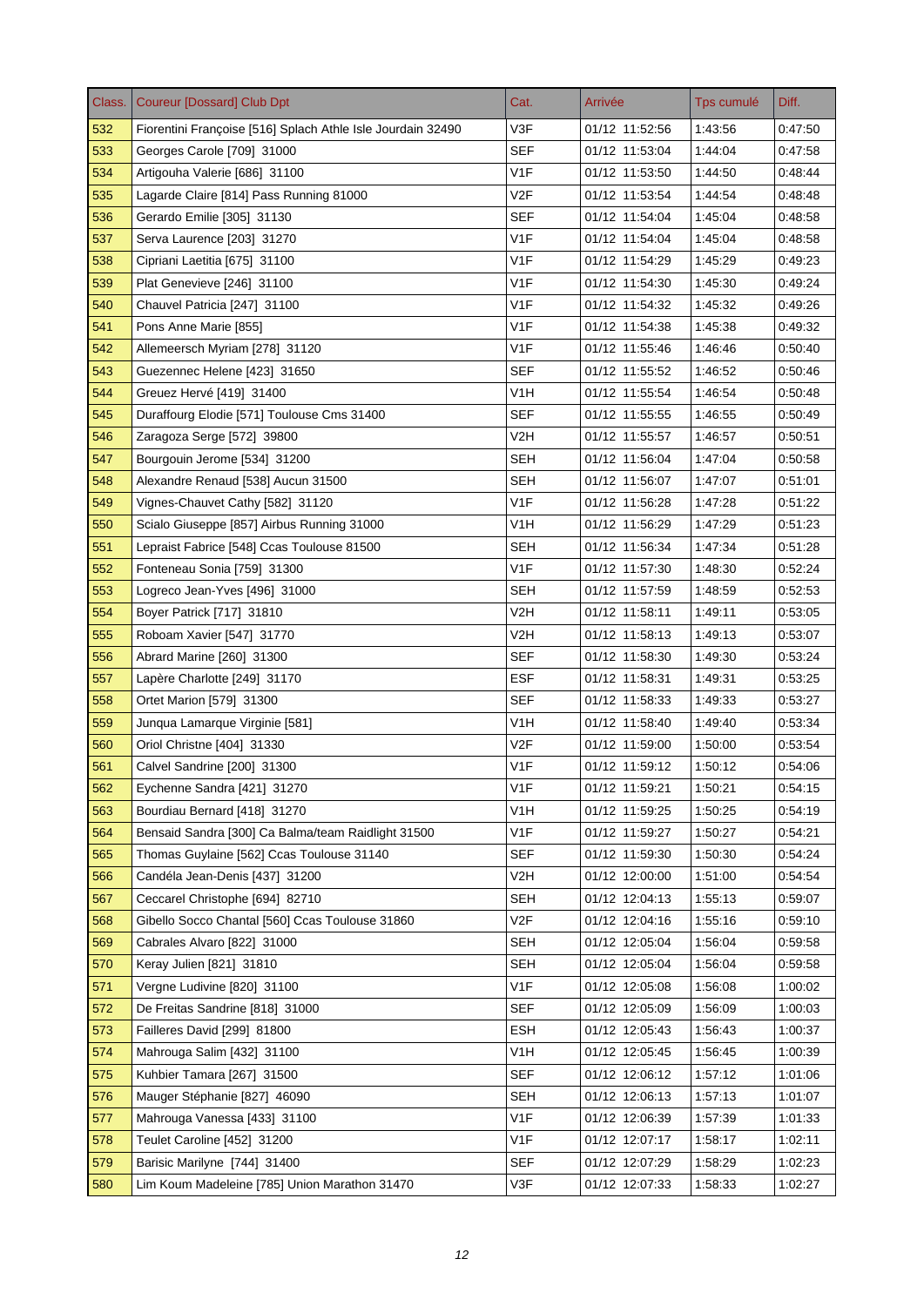| Class. | Coureur [Dossard] Club Dpt | Cat. | Arrivée | Tps cumulé | Diff. |
|---|---|---|---|---|---|
| 532 | Fiorentini Françoise [516] Splach Athle Isle Jourdain 32490 | V3F | 01/12 11:52:56 | 1:43:56 | 0:47:50 |
| 533 | Georges Carole [709] 31000 | SEF | 01/12 11:53:04 | 1:44:04 | 0:47:58 |
| 534 | Artigouha Valerie [686] 31100 | V1F | 01/12 11:53:50 | 1:44:50 | 0:48:44 |
| 535 | Lagarde Claire [814] Pass Running 81000 | V2F | 01/12 11:53:54 | 1:44:54 | 0:48:48 |
| 536 | Gerardo Emilie [305] 31130 | SEF | 01/12 11:54:04 | 1:45:04 | 0:48:58 |
| 537 | Serva Laurence [203] 31270 | V1F | 01/12 11:54:04 | 1:45:04 | 0:48:58 |
| 538 | Cipriani Laetitia [675] 31100 | V1F | 01/12 11:54:29 | 1:45:29 | 0:49:23 |
| 539 | Plat Genevieve [246] 31100 | V1F | 01/12 11:54:30 | 1:45:30 | 0:49:24 |
| 540 | Chauvel Patricia [247] 31100 | V1F | 01/12 11:54:32 | 1:45:32 | 0:49:26 |
| 541 | Pons Anne Marie [855] | V1F | 01/12 11:54:38 | 1:45:38 | 0:49:32 |
| 542 | Allemeersch Myriam [278] 31120 | V1F | 01/12 11:55:46 | 1:46:46 | 0:50:40 |
| 543 | Guezennec Helene [423] 31650 | SEF | 01/12 11:55:52 | 1:46:52 | 0:50:46 |
| 544 | Greuez Hervé [419] 31400 | V1H | 01/12 11:55:54 | 1:46:54 | 0:50:48 |
| 545 | Duraffourg Elodie [571] Toulouse Cms 31400 | SEF | 01/12 11:55:55 | 1:46:55 | 0:50:49 |
| 546 | Zaragoza Serge [572] 39800 | V2H | 01/12 11:55:57 | 1:46:57 | 0:50:51 |
| 547 | Bourgouin Jerome [534] 31200 | SEH | 01/12 11:56:04 | 1:47:04 | 0:50:58 |
| 548 | Alexandre Renaud [538] Aucun 31500 | SEH | 01/12 11:56:07 | 1:47:07 | 0:51:01 |
| 549 | Vignes-Chauvet Cathy [582] 31120 | V1F | 01/12 11:56:28 | 1:47:28 | 0:51:22 |
| 550 | Scialo Giuseppe [857] Airbus Running 31000 | V1H | 01/12 11:56:29 | 1:47:29 | 0:51:23 |
| 551 | Lepraist Fabrice [548] Ccas Toulouse 81500 | SEH | 01/12 11:56:34 | 1:47:34 | 0:51:28 |
| 552 | Fonteneau Sonia [759] 31300 | V1F | 01/12 11:57:30 | 1:48:30 | 0:52:24 |
| 553 | Logreco Jean-Yves [496] 31000 | SEH | 01/12 11:57:59 | 1:48:59 | 0:52:53 |
| 554 | Boyer Patrick [717] 31810 | V2H | 01/12 11:58:11 | 1:49:11 | 0:53:05 |
| 555 | Roboam Xavier [547] 31770 | V2H | 01/12 11:58:13 | 1:49:13 | 0:53:07 |
| 556 | Abrard Marine [260] 31300 | SEF | 01/12 11:58:30 | 1:49:30 | 0:53:24 |
| 557 | Lapère Charlotte [249] 31170 | ESF | 01/12 11:58:31 | 1:49:31 | 0:53:25 |
| 558 | Ortet Marion [579] 31300 | SEF | 01/12 11:58:33 | 1:49:33 | 0:53:27 |
| 559 | Junqua Lamarque Virginie [581] | V1H | 01/12 11:58:40 | 1:49:40 | 0:53:34 |
| 560 | Oriol Christne [404] 31330 | V2F | 01/12 11:59:00 | 1:50:00 | 0:53:54 |
| 561 | Calvel Sandrine [200] 31300 | V1F | 01/12 11:59:12 | 1:50:12 | 0:54:06 |
| 562 | Eychenne Sandra [421] 31270 | V1F | 01/12 11:59:21 | 1:50:21 | 0:54:15 |
| 563 | Bourdiau Bernard [418] 31270 | V1H | 01/12 11:59:25 | 1:50:25 | 0:54:19 |
| 564 | Bensaid Sandra [300] Ca Balma/team Raidlight 31500 | V1F | 01/12 11:59:27 | 1:50:27 | 0:54:21 |
| 565 | Thomas Guylaine [562] Ccas Toulouse 31140 | SEF | 01/12 11:59:30 | 1:50:30 | 0:54:24 |
| 566 | Candéla Jean-Denis [437] 31200 | V2H | 01/12 12:00:00 | 1:51:00 | 0:54:54 |
| 567 | Ceccarel Christophe [694] 82710 | SEH | 01/12 12:04:13 | 1:55:13 | 0:59:07 |
| 568 | Gibello Socco Chantal [560] Ccas Toulouse 31860 | V2F | 01/12 12:04:16 | 1:55:16 | 0:59:10 |
| 569 | Cabrales Alvaro [822] 31000 | SEH | 01/12 12:05:04 | 1:56:04 | 0:59:58 |
| 570 | Keray Julien [821] 31810 | SEH | 01/12 12:05:04 | 1:56:04 | 0:59:58 |
| 571 | Vergne Ludivine [820] 31100 | V1F | 01/12 12:05:08 | 1:56:08 | 1:00:02 |
| 572 | De Freitas Sandrine [818] 31000 | SEF | 01/12 12:05:09 | 1:56:09 | 1:00:03 |
| 573 | Failleres David [299] 81800 | ESH | 01/12 12:05:43 | 1:56:43 | 1:00:37 |
| 574 | Mahrouga Salim [432] 31100 | V1H | 01/12 12:05:45 | 1:56:45 | 1:00:39 |
| 575 | Kuhbier Tamara [267] 31500 | SEF | 01/12 12:06:12 | 1:57:12 | 1:01:06 |
| 576 | Mauger Stéphanie [827] 46090 | SEH | 01/12 12:06:13 | 1:57:13 | 1:01:07 |
| 577 | Mahrouga Vanessa [433] 31100 | V1F | 01/12 12:06:39 | 1:57:39 | 1:01:33 |
| 578 | Teulet Caroline [452] 31200 | V1F | 01/12 12:07:17 | 1:58:17 | 1:02:11 |
| 579 | Barisic Marilyne [744] 31400 | SEF | 01/12 12:07:29 | 1:58:29 | 1:02:23 |
| 580 | Lim Koum Madeleine [785] Union Marathon 31470 | V3F | 01/12 12:07:33 | 1:58:33 | 1:02:27 |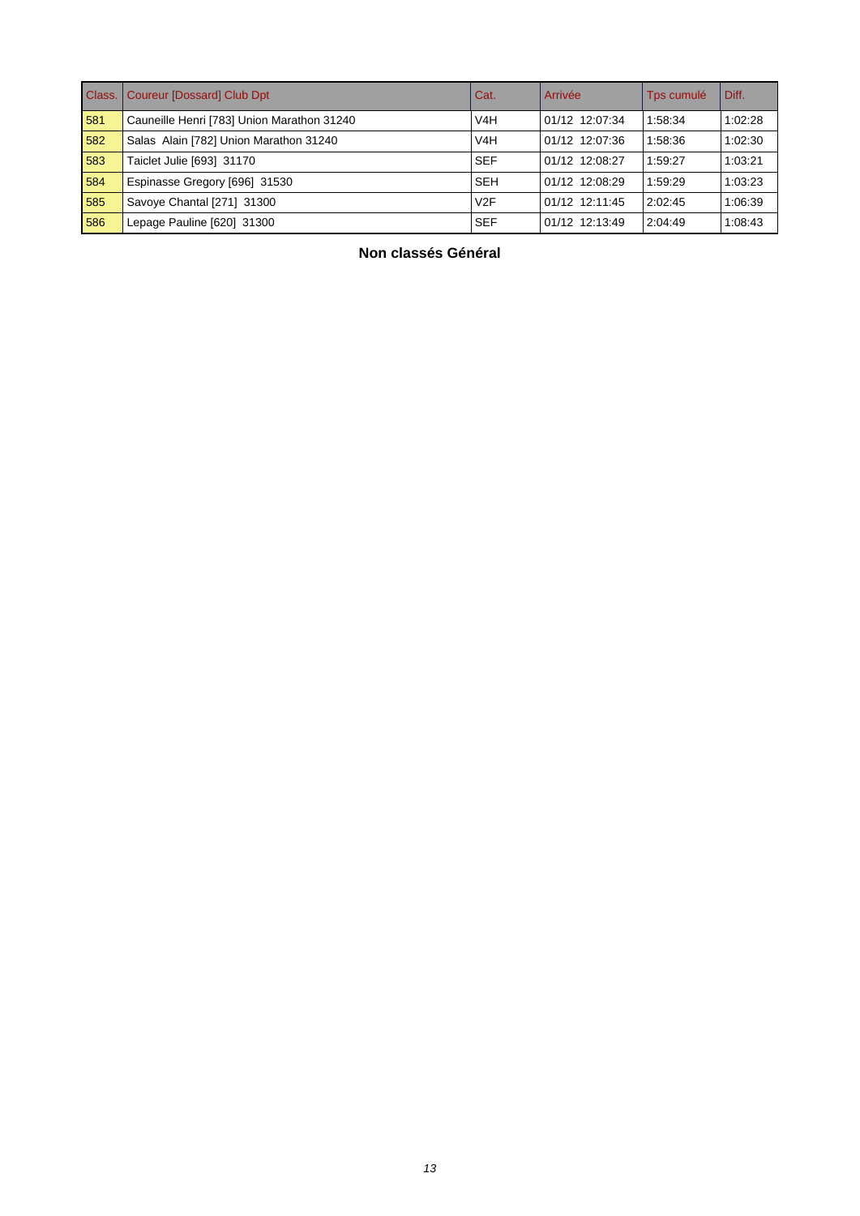| Class. | Coureur [Dossard] Club Dpt | Cat. | Arrivée | Tps cumulé | Diff. |
|---|---|---|---|---|---|
| 581 | Cauneille Henri [783] Union Marathon 31240 | V4H | 01/12 12:07:34 | 1:58:34 | 1:02:28 |
| 582 | Salas Alain [782] Union Marathon 31240 | V4H | 01/12 12:07:36 | 1:58:36 | 1:02:30 |
| 583 | Taiclet Julie [693] 31170 | SEF | 01/12 12:08:27 | 1:59:27 | 1:03:21 |
| 584 | Espinasse Gregory [696] 31530 | SEH | 01/12 12:08:29 | 1:59:29 | 1:03:23 |
| 585 | Savoye Chantal [271] 31300 | V2F | 01/12 12:11:45 | 2:02:45 | 1:06:39 |
| 586 | Lepage Pauline [620] 31300 | SEF | 01/12 12:13:49 | 2:04:49 | 1:08:43 |

**Non classés Général**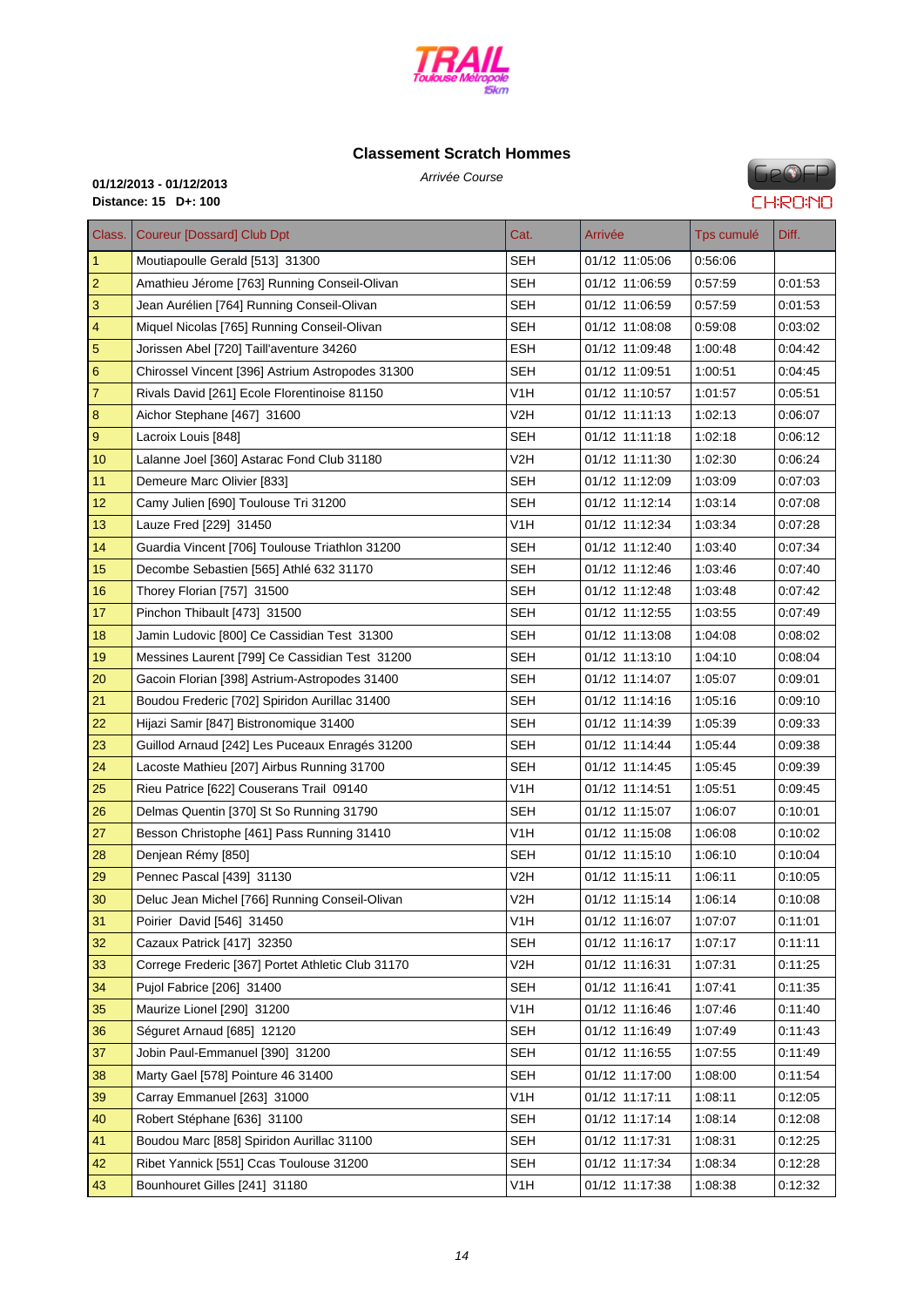## Classement Scratch Hommes

*Arrivée Course*

**01/12/2013 - 01/12/2013**
**Distance: 15 D+: 100**

| Class. | Coureur [Dossard] Club Dpt | Cat. | Arrivée | Tps cumulé | Diff. |
|---|---|---|---|---|---|
| 1 | Moutiapoulle Gerald [513] 31300 | SEH | 01/12 11:05:06 | 0:56:06 | |
| 2 | Amathieu Jérome [763] Running Conseil-Olivan | SEH | 01/12 11:06:59 | 0:57:59 | 0:01:53 |
| 3 | Jean Aurélien [764] Running Conseil-Olivan | SEH | 01/12 11:06:59 | 0:57:59 | 0:01:53 |
| 4 | Miquel Nicolas [765] Running Conseil-Olivan | SEH | 01/12 11:08:08 | 0:59:08 | 0:03:02 |
| 5 | Jorissen Abel [720] Taill'aventure 34260 | ESH | 01/12 11:09:48 | 1:00:48 | 0:04:42 |
| 6 | Chirossel Vincent [396] Astrium Astropodes 31300 | SEH | 01/12 11:09:51 | 1:00:51 | 0:04:45 |
| 7 | Rivals David [261] Ecole Florentinoise 81150 | V1H | 01/12 11:10:57 | 1:01:57 | 0:05:51 |
| 8 | Aichor Stephane [467] 31600 | V2H | 01/12 11:11:13 | 1:02:13 | 0:06:07 |
| 9 | Lacroix Louis [848] | SEH | 01/12 11:11:18 | 1:02:18 | 0:06:12 |
| 10 | Lalanne Joel [360] Astarac Fond Club 31180 | V2H | 01/12 11:11:30 | 1:02:30 | 0:06:24 |
| 11 | Demeure Marc Olivier [833] | SEH | 01/12 11:12:09 | 1:03:09 | 0:07:03 |
| 12 | Camy Julien [690] Toulouse Tri 31200 | SEH | 01/12 11:12:14 | 1:03:14 | 0:07:08 |
| 13 | Lauze Fred [229] 31450 | V1H | 01/12 11:12:34 | 1:03:34 | 0:07:28 |
| 14 | Guardia Vincent [706] Toulouse Triathlon 31200 | SEH | 01/12 11:12:40 | 1:03:40 | 0:07:34 |
| 15 | Decombe Sebastien [565] Athlé 632 31170 | SEH | 01/12 11:12:46 | 1:03:46 | 0:07:40 |
| 16 | Thorey Florian [757] 31500 | SEH | 01/12 11:12:48 | 1:03:48 | 0:07:42 |
| 17 | Pinchon Thibault [473] 31500 | SEH | 01/12 11:12:55 | 1:03:55 | 0:07:49 |
| 18 | Jamin Ludovic [800] Ce Cassidian Test 31300 | SEH | 01/12 11:13:08 | 1:04:08 | 0:08:02 |
| 19 | Messines Laurent [799] Ce Cassidian Test 31200 | SEH | 01/12 11:13:10 | 1:04:10 | 0:08:04 |
| 20 | Gacoin Florian [398] Astrium-Astropodes 31400 | SEH | 01/12 11:14:07 | 1:05:07 | 0:09:01 |
| 21 | Boudou Frederic [702] Spiridon Aurillac 31400 | SEH | 01/12 11:14:16 | 1:05:16 | 0:09:10 |
| 22 | Hijazi Samir [847] Bistronomique 31400 | SEH | 01/12 11:14:39 | 1:05:39 | 0:09:33 |
| 23 | Guillod Arnaud [242] Les Puceaux Enragés 31200 | SEH | 01/12 11:14:44 | 1:05:44 | 0:09:38 |
| 24 | Lacoste Mathieu [207] Airbus Running 31700 | SEH | 01/12 11:14:45 | 1:05:45 | 0:09:39 |
| 25 | Rieu Patrice [622] Couserans Trail 09140 | V1H | 01/12 11:14:51 | 1:05:51 | 0:09:45 |
| 26 | Delmas Quentin [370] St So Running 31790 | SEH | 01/12 11:15:07 | 1:06:07 | 0:10:01 |
| 27 | Besson Christophe [461] Pass Running 31410 | V1H | 01/12 11:15:08 | 1:06:08 | 0:10:02 |
| 28 | Denjean Rémy [850] | SEH | 01/12 11:15:10 | 1:06:10 | 0:10:04 |
| 29 | Pennec Pascal [439] 31130 | V2H | 01/12 11:15:11 | 1:06:11 | 0:10:05 |
| 30 | Deluc Jean Michel [766] Running Conseil-Olivan | V2H | 01/12 11:15:14 | 1:06:14 | 0:10:08 |
| 31 | Poirier David [546] 31450 | V1H | 01/12 11:16:07 | 1:07:07 | 0:11:01 |
| 32 | Cazaux Patrick [417] 32350 | SEH | 01/12 11:16:17 | 1:07:17 | 0:11:11 |
| 33 | Correge Frederic [367] Portet Athletic Club 31170 | V2H | 01/12 11:16:31 | 1:07:31 | 0:11:25 |
| 34 | Pujol Fabrice [206] 31400 | SEH | 01/12 11:16:41 | 1:07:41 | 0:11:35 |
| 35 | Maurize Lionel [290] 31200 | V1H | 01/12 11:16:46 | 1:07:46 | 0:11:40 |
| 36 | Séguret Arnaud [685] 12120 | SEH | 01/12 11:16:49 | 1:07:49 | 0:11:43 |
| 37 | Jobin Paul-Emmanuel [390] 31200 | SEH | 01/12 11:16:55 | 1:07:55 | 0:11:49 |
| 38 | Marty Gael [578] Pointure 46 31400 | SEH | 01/12 11:17:00 | 1:08:00 | 0:11:54 |
| 39 | Carray Emmanuel [263] 31000 | V1H | 01/12 11:17:11 | 1:08:11 | 0:12:05 |
| 40 | Robert Stéphane [636] 31100 | SEH | 01/12 11:17:14 | 1:08:14 | 0:12:08 |
| 41 | Boudou Marc [858] Spiridon Aurillac 31100 | SEH | 01/12 11:17:31 | 1:08:31 | 0:12:25 |
| 42 | Ribet Yannick [551] Ccas Toulouse 31200 | SEH | 01/12 11:17:34 | 1:08:34 | 0:12:28 |
| 43 | Bounhouret Gilles [241] 31180 | V1H | 01/12 11:17:38 | 1:08:38 | 0:12:32 |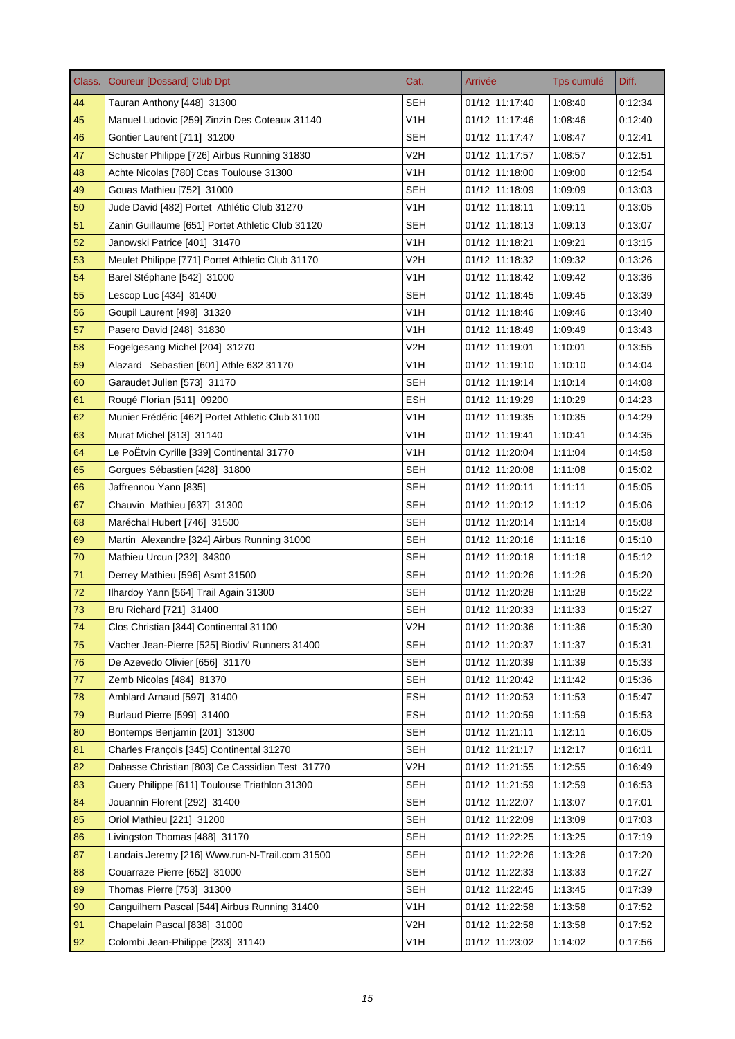| Class. | Coureur [Dossard] Club Dpt | Cat. | Arrivée | Tps cumulé | Diff. |
|---|---|---|---|---|---|
| 44 | Tauran Anthony [448] 31300 | SEH | 01/12 11:17:40 | 1:08:40 | 0:12:34 |
| 45 | Manuel Ludovic [259] Zinzin Des Coteaux 31140 | V1H | 01/12 11:17:46 | 1:08:46 | 0:12:40 |
| 46 | Gontier Laurent [711] 31200 | SEH | 01/12 11:17:47 | 1:08:47 | 0:12:41 |
| 47 | Schuster Philippe [726] Airbus Running 31830 | V2H | 01/12 11:17:57 | 1:08:57 | 0:12:51 |
| 48 | Achte Nicolas [780] Ccas Toulouse 31300 | V1H | 01/12 11:18:00 | 1:09:00 | 0:12:54 |
| 49 | Gouas Mathieu [752] 31000 | SEH | 01/12 11:18:09 | 1:09:09 | 0:13:03 |
| 50 | Jude David [482] Portet Athlétic Club 31270 | V1H | 01/12 11:18:11 | 1:09:11 | 0:13:05 |
| 51 | Zanin Guillaume [651] Portet Athletic Club 31120 | SEH | 01/12 11:18:13 | 1:09:13 | 0:13:07 |
| 52 | Janowski Patrice [401] 31470 | V1H | 01/12 11:18:21 | 1:09:21 | 0:13:15 |
| 53 | Meulet Philippe [771] Portet Athletic Club 31170 | V2H | 01/12 11:18:32 | 1:09:32 | 0:13:26 |
| 54 | Barel Stéphane [542] 31000 | V1H | 01/12 11:18:42 | 1:09:42 | 0:13:36 |
| 55 | Lescop Luc [434] 31400 | SEH | 01/12 11:18:45 | 1:09:45 | 0:13:39 |
| 56 | Goupil Laurent [498] 31320 | V1H | 01/12 11:18:46 | 1:09:46 | 0:13:40 |
| 57 | Pasero David [248] 31830 | V1H | 01/12 11:18:49 | 1:09:49 | 0:13:43 |
| 58 | Fogelgesang Michel [204] 31270 | V2H | 01/12 11:19:01 | 1:10:01 | 0:13:55 |
| 59 | Alazard Sebastien [601] Athle 632 31170 | V1H | 01/12 11:19:10 | 1:10:10 | 0:14:04 |
| 60 | Garaudet Julien [573] 31170 | SEH | 01/12 11:19:14 | 1:10:14 | 0:14:08 |
| 61 | Rougé Florian [511] 09200 | ESH | 01/12 11:19:29 | 1:10:29 | 0:14:23 |
| 62 | Munier Frédéric [462] Portet Athletic Club 31100 | V1H | 01/12 11:19:35 | 1:10:35 | 0:14:29 |
| 63 | Murat Michel [313] 31140 | V1H | 01/12 11:19:41 | 1:10:41 | 0:14:35 |
| 64 | Le PoËtvin Cyrille [339] Continental 31770 | V1H | 01/12 11:20:04 | 1:11:04 | 0:14:58 |
| 65 | Gorgues Sébastien [428] 31800 | SEH | 01/12 11:20:08 | 1:11:08 | 0:15:02 |
| 66 | Jaffrennou Yann [835] | SEH | 01/12 11:20:11 | 1:11:11 | 0:15:05 |
| 67 | Chauvin Mathieu [637] 31300 | SEH | 01/12 11:20:12 | 1:11:12 | 0:15:06 |
| 68 | Maréchal Hubert [746] 31500 | SEH | 01/12 11:20:14 | 1:11:14 | 0:15:08 |
| 69 | Martin Alexandre [324] Airbus Running 31000 | SEH | 01/12 11:20:16 | 1:11:16 | 0:15:10 |
| 70 | Mathieu Urcun [232] 34300 | SEH | 01/12 11:20:18 | 1:11:18 | 0:15:12 |
| 71 | Derrey Mathieu [596] Asmt 31500 | SEH | 01/12 11:20:26 | 1:11:26 | 0:15:20 |
| 72 | Ilhardoy Yann [564] Trail Again 31300 | SEH | 01/12 11:20:28 | 1:11:28 | 0:15:22 |
| 73 | Bru Richard [721] 31400 | SEH | 01/12 11:20:33 | 1:11:33 | 0:15:27 |
| 74 | Clos Christian [344] Continental 31100 | V2H | 01/12 11:20:36 | 1:11:36 | 0:15:30 |
| 75 | Vacher Jean-Pierre [525] Biodiv' Runners 31400 | SEH | 01/12 11:20:37 | 1:11:37 | 0:15:31 |
| 76 | De Azevedo Olivier [656] 31170 | SEH | 01/12 11:20:39 | 1:11:39 | 0:15:33 |
| 77 | Zemb Nicolas [484] 81370 | SEH | 01/12 11:20:42 | 1:11:42 | 0:15:36 |
| 78 | Amblard Arnaud [597] 31400 | ESH | 01/12 11:20:53 | 1:11:53 | 0:15:47 |
| 79 | Burlaud Pierre [599] 31400 | ESH | 01/12 11:20:59 | 1:11:59 | 0:15:53 |
| 80 | Bontemps Benjamin [201] 31300 | SEH | 01/12 11:21:11 | 1:12:11 | 0:16:05 |
| 81 | Charles François [345] Continental 31270 | SEH | 01/12 11:21:17 | 1:12:17 | 0:16:11 |
| 82 | Dabasse Christian [803] Ce Cassidian Test 31770 | V2H | 01/12 11:21:55 | 1:12:55 | 0:16:49 |
| 83 | Guery Philippe [611] Toulouse Triathlon 31300 | SEH | 01/12 11:21:59 | 1:12:59 | 0:16:53 |
| 84 | Jouannin Florent [292] 31400 | SEH | 01/12 11:22:07 | 1:13:07 | 0:17:01 |
| 85 | Oriol Mathieu [221] 31200 | SEH | 01/12 11:22:09 | 1:13:09 | 0:17:03 |
| 86 | Livingston Thomas [488] 31170 | SEH | 01/12 11:22:25 | 1:13:25 | 0:17:19 |
| 87 | Landais Jeremy [216] Www.run-N-Trail.com 31500 | SEH | 01/12 11:22:26 | 1:13:26 | 0:17:20 |
| 88 | Couarraze Pierre [652] 31000 | SEH | 01/12 11:22:33 | 1:13:33 | 0:17:27 |
| 89 | Thomas Pierre [753] 31300 | SEH | 01/12 11:22:45 | 1:13:45 | 0:17:39 |
| 90 | Canguilhem Pascal [544] Airbus Running 31400 | V1H | 01/12 11:22:58 | 1:13:58 | 0:17:52 |
| 91 | Chapelain Pascal [838] 31000 | V2H | 01/12 11:22:58 | 1:13:58 | 0:17:52 |
| 92 | Colombi Jean-Philippe [233] 31140 | V1H | 01/12 11:23:02 | 1:14:02 | 0:17:56 |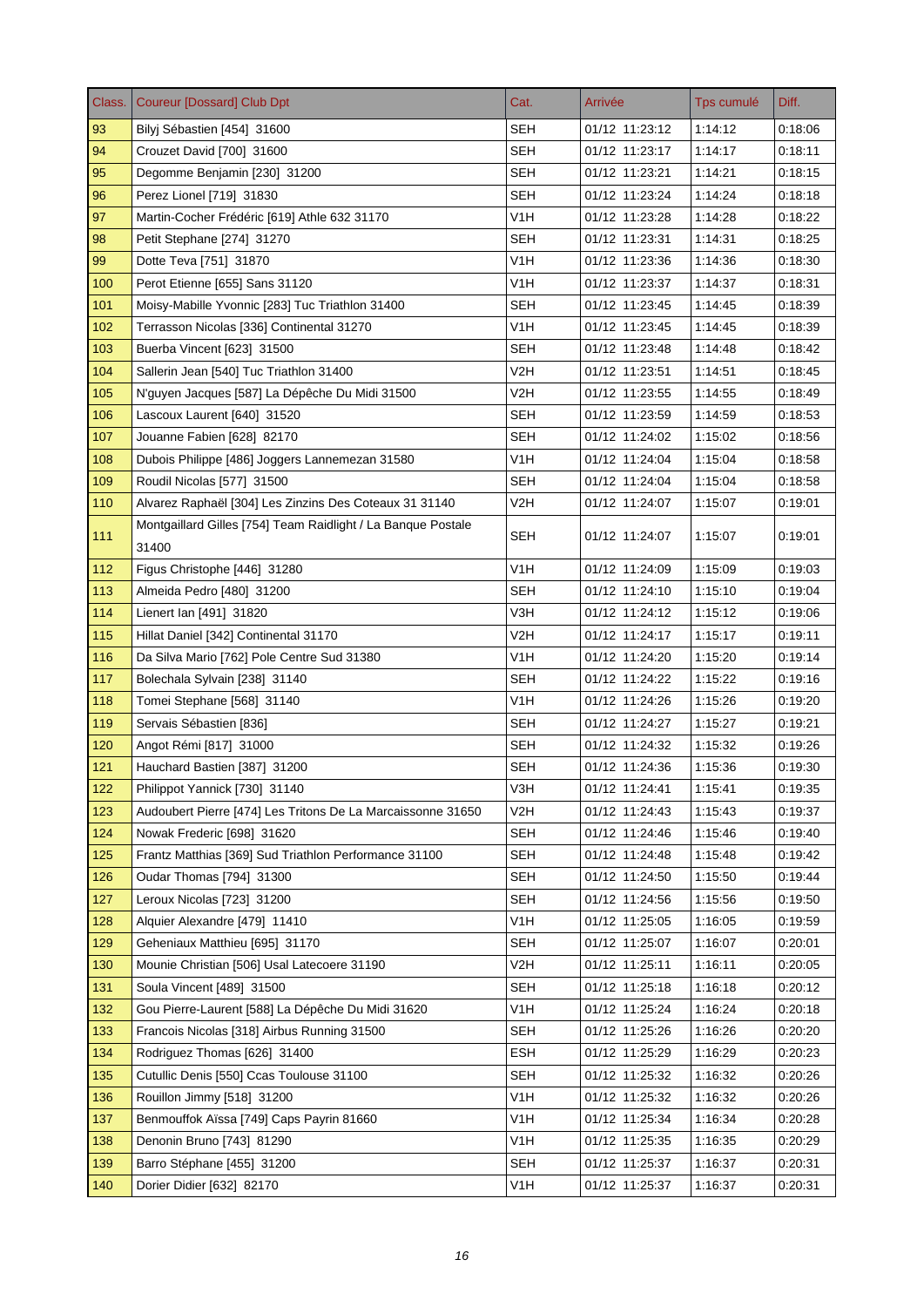| Class. | Coureur [Dossard] Club Dpt | Cat. | Arrivée | Tps cumulé | Diff. |
|---|---|---|---|---|---|
| 93 | Bilyj Sébastien [454] 31600 | SEH | 01/12 11:23:12 | 1:14:12 | 0:18:06 |
| 94 | Crouzet David [700] 31600 | SEH | 01/12 11:23:17 | 1:14:17 | 0:18:11 |
| 95 | Degomme Benjamin [230] 31200 | SEH | 01/12 11:23:21 | 1:14:21 | 0:18:15 |
| 96 | Perez Lionel [719] 31830 | SEH | 01/12 11:23:24 | 1:14:24 | 0:18:18 |
| 97 | Martin-Cocher Frédéric [619] Athle 632 31170 | V1H | 01/12 11:23:28 | 1:14:28 | 0:18:22 |
| 98 | Petit Stephane [274] 31270 | SEH | 01/12 11:23:31 | 1:14:31 | 0:18:25 |
| 99 | Dotte Teva [751] 31870 | V1H | 01/12 11:23:36 | 1:14:36 | 0:18:30 |
| 100 | Perot Etienne [655] Sans 31120 | V1H | 01/12 11:23:37 | 1:14:37 | 0:18:31 |
| 101 | Moisy-Mabille Yvonnic [283] Tuc Triathlon 31400 | SEH | 01/12 11:23:45 | 1:14:45 | 0:18:39 |
| 102 | Terrasson Nicolas [336] Continental 31270 | V1H | 01/12 11:23:45 | 1:14:45 | 0:18:39 |
| 103 | Buerba Vincent [623] 31500 | SEH | 01/12 11:23:48 | 1:14:48 | 0:18:42 |
| 104 | Sallerin Jean [540] Tuc Triathlon 31400 | V2H | 01/12 11:23:51 | 1:14:51 | 0:18:45 |
| 105 | N'guyen Jacques [587] La Dépêche Du Midi 31500 | V2H | 01/12 11:23:55 | 1:14:55 | 0:18:49 |
| 106 | Lascoux Laurent [640] 31520 | SEH | 01/12 11:23:59 | 1:14:59 | 0:18:53 |
| 107 | Jouanne Fabien [628] 82170 | SEH | 01/12 11:24:02 | 1:15:02 | 0:18:56 |
| 108 | Dubois Philippe [486] Joggers Lannemezan 31580 | V1H | 01/12 11:24:04 | 1:15:04 | 0:18:58 |
| 109 | Roudil Nicolas [577] 31500 | SEH | 01/12 11:24:04 | 1:15:04 | 0:18:58 |
| 110 | Alvarez Raphaël [304] Les Zinzins Des Coteaux 31 31140 | V2H | 01/12 11:24:07 | 1:15:07 | 0:19:01 |
| 111 | Montgaillard Gilles [754] Team Raidlight / La Banque Postale 31400 | SEH | 01/12 11:24:07 | 1:15:07 | 0:19:01 |
| 112 | Figus Christophe [446] 31280 | V1H | 01/12 11:24:09 | 1:15:09 | 0:19:03 |
| 113 | Almeida Pedro [480] 31200 | SEH | 01/12 11:24:10 | 1:15:10 | 0:19:04 |
| 114 | Lienert Ian [491] 31820 | V3H | 01/12 11:24:12 | 1:15:12 | 0:19:06 |
| 115 | Hillat Daniel [342] Continental 31170 | V2H | 01/12 11:24:17 | 1:15:17 | 0:19:11 |
| 116 | Da Silva Mario [762] Pole Centre Sud 31380 | V1H | 01/12 11:24:20 | 1:15:20 | 0:19:14 |
| 117 | Bolechala Sylvain [238] 31140 | SEH | 01/12 11:24:22 | 1:15:22 | 0:19:16 |
| 118 | Tomei Stephane [568] 31140 | V1H | 01/12 11:24:26 | 1:15:26 | 0:19:20 |
| 119 | Servais Sébastien [836] | SEH | 01/12 11:24:27 | 1:15:27 | 0:19:21 |
| 120 | Angot Rémi [817] 31000 | SEH | 01/12 11:24:32 | 1:15:32 | 0:19:26 |
| 121 | Hauchard Bastien [387] 31200 | SEH | 01/12 11:24:36 | 1:15:36 | 0:19:30 |
| 122 | Philippot Yannick [730] 31140 | V3H | 01/12 11:24:41 | 1:15:41 | 0:19:35 |
| 123 | Audoubert Pierre [474] Les Tritons De La Marcaissonne 31650 | V2H | 01/12 11:24:43 | 1:15:43 | 0:19:37 |
| 124 | Nowak Frederic [698] 31620 | SEH | 01/12 11:24:46 | 1:15:46 | 0:19:40 |
| 125 | Frantz Matthias [369] Sud Triathlon Performance 31100 | SEH | 01/12 11:24:48 | 1:15:48 | 0:19:42 |
| 126 | Oudar Thomas [794] 31300 | SEH | 01/12 11:24:50 | 1:15:50 | 0:19:44 |
| 127 | Leroux Nicolas [723] 31200 | SEH | 01/12 11:24:56 | 1:15:56 | 0:19:50 |
| 128 | Alquier Alexandre [479] 11410 | V1H | 01/12 11:25:05 | 1:16:05 | 0:19:59 |
| 129 | Geheniaux Matthieu [695] 31170 | SEH | 01/12 11:25:07 | 1:16:07 | 0:20:01 |
| 130 | Mounie Christian [506] Usal Latecoere 31190 | V2H | 01/12 11:25:11 | 1:16:11 | 0:20:05 |
| 131 | Soula Vincent [489] 31500 | SEH | 01/12 11:25:18 | 1:16:18 | 0:20:12 |
| 132 | Gou Pierre-Laurent [588] La Dépêche Du Midi 31620 | V1H | 01/12 11:25:24 | 1:16:24 | 0:20:18 |
| 133 | Francois Nicolas [318] Airbus Running 31500 | SEH | 01/12 11:25:26 | 1:16:26 | 0:20:20 |
| 134 | Rodriguez Thomas [626] 31400 | ESH | 01/12 11:25:29 | 1:16:29 | 0:20:23 |
| 135 | Cutullic Denis [550] Ccas Toulouse 31100 | SEH | 01/12 11:25:32 | 1:16:32 | 0:20:26 |
| 136 | Rouillon Jimmy [518] 31200 | V1H | 01/12 11:25:32 | 1:16:32 | 0:20:26 |
| 137 | Benmouffok Aïssa [749] Caps Payrin 81660 | V1H | 01/12 11:25:34 | 1:16:34 | 0:20:28 |
| 138 | Denonin Bruno [743] 81290 | V1H | 01/12 11:25:35 | 1:16:35 | 0:20:29 |
| 139 | Barro Stéphane [455] 31200 | SEH | 01/12 11:25:37 | 1:16:37 | 0:20:31 |
| 140 | Dorier Didier [632] 82170 | V1H | 01/12 11:25:37 | 1:16:37 | 0:20:31 |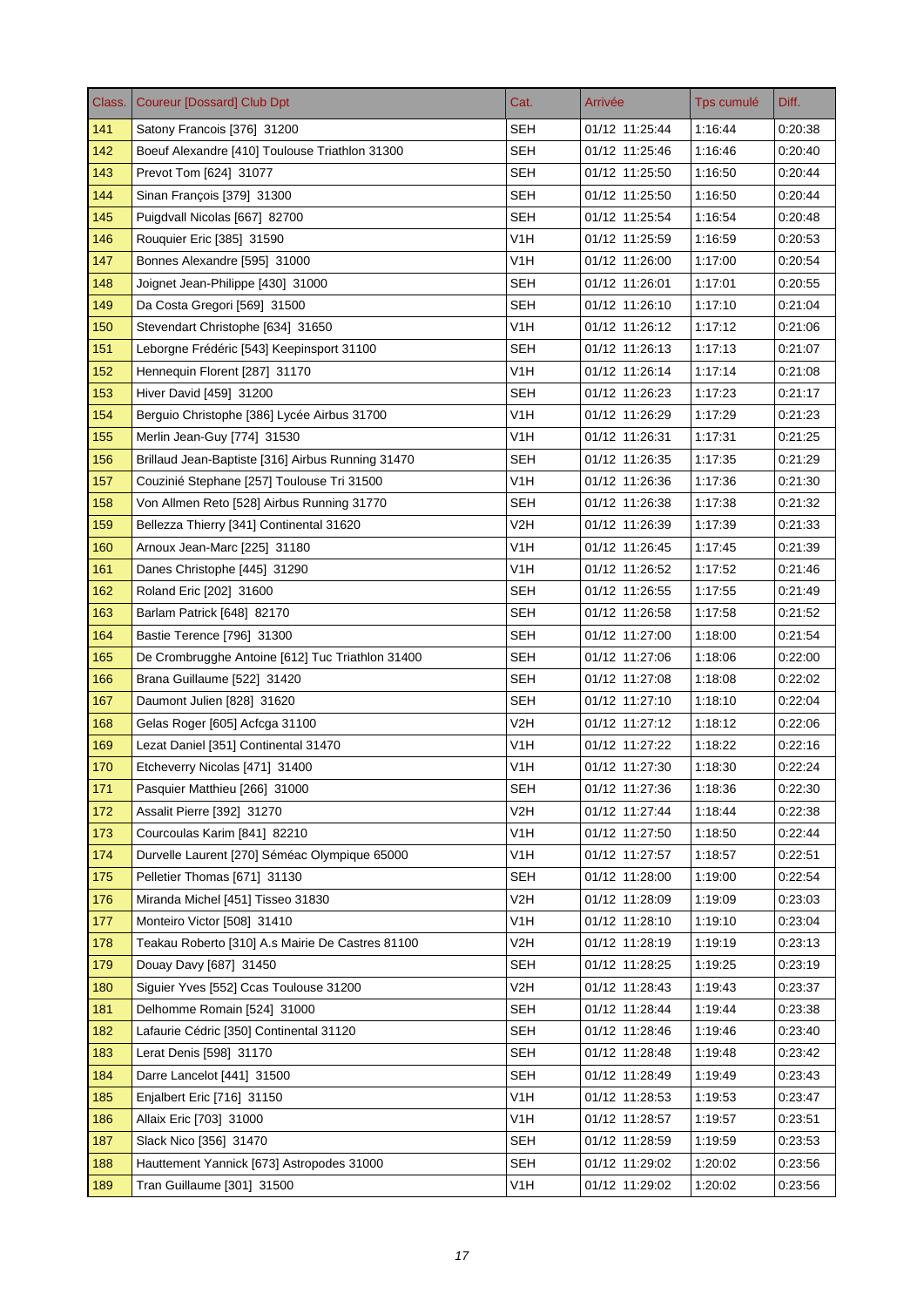| Class. | Coureur [Dossard] Club Dpt | Cat. | Arrivée | Tps cumulé | Diff. |
|---|---|---|---|---|---|
| 141 | Satony Francois [376] 31200 | SEH | 01/12 11:25:44 | 1:16:44 | 0:20:38 |
| 142 | Boeuf Alexandre [410] Toulouse Triathlon 31300 | SEH | 01/12 11:25:46 | 1:16:46 | 0:20:40 |
| 143 | Prevot Tom [624] 31077 | SEH | 01/12 11:25:50 | 1:16:50 | 0:20:44 |
| 144 | Sinan François [379] 31300 | SEH | 01/12 11:25:50 | 1:16:50 | 0:20:44 |
| 145 | Puigdvall Nicolas [667] 82700 | SEH | 01/12 11:25:54 | 1:16:54 | 0:20:48 |
| 146 | Rouquier Eric [385] 31590 | V1H | 01/12 11:25:59 | 1:16:59 | 0:20:53 |
| 147 | Bonnes Alexandre [595] 31000 | V1H | 01/12 11:26:00 | 1:17:00 | 0:20:54 |
| 148 | Joignet Jean-Philippe [430] 31000 | SEH | 01/12 11:26:01 | 1:17:01 | 0:20:55 |
| 149 | Da Costa Gregori [569] 31500 | SEH | 01/12 11:26:10 | 1:17:10 | 0:21:04 |
| 150 | Stevendart Christophe [634] 31650 | V1H | 01/12 11:26:12 | 1:17:12 | 0:21:06 |
| 151 | Leborgne Frédéric [543] Keepinsport 31100 | SEH | 01/12 11:26:13 | 1:17:13 | 0:21:07 |
| 152 | Hennequin Florent [287] 31170 | V1H | 01/12 11:26:14 | 1:17:14 | 0:21:08 |
| 153 | Hiver David [459] 31200 | SEH | 01/12 11:26:23 | 1:17:23 | 0:21:17 |
| 154 | Berguio Christophe [386] Lycée Airbus 31700 | V1H | 01/12 11:26:29 | 1:17:29 | 0:21:23 |
| 155 | Merlin Jean-Guy [774] 31530 | V1H | 01/12 11:26:31 | 1:17:31 | 0:21:25 |
| 156 | Brillaud Jean-Baptiste [316] Airbus Running 31470 | SEH | 01/12 11:26:35 | 1:17:35 | 0:21:29 |
| 157 | Couzinié Stephane [257] Toulouse Tri 31500 | V1H | 01/12 11:26:36 | 1:17:36 | 0:21:30 |
| 158 | Von Allmen Reto [528] Airbus Running 31770 | SEH | 01/12 11:26:38 | 1:17:38 | 0:21:32 |
| 159 | Bellezza Thierry [341] Continental 31620 | V2H | 01/12 11:26:39 | 1:17:39 | 0:21:33 |
| 160 | Arnoux Jean-Marc [225] 31180 | V1H | 01/12 11:26:45 | 1:17:45 | 0:21:39 |
| 161 | Danes Christophe [445] 31290 | V1H | 01/12 11:26:52 | 1:17:52 | 0:21:46 |
| 162 | Roland Eric [202] 31600 | SEH | 01/12 11:26:55 | 1:17:55 | 0:21:49 |
| 163 | Barlam Patrick [648] 82170 | SEH | 01/12 11:26:58 | 1:17:58 | 0:21:52 |
| 164 | Bastie Terence [796] 31300 | SEH | 01/12 11:27:00 | 1:18:00 | 0:21:54 |
| 165 | De Crombrugghe Antoine [612] Tuc Triathlon 31400 | SEH | 01/12 11:27:06 | 1:18:06 | 0:22:00 |
| 166 | Brana Guillaume [522] 31420 | SEH | 01/12 11:27:08 | 1:18:08 | 0:22:02 |
| 167 | Daumont Julien [828] 31620 | SEH | 01/12 11:27:10 | 1:18:10 | 0:22:04 |
| 168 | Gelas Roger [605] Acfcga 31100 | V2H | 01/12 11:27:12 | 1:18:12 | 0:22:06 |
| 169 | Lezat Daniel [351] Continental 31470 | V1H | 01/12 11:27:22 | 1:18:22 | 0:22:16 |
| 170 | Etcheverry Nicolas [471] 31400 | V1H | 01/12 11:27:30 | 1:18:30 | 0:22:24 |
| 171 | Pasquier Matthieu [266] 31000 | SEH | 01/12 11:27:36 | 1:18:36 | 0:22:30 |
| 172 | Assalit Pierre [392] 31270 | V2H | 01/12 11:27:44 | 1:18:44 | 0:22:38 |
| 173 | Courcoulas Karim [841] 82210 | V1H | 01/12 11:27:50 | 1:18:50 | 0:22:44 |
| 174 | Durvelle Laurent [270] Séméac Olympique 65000 | V1H | 01/12 11:27:57 | 1:18:57 | 0:22:51 |
| 175 | Pelletier Thomas [671] 31130 | SEH | 01/12 11:28:00 | 1:19:00 | 0:22:54 |
| 176 | Miranda Michel [451] Tisseo 31830 | V2H | 01/12 11:28:09 | 1:19:09 | 0:23:03 |
| 177 | Monteiro Victor [508] 31410 | V1H | 01/12 11:28:10 | 1:19:10 | 0:23:04 |
| 178 | Teakau Roberto [310] A.s Mairie De Castres 81100 | V2H | 01/12 11:28:19 | 1:19:19 | 0:23:13 |
| 179 | Douay Davy [687] 31450 | SEH | 01/12 11:28:25 | 1:19:25 | 0:23:19 |
| 180 | Siguier Yves [552] Ccas Toulouse 31200 | V2H | 01/12 11:28:43 | 1:19:43 | 0:23:37 |
| 181 | Delhomme Romain [524] 31000 | SEH | 01/12 11:28:44 | 1:19:44 | 0:23:38 |
| 182 | Lafaurie Cédric [350] Continental 31120 | SEH | 01/12 11:28:46 | 1:19:46 | 0:23:40 |
| 183 | Lerat Denis [598] 31170 | SEH | 01/12 11:28:48 | 1:19:48 | 0:23:42 |
| 184 | Darre Lancelot [441] 31500 | SEH | 01/12 11:28:49 | 1:19:49 | 0:23:43 |
| 185 | Enjalbert Eric [716] 31150 | V1H | 01/12 11:28:53 | 1:19:53 | 0:23:47 |
| 186 | Allaix Eric [703] 31000 | V1H | 01/12 11:28:57 | 1:19:57 | 0:23:51 |
| 187 | Slack Nico [356] 31470 | SEH | 01/12 11:28:59 | 1:19:59 | 0:23:53 |
| 188 | Hauttement Yannick [673] Astropodes 31000 | SEH | 01/12 11:29:02 | 1:20:02 | 0:23:56 |
| 189 | Tran Guillaume [301] 31500 | V1H | 01/12 11:29:02 | 1:20:02 | 0:23:56 |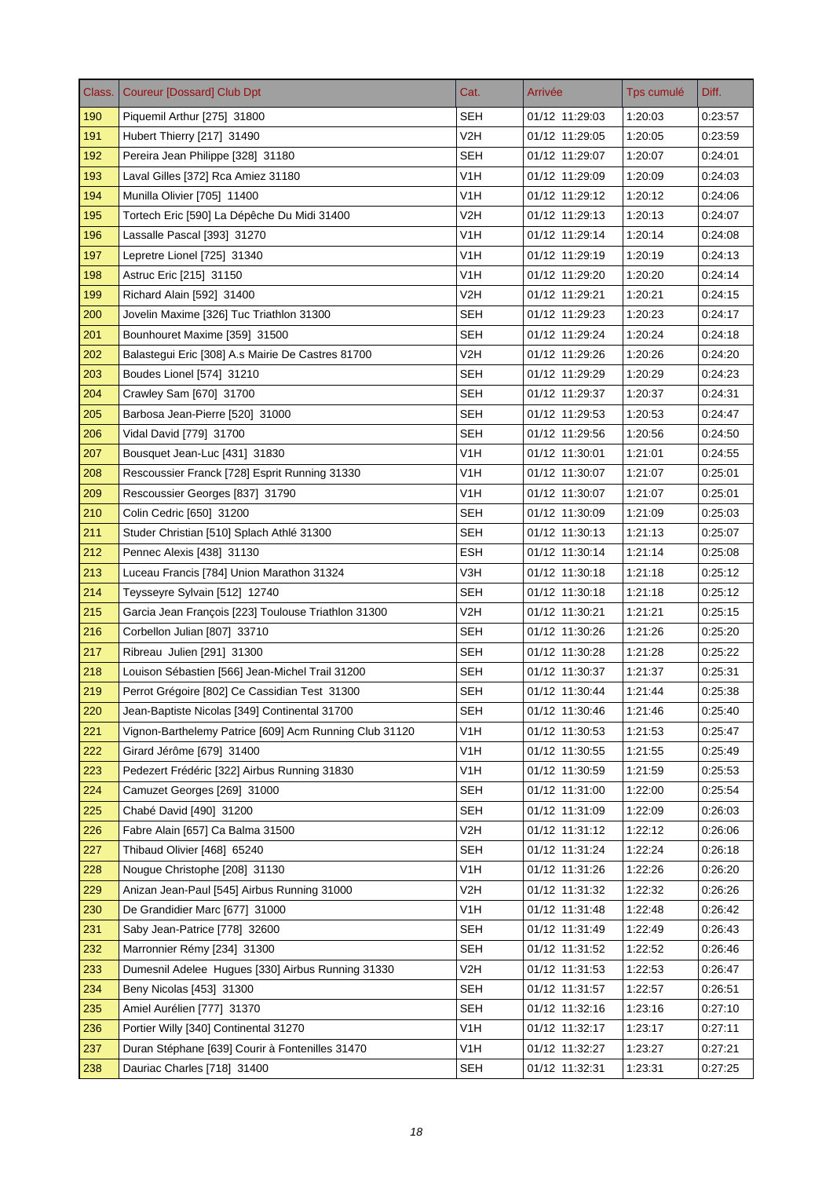| Class. | Coureur [Dossard] Club Dpt | Cat. | Arrivée | Tps cumulé | Diff. |
|---|---|---|---|---|---|
| 190 | Piquemil Arthur [275] 31800 | SEH | 01/12 11:29:03 | 1:20:03 | 0:23:57 |
| 191 | Hubert Thierry [217] 31490 | V2H | 01/12 11:29:05 | 1:20:05 | 0:23:59 |
| 192 | Pereira Jean Philippe [328] 31180 | SEH | 01/12 11:29:07 | 1:20:07 | 0:24:01 |
| 193 | Laval Gilles [372] Rca Amiez 31180 | V1H | 01/12 11:29:09 | 1:20:09 | 0:24:03 |
| 194 | Munilla Olivier [705] 11400 | V1H | 01/12 11:29:12 | 1:20:12 | 0:24:06 |
| 195 | Tortech Eric [590] La Dépêche Du Midi 31400 | V2H | 01/12 11:29:13 | 1:20:13 | 0:24:07 |
| 196 | Lassalle Pascal [393] 31270 | V1H | 01/12 11:29:14 | 1:20:14 | 0:24:08 |
| 197 | Lepretre Lionel [725] 31340 | V1H | 01/12 11:29:19 | 1:20:19 | 0:24:13 |
| 198 | Astruc Eric [215] 31150 | V1H | 01/12 11:29:20 | 1:20:20 | 0:24:14 |
| 199 | Richard Alain [592] 31400 | V2H | 01/12 11:29:21 | 1:20:21 | 0:24:15 |
| 200 | Jovelin Maxime [326] Tuc Triathlon 31300 | SEH | 01/12 11:29:23 | 1:20:23 | 0:24:17 |
| 201 | Bounhouret Maxime [359] 31500 | SEH | 01/12 11:29:24 | 1:20:24 | 0:24:18 |
| 202 | Balastegui Eric [308] A.s Mairie De Castres 81700 | V2H | 01/12 11:29:26 | 1:20:26 | 0:24:20 |
| 203 | Boudes Lionel [574] 31210 | SEH | 01/12 11:29:29 | 1:20:29 | 0:24:23 |
| 204 | Crawley Sam [670] 31700 | SEH | 01/12 11:29:37 | 1:20:37 | 0:24:31 |
| 205 | Barbosa Jean-Pierre [520] 31000 | SEH | 01/12 11:29:53 | 1:20:53 | 0:24:47 |
| 206 | Vidal David [779] 31700 | SEH | 01/12 11:29:56 | 1:20:56 | 0:24:50 |
| 207 | Bousquet Jean-Luc [431] 31830 | V1H | 01/12 11:30:01 | 1:21:01 | 0:24:55 |
| 208 | Rescoussier Franck [728] Esprit Running 31330 | V1H | 01/12 11:30:07 | 1:21:07 | 0:25:01 |
| 209 | Rescoussier Georges [837] 31790 | V1H | 01/12 11:30:07 | 1:21:07 | 0:25:01 |
| 210 | Colin Cedric [650] 31200 | SEH | 01/12 11:30:09 | 1:21:09 | 0:25:03 |
| 211 | Studer Christian [510] Splach Athlé 31300 | SEH | 01/12 11:30:13 | 1:21:13 | 0:25:07 |
| 212 | Pennec Alexis [438] 31130 | ESH | 01/12 11:30:14 | 1:21:14 | 0:25:08 |
| 213 | Luceau Francis [784] Union Marathon 31324 | V3H | 01/12 11:30:18 | 1:21:18 | 0:25:12 |
| 214 | Teysseyre Sylvain [512] 12740 | SEH | 01/12 11:30:18 | 1:21:18 | 0:25:12 |
| 215 | Garcia Jean François [223] Toulouse Triathlon 31300 | V2H | 01/12 11:30:21 | 1:21:21 | 0:25:15 |
| 216 | Corbellon Julian [807] 33710 | SEH | 01/12 11:30:26 | 1:21:26 | 0:25:20 |
| 217 | Ribreau Julien [291] 31300 | SEH | 01/12 11:30:28 | 1:21:28 | 0:25:22 |
| 218 | Louison Sébastien [566] Jean-Michel Trail 31200 | SEH | 01/12 11:30:37 | 1:21:37 | 0:25:31 |
| 219 | Perrot Grégoire [802] Ce Cassidian Test 31300 | SEH | 01/12 11:30:44 | 1:21:44 | 0:25:38 |
| 220 | Jean-Baptiste Nicolas [349] Continental 31700 | SEH | 01/12 11:30:46 | 1:21:46 | 0:25:40 |
| 221 | Vignon-Barthelemy Patrice [609] Acm Running Club 31120 | V1H | 01/12 11:30:53 | 1:21:53 | 0:25:47 |
| 222 | Girard Jérôme [679] 31400 | V1H | 01/12 11:30:55 | 1:21:55 | 0:25:49 |
| 223 | Pedezert Frédéric [322] Airbus Running 31830 | V1H | 01/12 11:30:59 | 1:21:59 | 0:25:53 |
| 224 | Camuzet Georges [269] 31000 | SEH | 01/12 11:31:00 | 1:22:00 | 0:25:54 |
| 225 | Chabé David [490] 31200 | SEH | 01/12 11:31:09 | 1:22:09 | 0:26:03 |
| 226 | Fabre Alain [657] Ca Balma 31500 | V2H | 01/12 11:31:12 | 1:22:12 | 0:26:06 |
| 227 | Thibaud Olivier [468] 65240 | SEH | 01/12 11:31:24 | 1:22:24 | 0:26:18 |
| 228 | Nougue Christophe [208] 31130 | V1H | 01/12 11:31:26 | 1:22:26 | 0:26:20 |
| 229 | Anizan Jean-Paul [545] Airbus Running 31000 | V2H | 01/12 11:31:32 | 1:22:32 | 0:26:26 |
| 230 | De Grandidier Marc [677] 31000 | V1H | 01/12 11:31:48 | 1:22:48 | 0:26:42 |
| 231 | Saby Jean-Patrice [778] 32600 | SEH | 01/12 11:31:49 | 1:22:49 | 0:26:43 |
| 232 | Marronnier Rémy [234] 31300 | SEH | 01/12 11:31:52 | 1:22:52 | 0:26:46 |
| 233 | Dumesnil Adelee Hugues [330] Airbus Running 31330 | V2H | 01/12 11:31:53 | 1:22:53 | 0:26:47 |
| 234 | Beny Nicolas [453] 31300 | SEH | 01/12 11:31:57 | 1:22:57 | 0:26:51 |
| 235 | Amiel Aurélien [777] 31370 | SEH | 01/12 11:32:16 | 1:23:16 | 0:27:10 |
| 236 | Portier Willy [340] Continental 31270 | V1H | 01/12 11:32:17 | 1:23:17 | 0:27:11 |
| 237 | Duran Stéphane [639] Courir à Fontenilles 31470 | V1H | 01/12 11:32:27 | 1:23:27 | 0:27:21 |
| 238 | Dauriac Charles [718] 31400 | SEH | 01/12 11:32:31 | 1:23:31 | 0:27:25 |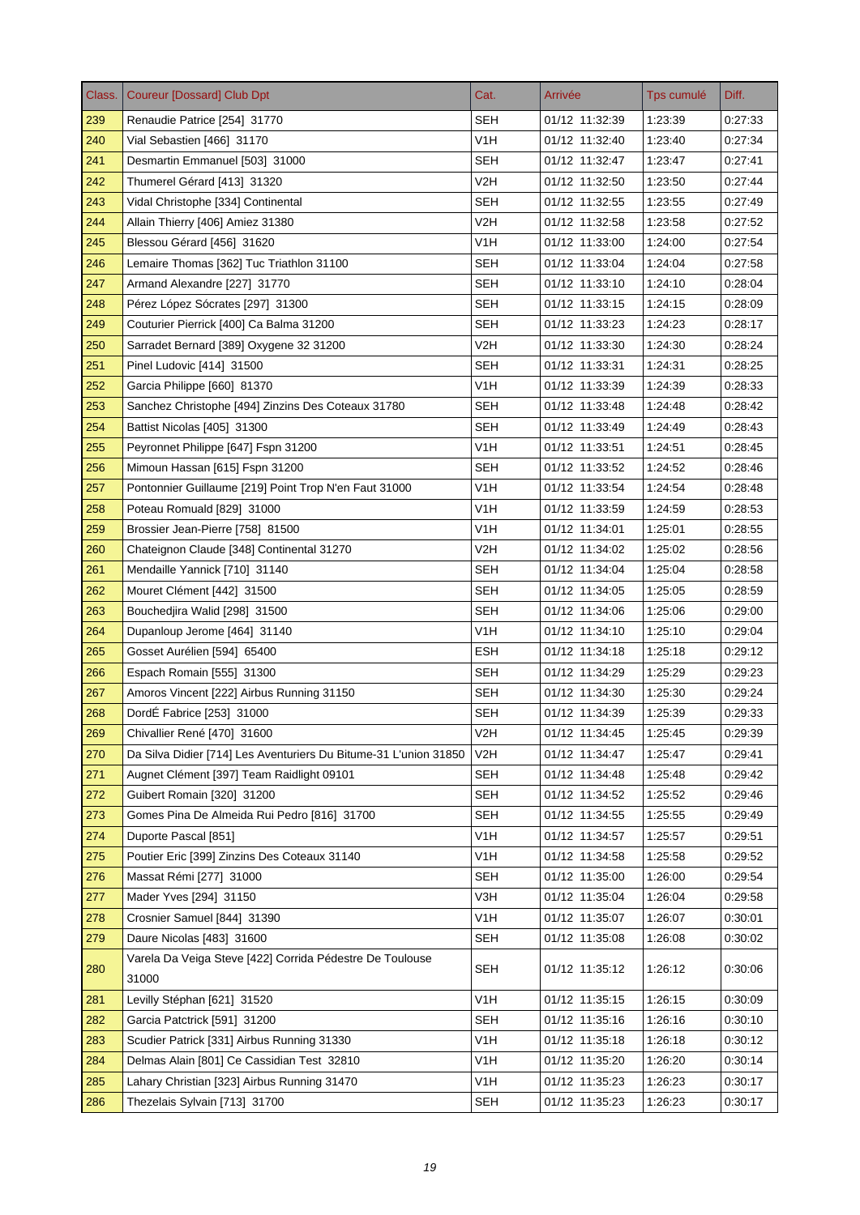| Class. | Coureur [Dossard] Club Dpt | Cat. | Arrivée | Tps cumulé | Diff. |
|---|---|---|---|---|---|
| 239 | Renaudie Patrice [254] 31770 | SEH | 01/12 11:32:39 | 1:23:39 | 0:27:33 |
| 240 | Vial Sebastien [466] 31170 | V1H | 01/12 11:32:40 | 1:23:40 | 0:27:34 |
| 241 | Desmartin Emmanuel [503] 31000 | SEH | 01/12 11:32:47 | 1:23:47 | 0:27:41 |
| 242 | Thumerel Gérard [413] 31320 | V2H | 01/12 11:32:50 | 1:23:50 | 0:27:44 |
| 243 | Vidal Christophe [334] Continental | SEH | 01/12 11:32:55 | 1:23:55 | 0:27:49 |
| 244 | Allain Thierry [406] Amiez 31380 | V2H | 01/12 11:32:58 | 1:23:58 | 0:27:52 |
| 245 | Blessou Gérard [456] 31620 | V1H | 01/12 11:33:00 | 1:24:00 | 0:27:54 |
| 246 | Lemaire Thomas [362] Tuc Triathlon 31100 | SEH | 01/12 11:33:04 | 1:24:04 | 0:27:58 |
| 247 | Armand Alexandre [227] 31770 | SEH | 01/12 11:33:10 | 1:24:10 | 0:28:04 |
| 248 | Pérez López Sócrates [297] 31300 | SEH | 01/12 11:33:15 | 1:24:15 | 0:28:09 |
| 249 | Couturier Pierrick [400] Ca Balma 31200 | SEH | 01/12 11:33:23 | 1:24:23 | 0:28:17 |
| 250 | Sarradet Bernard [389] Oxygene 32 31200 | V2H | 01/12 11:33:30 | 1:24:30 | 0:28:24 |
| 251 | Pinel Ludovic [414] 31500 | SEH | 01/12 11:33:31 | 1:24:31 | 0:28:25 |
| 252 | Garcia Philippe [660] 81370 | V1H | 01/12 11:33:39 | 1:24:39 | 0:28:33 |
| 253 | Sanchez Christophe [494] Zinzins Des Coteaux 31780 | SEH | 01/12 11:33:48 | 1:24:48 | 0:28:42 |
| 254 | Battist Nicolas [405] 31300 | SEH | 01/12 11:33:49 | 1:24:49 | 0:28:43 |
| 255 | Peyronnet Philippe [647] Fspn 31200 | V1H | 01/12 11:33:51 | 1:24:51 | 0:28:45 |
| 256 | Mimoun Hassan [615] Fspn 31200 | SEH | 01/12 11:33:52 | 1:24:52 | 0:28:46 |
| 257 | Pontonnier Guillaume [219] Point Trop N'en Faut 31000 | V1H | 01/12 11:33:54 | 1:24:54 | 0:28:48 |
| 258 | Poteau Romuald [829] 31000 | V1H | 01/12 11:33:59 | 1:24:59 | 0:28:53 |
| 259 | Brossier Jean-Pierre [758] 81500 | V1H | 01/12 11:34:01 | 1:25:01 | 0:28:55 |
| 260 | Chateignon Claude [348] Continental 31270 | V2H | 01/12 11:34:02 | 1:25:02 | 0:28:56 |
| 261 | Mendaille Yannick [710] 31140 | SEH | 01/12 11:34:04 | 1:25:04 | 0:28:58 |
| 262 | Mouret Clément [442] 31500 | SEH | 01/12 11:34:05 | 1:25:05 | 0:28:59 |
| 263 | Bouchedjira Walid [298] 31500 | SEH | 01/12 11:34:06 | 1:25:06 | 0:29:00 |
| 264 | Dupanloup Jerome [464] 31140 | V1H | 01/12 11:34:10 | 1:25:10 | 0:29:04 |
| 265 | Gosset Aurélien [594] 65400 | ESH | 01/12 11:34:18 | 1:25:18 | 0:29:12 |
| 266 | Espach Romain [555] 31300 | SEH | 01/12 11:34:29 | 1:25:29 | 0:29:23 |
| 267 | Amoros Vincent [222] Airbus Running 31150 | SEH | 01/12 11:34:30 | 1:25:30 | 0:29:24 |
| 268 | DordÉ Fabrice [253] 31000 | SEH | 01/12 11:34:39 | 1:25:39 | 0:29:33 |
| 269 | Chivallier René [470] 31600 | V2H | 01/12 11:34:45 | 1:25:45 | 0:29:39 |
| 270 | Da Silva Didier [714] Les Aventuriers Du Bitume-31 L'union 31850 | V2H | 01/12 11:34:47 | 1:25:47 | 0:29:41 |
| 271 | Augnet Clément [397] Team Raidlight 09101 | SEH | 01/12 11:34:48 | 1:25:48 | 0:29:42 |
| 272 | Guibert Romain [320] 31200 | SEH | 01/12 11:34:52 | 1:25:52 | 0:29:46 |
| 273 | Gomes Pina De Almeida Rui Pedro [816] 31700 | SEH | 01/12 11:34:55 | 1:25:55 | 0:29:49 |
| 274 | Duporte Pascal [851] | V1H | 01/12 11:34:57 | 1:25:57 | 0:29:51 |
| 275 | Poutier Eric [399] Zinzins Des Coteaux 31140 | V1H | 01/12 11:34:58 | 1:25:58 | 0:29:52 |
| 276 | Massat Rémi [277] 31000 | SEH | 01/12 11:35:00 | 1:26:00 | 0:29:54 |
| 277 | Mader Yves [294] 31150 | V3H | 01/12 11:35:04 | 1:26:04 | 0:29:58 |
| 278 | Crosnier Samuel [844] 31390 | V1H | 01/12 11:35:07 | 1:26:07 | 0:30:01 |
| 279 | Daure Nicolas [483] 31600 | SEH | 01/12 11:35:08 | 1:26:08 | 0:30:02 |
| 280 | Varela Da Veiga Steve [422] Corrida Pédestre De Toulouse 31000 | SEH | 01/12 11:35:12 | 1:26:12 | 0:30:06 |
| 281 | Levilly Stéphan [621] 31520 | V1H | 01/12 11:35:15 | 1:26:15 | 0:30:09 |
| 282 | Garcia Patctrick [591] 31200 | SEH | 01/12 11:35:16 | 1:26:16 | 0:30:10 |
| 283 | Scudier Patrick [331] Airbus Running 31330 | V1H | 01/12 11:35:18 | 1:26:18 | 0:30:12 |
| 284 | Delmas Alain [801] Ce Cassidian Test 32810 | V1H | 01/12 11:35:20 | 1:26:20 | 0:30:14 |
| 285 | Lahary Christian [323] Airbus Running 31470 | V1H | 01/12 11:35:23 | 1:26:23 | 0:30:17 |
| 286 | Thezelais Sylvain [713] 31700 | SEH | 01/12 11:35:23 | 1:26:23 | 0:30:17 |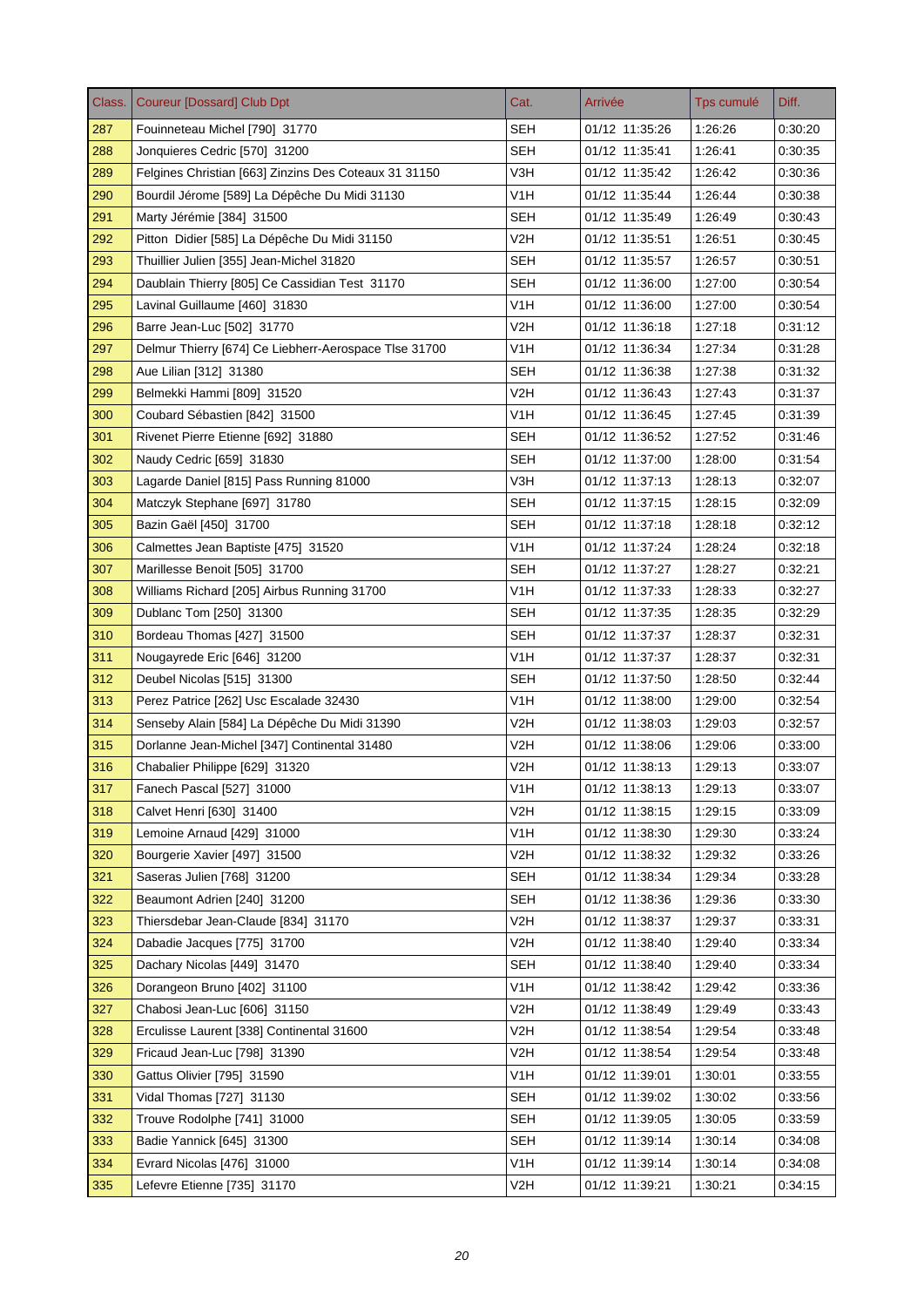| Class. | Coureur [Dossard] Club Dpt | Cat. | Arrivée | Tps cumulé | Diff. |
|---|---|---|---|---|---|
| 287 | Fouinneteau Michel [790] 31770 | SEH | 01/12 11:35:26 | 1:26:26 | 0:30:20 |
| 288 | Jonquieres Cedric [570] 31200 | SEH | 01/12 11:35:41 | 1:26:41 | 0:30:35 |
| 289 | Felgines Christian [663] Zinzins Des Coteaux 31 31150 | V3H | 01/12 11:35:42 | 1:26:42 | 0:30:36 |
| 290 | Bourdil Jérome [589] La Dépêche Du Midi 31130 | V1H | 01/12 11:35:44 | 1:26:44 | 0:30:38 |
| 291 | Marty Jérémie [384] 31500 | SEH | 01/12 11:35:49 | 1:26:49 | 0:30:43 |
| 292 | Pitton Didier [585] La Dépêche Du Midi 31150 | V2H | 01/12 11:35:51 | 1:26:51 | 0:30:45 |
| 293 | Thuillier Julien [355] Jean-Michel 31820 | SEH | 01/12 11:35:57 | 1:26:57 | 0:30:51 |
| 294 | Daublain Thierry [805] Ce Cassidian Test 31170 | SEH | 01/12 11:36:00 | 1:27:00 | 0:30:54 |
| 295 | Lavinal Guillaume [460] 31830 | V1H | 01/12 11:36:00 | 1:27:00 | 0:30:54 |
| 296 | Barre Jean-Luc [502] 31770 | V2H | 01/12 11:36:18 | 1:27:18 | 0:31:12 |
| 297 | Delmur Thierry [674] Ce Liebherr-Aerospace Tlse 31700 | V1H | 01/12 11:36:34 | 1:27:34 | 0:31:28 |
| 298 | Aue Lilian [312] 31380 | SEH | 01/12 11:36:38 | 1:27:38 | 0:31:32 |
| 299 | Belmekki Hammi [809] 31520 | V2H | 01/12 11:36:43 | 1:27:43 | 0:31:37 |
| 300 | Coubard Sébastien [842] 31500 | V1H | 01/12 11:36:45 | 1:27:45 | 0:31:39 |
| 301 | Rivenet Pierre Etienne [692] 31880 | SEH | 01/12 11:36:52 | 1:27:52 | 0:31:46 |
| 302 | Naudy Cedric [659] 31830 | SEH | 01/12 11:37:00 | 1:28:00 | 0:31:54 |
| 303 | Lagarde Daniel [815] Pass Running 81000 | V3H | 01/12 11:37:13 | 1:28:13 | 0:32:07 |
| 304 | Matczyk Stephane [697] 31780 | SEH | 01/12 11:37:15 | 1:28:15 | 0:32:09 |
| 305 | Bazin Gaël [450] 31700 | SEH | 01/12 11:37:18 | 1:28:18 | 0:32:12 |
| 306 | Calmettes Jean Baptiste [475] 31520 | V1H | 01/12 11:37:24 | 1:28:24 | 0:32:18 |
| 307 | Marillesse Benoit [505] 31700 | SEH | 01/12 11:37:27 | 1:28:27 | 0:32:21 |
| 308 | Williams Richard [205] Airbus Running 31700 | V1H | 01/12 11:37:33 | 1:28:33 | 0:32:27 |
| 309 | Dublanc Tom [250] 31300 | SEH | 01/12 11:37:35 | 1:28:35 | 0:32:29 |
| 310 | Bordeau Thomas [427] 31500 | SEH | 01/12 11:37:37 | 1:28:37 | 0:32:31 |
| 311 | Nougayrede Eric [646] 31200 | V1H | 01/12 11:37:37 | 1:28:37 | 0:32:31 |
| 312 | Deubel Nicolas [515] 31300 | SEH | 01/12 11:37:50 | 1:28:50 | 0:32:44 |
| 313 | Perez Patrice [262] Usc Escalade 32430 | V1H | 01/12 11:38:00 | 1:29:00 | 0:32:54 |
| 314 | Senseby Alain [584] La Dépêche Du Midi 31390 | V2H | 01/12 11:38:03 | 1:29:03 | 0:32:57 |
| 315 | Dorlanne Jean-Michel [347] Continental 31480 | V2H | 01/12 11:38:06 | 1:29:06 | 0:33:00 |
| 316 | Chabalier Philippe [629] 31320 | V2H | 01/12 11:38:13 | 1:29:13 | 0:33:07 |
| 317 | Fanech Pascal [527] 31000 | V1H | 01/12 11:38:13 | 1:29:13 | 0:33:07 |
| 318 | Calvet Henri [630] 31400 | V2H | 01/12 11:38:15 | 1:29:15 | 0:33:09 |
| 319 | Lemoine Arnaud [429] 31000 | V1H | 01/12 11:38:30 | 1:29:30 | 0:33:24 |
| 320 | Bourgerie Xavier [497] 31500 | V2H | 01/12 11:38:32 | 1:29:32 | 0:33:26 |
| 321 | Saseras Julien [768] 31200 | SEH | 01/12 11:38:34 | 1:29:34 | 0:33:28 |
| 322 | Beaumont Adrien [240] 31200 | SEH | 01/12 11:38:36 | 1:29:36 | 0:33:30 |
| 323 | Thiersdebar Jean-Claude [834] 31170 | V2H | 01/12 11:38:37 | 1:29:37 | 0:33:31 |
| 324 | Dabadie Jacques [775] 31700 | V2H | 01/12 11:38:40 | 1:29:40 | 0:33:34 |
| 325 | Dachary Nicolas [449] 31470 | SEH | 01/12 11:38:40 | 1:29:40 | 0:33:34 |
| 326 | Dorangeon Bruno [402] 31100 | V1H | 01/12 11:38:42 | 1:29:42 | 0:33:36 |
| 327 | Chabosi Jean-Luc [606] 31150 | V2H | 01/12 11:38:49 | 1:29:49 | 0:33:43 |
| 328 | Erculisse Laurent [338] Continental 31600 | V2H | 01/12 11:38:54 | 1:29:54 | 0:33:48 |
| 329 | Fricaud Jean-Luc [798] 31390 | V2H | 01/12 11:38:54 | 1:29:54 | 0:33:48 |
| 330 | Gattus Olivier [795] 31590 | V1H | 01/12 11:39:01 | 1:30:01 | 0:33:55 |
| 331 | Vidal Thomas [727] 31130 | SEH | 01/12 11:39:02 | 1:30:02 | 0:33:56 |
| 332 | Trouve Rodolphe [741] 31000 | SEH | 01/12 11:39:05 | 1:30:05 | 0:33:59 |
| 333 | Badie Yannick [645] 31300 | SEH | 01/12 11:39:14 | 1:30:14 | 0:34:08 |
| 334 | Evrard Nicolas [476] 31000 | V1H | 01/12 11:39:14 | 1:30:14 | 0:34:08 |
| 335 | Lefevre Etienne [735] 31170 | V2H | 01/12 11:39:21 | 1:30:21 | 0:34:15 |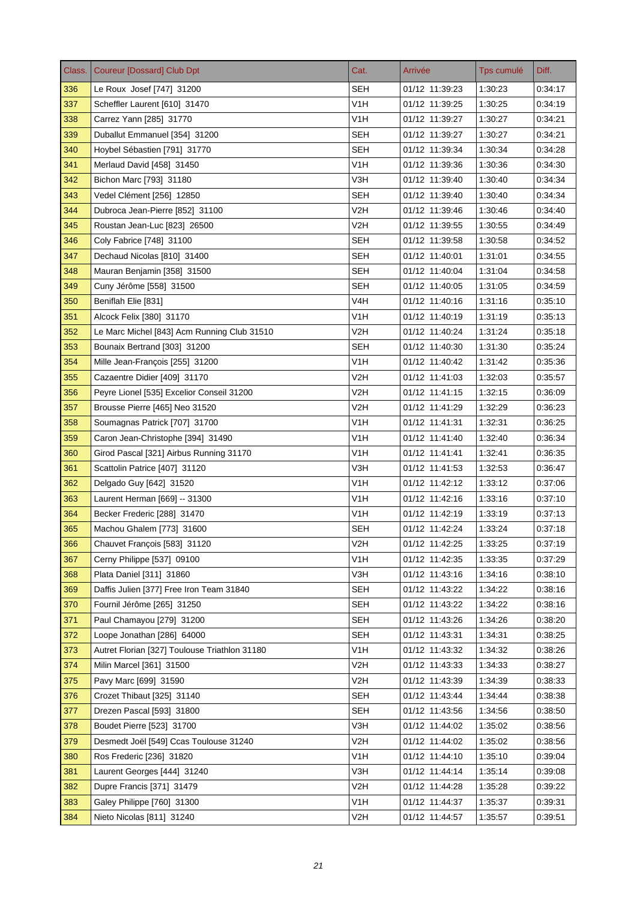| Class. | Coureur [Dossard] Club Dpt | Cat. | Arrivée | Tps cumulé | Diff. |
|---|---|---|---|---|---|
| 336 | Le Roux Josef [747] 31200 | SEH | 01/12 11:39:23 | 1:30:23 | 0:34:17 |
| 337 | Scheffler Laurent [610] 31470 | V1H | 01/12 11:39:25 | 1:30:25 | 0:34:19 |
| 338 | Carrez Yann [285] 31770 | V1H | 01/12 11:39:27 | 1:30:27 | 0:34:21 |
| 339 | Duballut Emmanuel [354] 31200 | SEH | 01/12 11:39:27 | 1:30:27 | 0:34:21 |
| 340 | Hoybel Sébastien [791] 31770 | SEH | 01/12 11:39:34 | 1:30:34 | 0:34:28 |
| 341 | Merlaud David [458] 31450 | V1H | 01/12 11:39:36 | 1:30:36 | 0:34:30 |
| 342 | Bichon Marc [793] 31180 | V3H | 01/12 11:39:40 | 1:30:40 | 0:34:34 |
| 343 | Vedel Clément [256] 12850 | SEH | 01/12 11:39:40 | 1:30:40 | 0:34:34 |
| 344 | Dubroca Jean-Pierre [852] 31100 | V2H | 01/12 11:39:46 | 1:30:46 | 0:34:40 |
| 345 | Roustan Jean-Luc [823] 26500 | V2H | 01/12 11:39:55 | 1:30:55 | 0:34:49 |
| 346 | Coly Fabrice [748] 31100 | SEH | 01/12 11:39:58 | 1:30:58 | 0:34:52 |
| 347 | Dechaud Nicolas [810] 31400 | SEH | 01/12 11:40:01 | 1:31:01 | 0:34:55 |
| 348 | Mauran Benjamin [358] 31500 | SEH | 01/12 11:40:04 | 1:31:04 | 0:34:58 |
| 349 | Cuny Jérôme [558] 31500 | SEH | 01/12 11:40:05 | 1:31:05 | 0:34:59 |
| 350 | Beniflah Elie [831] | V4H | 01/12 11:40:16 | 1:31:16 | 0:35:10 |
| 351 | Alcock Felix [380] 31170 | V1H | 01/12 11:40:19 | 1:31:19 | 0:35:13 |
| 352 | Le Marc Michel [843] Acm Running Club 31510 | V2H | 01/12 11:40:24 | 1:31:24 | 0:35:18 |
| 353 | Bounaix Bertrand [303] 31200 | SEH | 01/12 11:40:30 | 1:31:30 | 0:35:24 |
| 354 | Mille Jean-François [255] 31200 | V1H | 01/12 11:40:42 | 1:31:42 | 0:35:36 |
| 355 | Cazaentre Didier [409] 31170 | V2H | 01/12 11:41:03 | 1:32:03 | 0:35:57 |
| 356 | Peyre Lionel [535] Excelior Conseil 31200 | V2H | 01/12 11:41:15 | 1:32:15 | 0:36:09 |
| 357 | Brousse Pierre [465] Neo 31520 | V2H | 01/12 11:41:29 | 1:32:29 | 0:36:23 |
| 358 | Soumagnas Patrick [707] 31700 | V1H | 01/12 11:41:31 | 1:32:31 | 0:36:25 |
| 359 | Caron Jean-Christophe [394] 31490 | V1H | 01/12 11:41:40 | 1:32:40 | 0:36:34 |
| 360 | Girod Pascal [321] Airbus Running 31170 | V1H | 01/12 11:41:41 | 1:32:41 | 0:36:35 |
| 361 | Scattolin Patrice [407] 31120 | V3H | 01/12 11:41:53 | 1:32:53 | 0:36:47 |
| 362 | Delgado Guy [642] 31520 | V1H | 01/12 11:42:12 | 1:33:12 | 0:37:06 |
| 363 | Laurent Herman [669] -- 31300 | V1H | 01/12 11:42:16 | 1:33:16 | 0:37:10 |
| 364 | Becker Frederic [288] 31470 | V1H | 01/12 11:42:19 | 1:33:19 | 0:37:13 |
| 365 | Machou Ghalem [773] 31600 | SEH | 01/12 11:42:24 | 1:33:24 | 0:37:18 |
| 366 | Chauvet François [583] 31120 | V2H | 01/12 11:42:25 | 1:33:25 | 0:37:19 |
| 367 | Cerny Philippe [537] 09100 | V1H | 01/12 11:42:35 | 1:33:35 | 0:37:29 |
| 368 | Plata Daniel [311] 31860 | V3H | 01/12 11:43:16 | 1:34:16 | 0:38:10 |
| 369 | Daffis Julien [377] Free Iron Team 31840 | SEH | 01/12 11:43:22 | 1:34:22 | 0:38:16 |
| 370 | Fournil Jérôme [265] 31250 | SEH | 01/12 11:43:22 | 1:34:22 | 0:38:16 |
| 371 | Paul Chamayou [279] 31200 | SEH | 01/12 11:43:26 | 1:34:26 | 0:38:20 |
| 372 | Loope Jonathan [286] 64000 | SEH | 01/12 11:43:31 | 1:34:31 | 0:38:25 |
| 373 | Autret Florian [327] Toulouse Triathlon 31180 | V1H | 01/12 11:43:32 | 1:34:32 | 0:38:26 |
| 374 | Milin Marcel [361] 31500 | V2H | 01/12 11:43:33 | 1:34:33 | 0:38:27 |
| 375 | Pavy Marc [699] 31590 | V2H | 01/12 11:43:39 | 1:34:39 | 0:38:33 |
| 376 | Crozet Thibaut [325] 31140 | SEH | 01/12 11:43:44 | 1:34:44 | 0:38:38 |
| 377 | Drezen Pascal [593] 31800 | SEH | 01/12 11:43:56 | 1:34:56 | 0:38:50 |
| 378 | Boudet Pierre [523] 31700 | V3H | 01/12 11:44:02 | 1:35:02 | 0:38:56 |
| 379 | Desmedt Joël [549] Ccas Toulouse 31240 | V2H | 01/12 11:44:02 | 1:35:02 | 0:38:56 |
| 380 | Ros Frederic [236] 31820 | V1H | 01/12 11:44:10 | 1:35:10 | 0:39:04 |
| 381 | Laurent Georges [444] 31240 | V3H | 01/12 11:44:14 | 1:35:14 | 0:39:08 |
| 382 | Dupre Francis [371] 31479 | V2H | 01/12 11:44:28 | 1:35:28 | 0:39:22 |
| 383 | Galey Philippe [760] 31300 | V1H | 01/12 11:44:37 | 1:35:37 | 0:39:31 |
| 384 | Nieto Nicolas [811] 31240 | V2H | 01/12 11:44:57 | 1:35:57 | 0:39:51 |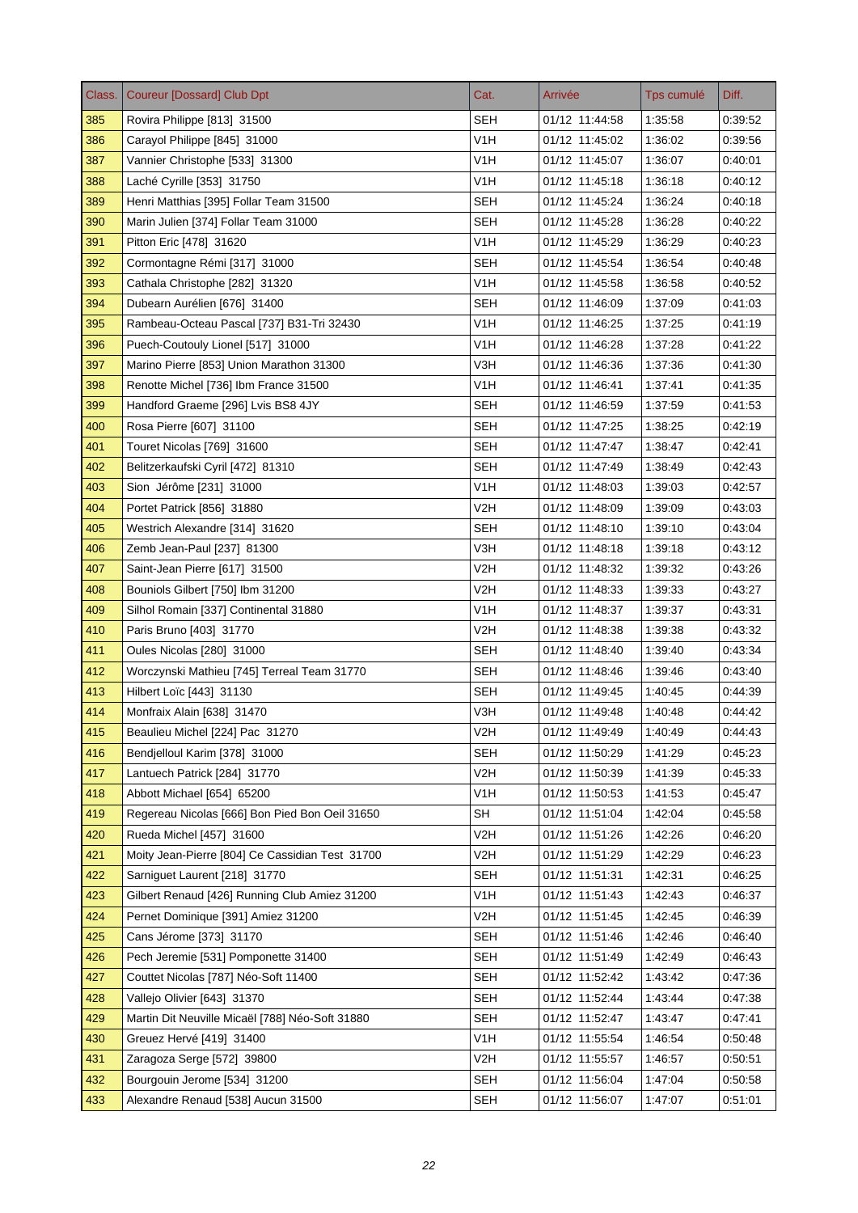| Class. | Coureur [Dossard] Club Dpt | Cat. | Arrivée | Tps cumulé | Diff. |
|---|---|---|---|---|---|
| 385 | Rovira Philippe [813] 31500 | SEH | 01/12 11:44:58 | 1:35:58 | 0:39:52 |
| 386 | Carayol Philippe [845] 31000 | V1H | 01/12 11:45:02 | 1:36:02 | 0:39:56 |
| 387 | Vannier Christophe [533] 31300 | V1H | 01/12 11:45:07 | 1:36:07 | 0:40:01 |
| 388 | Laché Cyrille [353] 31750 | V1H | 01/12 11:45:18 | 1:36:18 | 0:40:12 |
| 389 | Henri Matthias [395] Follar Team 31500 | SEH | 01/12 11:45:24 | 1:36:24 | 0:40:18 |
| 390 | Marin Julien [374] Follar Team 31000 | SEH | 01/12 11:45:28 | 1:36:28 | 0:40:22 |
| 391 | Pitton Eric [478] 31620 | V1H | 01/12 11:45:29 | 1:36:29 | 0:40:23 |
| 392 | Cormontagne Rémi [317] 31000 | SEH | 01/12 11:45:54 | 1:36:54 | 0:40:48 |
| 393 | Cathala Christophe [282] 31320 | V1H | 01/12 11:45:58 | 1:36:58 | 0:40:52 |
| 394 | Dubearn Aurélien [676] 31400 | SEH | 01/12 11:46:09 | 1:37:09 | 0:41:03 |
| 395 | Rambeau-Octeau Pascal [737] B31-Tri 32430 | V1H | 01/12 11:46:25 | 1:37:25 | 0:41:19 |
| 396 | Puech-Coutouly Lionel [517] 31000 | V1H | 01/12 11:46:28 | 1:37:28 | 0:41:22 |
| 397 | Marino Pierre [853] Union Marathon 31300 | V3H | 01/12 11:46:36 | 1:37:36 | 0:41:30 |
| 398 | Renotte Michel [736] Ibm France 31500 | V1H | 01/12 11:46:41 | 1:37:41 | 0:41:35 |
| 399 | Handford Graeme [296] Lvis BS8 4JY | SEH | 01/12 11:46:59 | 1:37:59 | 0:41:53 |
| 400 | Rosa Pierre [607] 31100 | SEH | 01/12 11:47:25 | 1:38:25 | 0:42:19 |
| 401 | Touret Nicolas [769] 31600 | SEH | 01/12 11:47:47 | 1:38:47 | 0:42:41 |
| 402 | Belitzerkaufski Cyril [472] 81310 | SEH | 01/12 11:47:49 | 1:38:49 | 0:42:43 |
| 403 | Sion Jérôme [231] 31000 | V1H | 01/12 11:48:03 | 1:39:03 | 0:42:57 |
| 404 | Portet Patrick [856] 31880 | V2H | 01/12 11:48:09 | 1:39:09 | 0:43:03 |
| 405 | Westrich Alexandre [314] 31620 | SEH | 01/12 11:48:10 | 1:39:10 | 0:43:04 |
| 406 | Zemb Jean-Paul [237] 81300 | V3H | 01/12 11:48:18 | 1:39:18 | 0:43:12 |
| 407 | Saint-Jean Pierre [617] 31500 | V2H | 01/12 11:48:32 | 1:39:32 | 0:43:26 |
| 408 | Bouniols Gilbert [750] Ibm 31200 | V2H | 01/12 11:48:33 | 1:39:33 | 0:43:27 |
| 409 | Silhol Romain [337] Continental 31880 | V1H | 01/12 11:48:37 | 1:39:37 | 0:43:31 |
| 410 | Paris Bruno [403] 31770 | V2H | 01/12 11:48:38 | 1:39:38 | 0:43:32 |
| 411 | Oules Nicolas [280] 31000 | SEH | 01/12 11:48:40 | 1:39:40 | 0:43:34 |
| 412 | Worczynski Mathieu [745] Terreal Team 31770 | SEH | 01/12 11:48:46 | 1:39:46 | 0:43:40 |
| 413 | Hilbert Loïc [443] 31130 | SEH | 01/12 11:49:45 | 1:40:45 | 0:44:39 |
| 414 | Monfraix Alain [638] 31470 | V3H | 01/12 11:49:48 | 1:40:48 | 0:44:42 |
| 415 | Beaulieu Michel [224] Pac 31270 | V2H | 01/12 11:49:49 | 1:40:49 | 0:44:43 |
| 416 | Bendjelloul Karim [378] 31000 | SEH | 01/12 11:50:29 | 1:41:29 | 0:45:23 |
| 417 | Lantuech Patrick [284] 31770 | V2H | 01/12 11:50:39 | 1:41:39 | 0:45:33 |
| 418 | Abbott Michael [654] 65200 | V1H | 01/12 11:50:53 | 1:41:53 | 0:45:47 |
| 419 | Regereau Nicolas [666] Bon Pied Bon Oeil 31650 | SH | 01/12 11:51:04 | 1:42:04 | 0:45:58 |
| 420 | Rueda Michel [457] 31600 | V2H | 01/12 11:51:26 | 1:42:26 | 0:46:20 |
| 421 | Moity Jean-Pierre [804] Ce Cassidian Test 31700 | V2H | 01/12 11:51:29 | 1:42:29 | 0:46:23 |
| 422 | Sarniguet Laurent [218] 31770 | SEH | 01/12 11:51:31 | 1:42:31 | 0:46:25 |
| 423 | Gilbert Renaud [426] Running Club Amiez 31200 | V1H | 01/12 11:51:43 | 1:42:43 | 0:46:37 |
| 424 | Pernet Dominique [391] Amiez 31200 | V2H | 01/12 11:51:45 | 1:42:45 | 0:46:39 |
| 425 | Cans Jérome [373] 31170 | SEH | 01/12 11:51:46 | 1:42:46 | 0:46:40 |
| 426 | Pech Jeremie [531] Pomponette 31400 | SEH | 01/12 11:51:49 | 1:42:49 | 0:46:43 |
| 427 | Couttet Nicolas [787] Néo-Soft 11400 | SEH | 01/12 11:52:42 | 1:43:42 | 0:47:36 |
| 428 | Vallejo Olivier [643] 31370 | SEH | 01/12 11:52:44 | 1:43:44 | 0:47:38 |
| 429 | Martin Dit Neuville Micaël [788] Néo-Soft 31880 | SEH | 01/12 11:52:47 | 1:43:47 | 0:47:41 |
| 430 | Greuez Hervé [419] 31400 | V1H | 01/12 11:55:54 | 1:46:54 | 0:50:48 |
| 431 | Zaragoza Serge [572] 39800 | V2H | 01/12 11:55:57 | 1:46:57 | 0:50:51 |
| 432 | Bourgouin Jerome [534] 31200 | SEH | 01/12 11:56:04 | 1:47:04 | 0:50:58 |
| 433 | Alexandre Renaud [538] Aucun 31500 | SEH | 01/12 11:56:07 | 1:47:07 | 0:51:01 |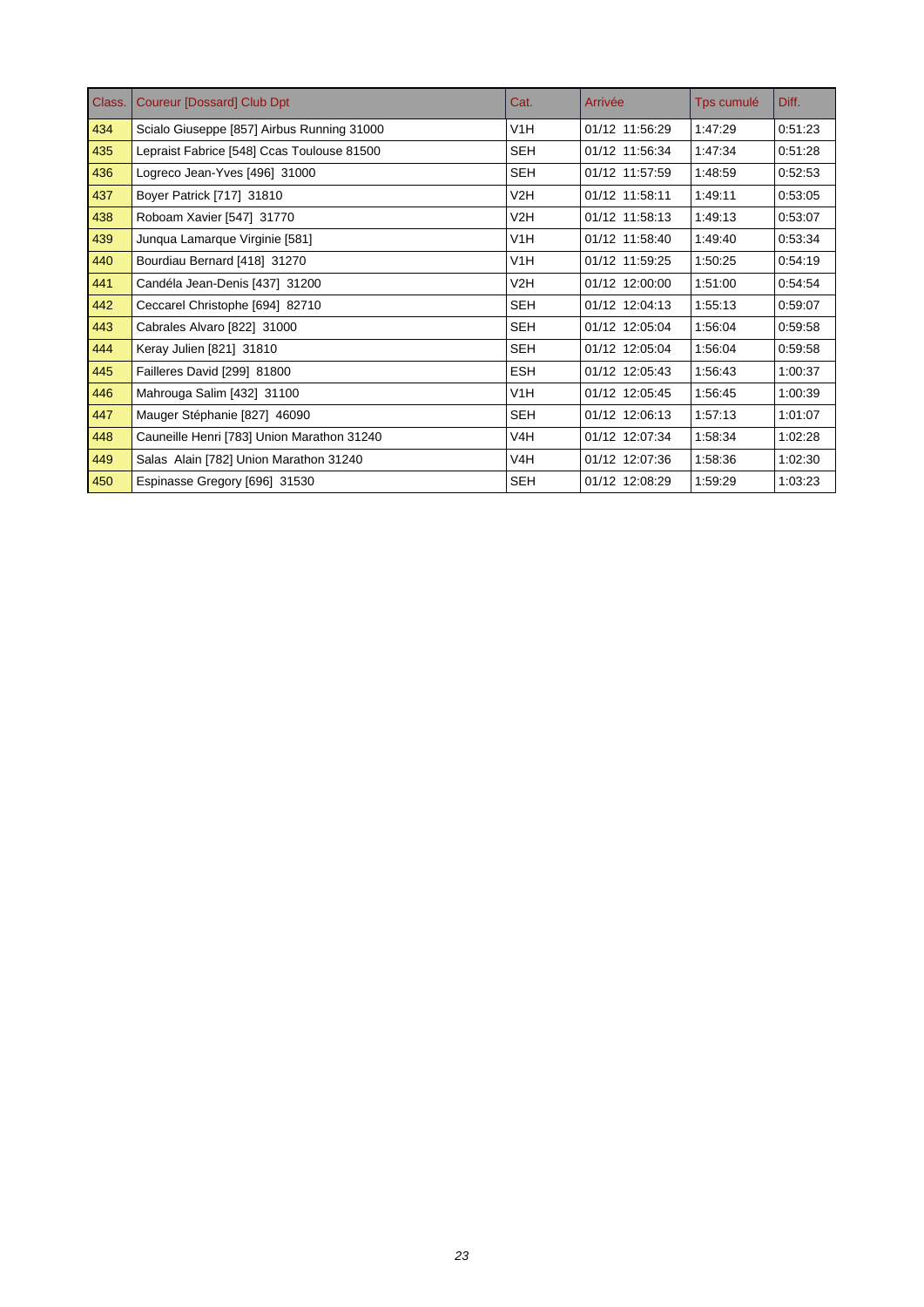| Class. | Coureur [Dossard] Club Dpt | Cat. | Arrivée | Tps cumulé | Diff. |
|---|---|---|---|---|---|
| 434 | Scialo Giuseppe [857] Airbus Running 31000 | V1H | 01/12 11:56:29 | 1:47:29 | 0:51:23 |
| 435 | Lepraist Fabrice [548] Ccas Toulouse 81500 | SEH | 01/12 11:56:34 | 1:47:34 | 0:51:28 |
| 436 | Logreco Jean-Yves [496] 31000 | SEH | 01/12 11:57:59 | 1:48:59 | 0:52:53 |
| 437 | Boyer Patrick [717] 31810 | V2H | 01/12 11:58:11 | 1:49:11 | 0:53:05 |
| 438 | Roboam Xavier [547] 31770 | V2H | 01/12 11:58:13 | 1:49:13 | 0:53:07 |
| 439 | Junqua Lamarque Virginie [581] | V1H | 01/12 11:58:40 | 1:49:40 | 0:53:34 |
| 440 | Bourdiau Bernard [418] 31270 | V1H | 01/12 11:59:25 | 1:50:25 | 0:54:19 |
| 441 | Candéla Jean-Denis [437] 31200 | V2H | 01/12 12:00:00 | 1:51:00 | 0:54:54 |
| 442 | Ceccarel Christophe [694] 82710 | SEH | 01/12 12:04:13 | 1:55:13 | 0:59:07 |
| 443 | Cabrales Alvaro [822] 31000 | SEH | 01/12 12:05:04 | 1:56:04 | 0:59:58 |
| 444 | Keray Julien [821] 31810 | SEH | 01/12 12:05:04 | 1:56:04 | 0:59:58 |
| 445 | Failleres David [299] 81800 | ESH | 01/12 12:05:43 | 1:56:43 | 1:00:37 |
| 446 | Mahrouga Salim [432] 31100 | V1H | 01/12 12:05:45 | 1:56:45 | 1:00:39 |
| 447 | Mauger Stéphanie [827] 46090 | SEH | 01/12 12:06:13 | 1:57:13 | 1:01:07 |
| 448 | Cauneille Henri [783] Union Marathon 31240 | V4H | 01/12 12:07:34 | 1:58:34 | 1:02:28 |
| 449 | Salas Alain [782] Union Marathon 31240 | V4H | 01/12 12:07:36 | 1:58:36 | 1:02:30 |
| 450 | Espinasse Gregory [696] 31530 | SEH | 01/12 12:08:29 | 1:59:29 | 1:03:23 |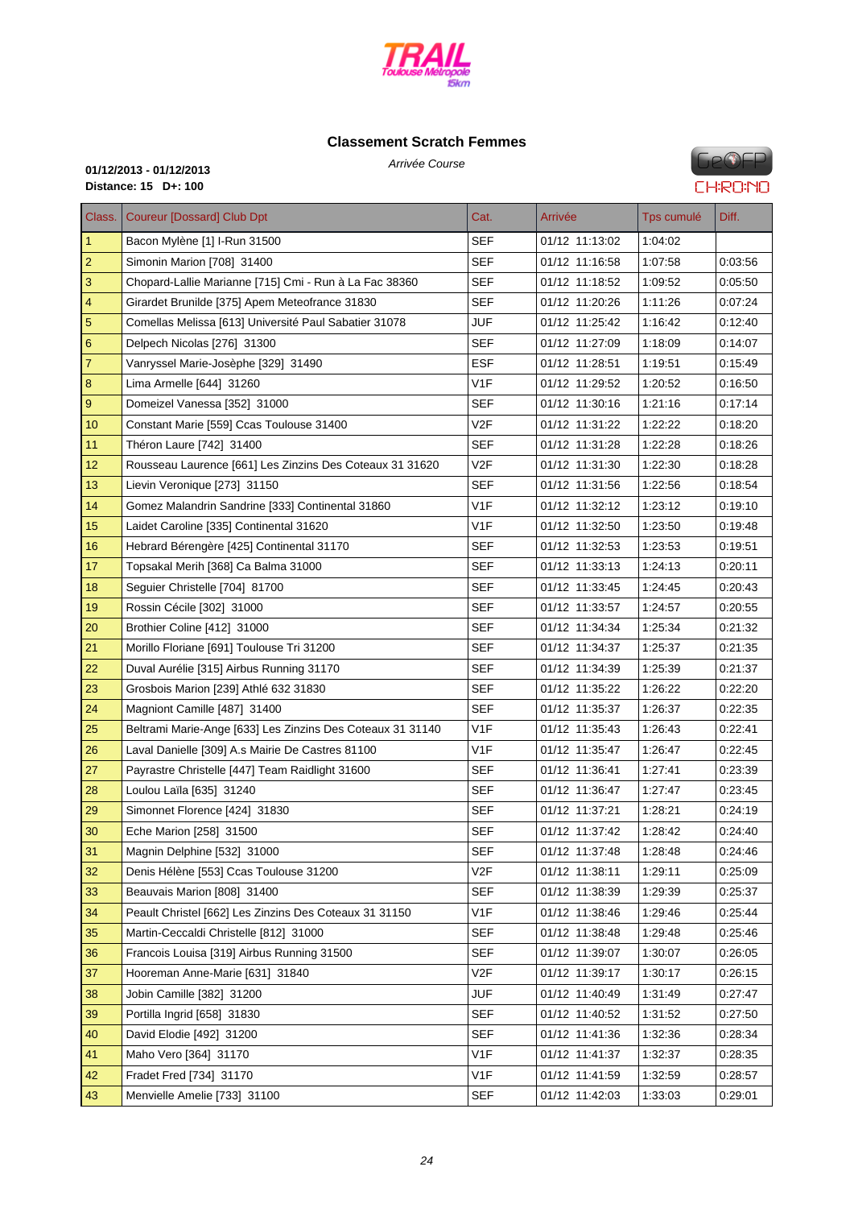## Classement Scratch Femmes

*Arrivée Course*

**01/12/2013 - 01/12/2013**
**Distance: 15 D+: 100**

| Class. | Coureur [Dossard] Club Dpt | Cat. | Arrivée | Tps cumulé | Diff. |
|---|---|---|---|---|---|
| 1 | Bacon Mylène [1] I-Run 31500 | SEF | 01/12 11:13:02 | 1:04:02 | |
| 2 | Simonin Marion [708] 31400 | SEF | 01/12 11:16:58 | 1:07:58 | 0:03:56 |
| 3 | Chopard-Lallie Marianne [715] Cmi - Run à La Fac 38360 | SEF | 01/12 11:18:52 | 1:09:52 | 0:05:50 |
| 4 | Girardet Brunilde [375] Apem Meteofrance 31830 | SEF | 01/12 11:20:26 | 1:11:26 | 0:07:24 |
| 5 | Comellas Melissa [613] Université Paul Sabatier 31078 | JUF | 01/12 11:25:42 | 1:16:42 | 0:12:40 |
| 6 | Delpech Nicolas [276] 31300 | SEF | 01/12 11:27:09 | 1:18:09 | 0:14:07 |
| 7 | Vanryssel Marie-Josèphe [329] 31490 | ESF | 01/12 11:28:51 | 1:19:51 | 0:15:49 |
| 8 | Lima Armelle [644] 31260 | V1F | 01/12 11:29:52 | 1:20:52 | 0:16:50 |
| 9 | Domeizel Vanessa [352] 31000 | SEF | 01/12 11:30:16 | 1:21:16 | 0:17:14 |
| 10 | Constant Marie [559] Ccas Toulouse 31400 | V2F | 01/12 11:31:22 | 1:22:22 | 0:18:20 |
| 11 | Théron Laure [742] 31400 | SEF | 01/12 11:31:28 | 1:22:28 | 0:18:26 |
| 12 | Rousseau Laurence [661] Les Zinzins Des Coteaux 31 31620 | V2F | 01/12 11:31:30 | 1:22:30 | 0:18:28 |
| 13 | Lievin Veronique [273] 31150 | SEF | 01/12 11:31:56 | 1:22:56 | 0:18:54 |
| 14 | Gomez Malandrin Sandrine [333] Continental 31860 | V1F | 01/12 11:32:12 | 1:23:12 | 0:19:10 |
| 15 | Laidet Caroline [335] Continental 31620 | V1F | 01/12 11:32:50 | 1:23:50 | 0:19:48 |
| 16 | Hebrard Bérengère [425] Continental 31170 | SEF | 01/12 11:32:53 | 1:23:53 | 0:19:51 |
| 17 | Topsakal Merih [368] Ca Balma 31000 | SEF | 01/12 11:33:13 | 1:24:13 | 0:20:11 |
| 18 | Seguier Christelle [704] 81700 | SEF | 01/12 11:33:45 | 1:24:45 | 0:20:43 |
| 19 | Rossin Cécile [302] 31000 | SEF | 01/12 11:33:57 | 1:24:57 | 0:20:55 |
| 20 | Brothier Coline [412] 31000 | SEF | 01/12 11:34:34 | 1:25:34 | 0:21:32 |
| 21 | Morillo Floriane [691] Toulouse Tri 31200 | SEF | 01/12 11:34:37 | 1:25:37 | 0:21:35 |
| 22 | Duval Aurélie [315] Airbus Running 31170 | SEF | 01/12 11:34:39 | 1:25:39 | 0:21:37 |
| 23 | Grosbois Marion [239] Athlé 632 31830 | SEF | 01/12 11:35:22 | 1:26:22 | 0:22:20 |
| 24 | Magniont Camille [487] 31400 | SEF | 01/12 11:35:37 | 1:26:37 | 0:22:35 |
| 25 | Beltrami Marie-Ange [633] Les Zinzins Des Coteaux 31 31140 | V1F | 01/12 11:35:43 | 1:26:43 | 0:22:41 |
| 26 | Laval Danielle [309] A.s Mairie De Castres 81100 | V1F | 01/12 11:35:47 | 1:26:47 | 0:22:45 |
| 27 | Payrastre Christelle [447] Team Raidlight 31600 | SEF | 01/12 11:36:41 | 1:27:41 | 0:23:39 |
| 28 | Loulou Laïla [635] 31240 | SEF | 01/12 11:36:47 | 1:27:47 | 0:23:45 |
| 29 | Simonnet Florence [424] 31830 | SEF | 01/12 11:37:21 | 1:28:21 | 0:24:19 |
| 30 | Eche Marion [258] 31500 | SEF | 01/12 11:37:42 | 1:28:42 | 0:24:40 |
| 31 | Magnin Delphine [532] 31000 | SEF | 01/12 11:37:48 | 1:28:48 | 0:24:46 |
| 32 | Denis Hélène [553] Ccas Toulouse 31200 | V2F | 01/12 11:38:11 | 1:29:11 | 0:25:09 |
| 33 | Beauvais Marion [808] 31400 | SEF | 01/12 11:38:39 | 1:29:39 | 0:25:37 |
| 34 | Peault Christel [662] Les Zinzins Des Coteaux 31 31150 | V1F | 01/12 11:38:46 | 1:29:46 | 0:25:44 |
| 35 | Martin-Ceccaldi Christelle [812] 31000 | SEF | 01/12 11:38:48 | 1:29:48 | 0:25:46 |
| 36 | Francois Louisa [319] Airbus Running 31500 | SEF | 01/12 11:39:07 | 1:30:07 | 0:26:05 |
| 37 | Hooreman Anne-Marie [631] 31840 | V2F | 01/12 11:39:17 | 1:30:17 | 0:26:15 |
| 38 | Jobin Camille [382] 31200 | JUF | 01/12 11:40:49 | 1:31:49 | 0:27:47 |
| 39 | Portilla Ingrid [658] 31830 | SEF | 01/12 11:40:52 | 1:31:52 | 0:27:50 |
| 40 | David Elodie [492] 31200 | SEF | 01/12 11:41:36 | 1:32:36 | 0:28:34 |
| 41 | Maho Vero [364] 31170 | V1F | 01/12 11:41:37 | 1:32:37 | 0:28:35 |
| 42 | Fradet Fred [734] 31170 | V1F | 01/12 11:41:59 | 1:32:59 | 0:28:57 |
| 43 | Menvielle Amelie [733] 31100 | SEF | 01/12 11:42:03 | 1:33:03 | 0:29:01 |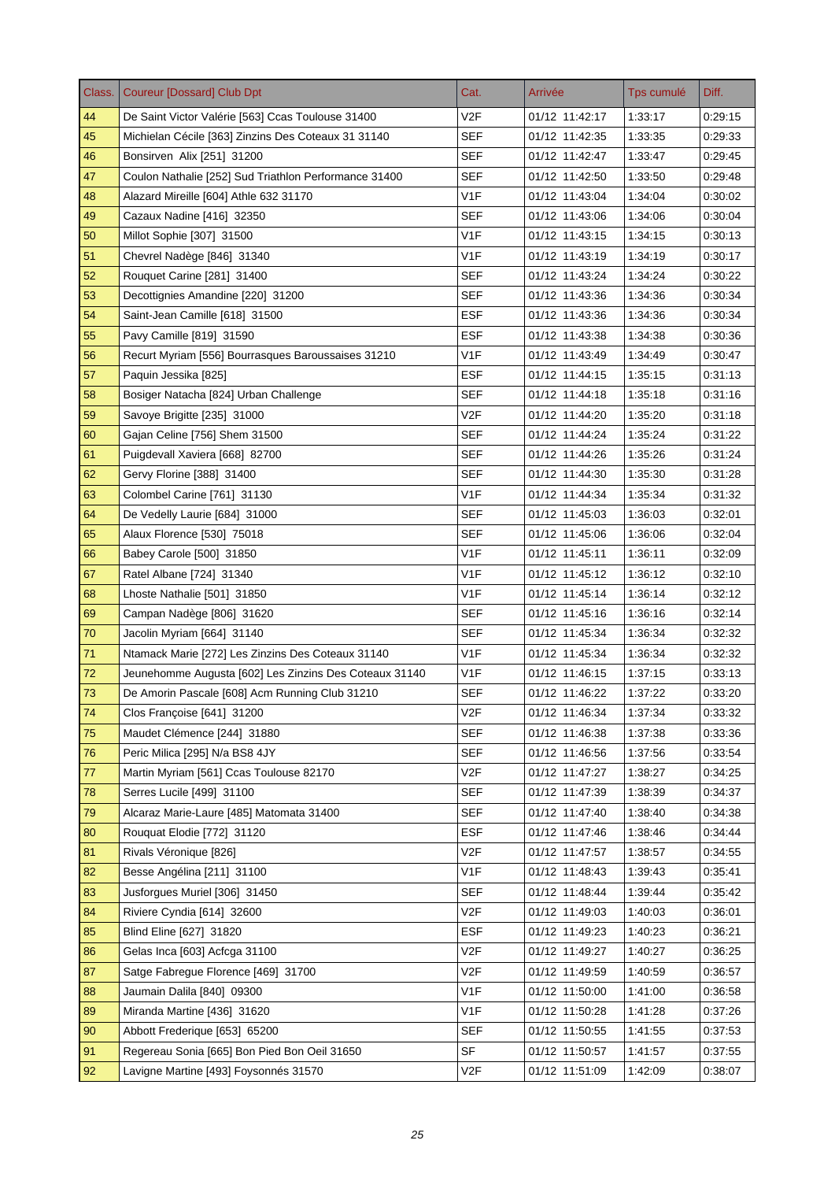| Class. | Coureur [Dossard] Club Dpt | Cat. | Arrivée | Tps cumulé | Diff. |
|---|---|---|---|---|---|
| 44 | De Saint Victor Valérie [563] Ccas Toulouse 31400 | V2F | 01/12 11:42:17 | 1:33:17 | 0:29:15 |
| 45 | Michielan Cécile [363] Zinzins Des Coteaux 31 31140 | SEF | 01/12 11:42:35 | 1:33:35 | 0:29:33 |
| 46 | Bonsirven Alix [251] 31200 | SEF | 01/12 11:42:47 | 1:33:47 | 0:29:45 |
| 47 | Coulon Nathalie [252] Sud Triathlon Performance 31400 | SEF | 01/12 11:42:50 | 1:33:50 | 0:29:48 |
| 48 | Alazard Mireille [604] Athle 632 31170 | V1F | 01/12 11:43:04 | 1:34:04 | 0:30:02 |
| 49 | Cazaux Nadine [416] 32350 | SEF | 01/12 11:43:06 | 1:34:06 | 0:30:04 |
| 50 | Millot Sophie [307] 31500 | V1F | 01/12 11:43:15 | 1:34:15 | 0:30:13 |
| 51 | Chevrel Nadège [846] 31340 | V1F | 01/12 11:43:19 | 1:34:19 | 0:30:17 |
| 52 | Rouquet Carine [281] 31400 | SEF | 01/12 11:43:24 | 1:34:24 | 0:30:22 |
| 53 | Decottignies Amandine [220] 31200 | SEF | 01/12 11:43:36 | 1:34:36 | 0:30:34 |
| 54 | Saint-Jean Camille [618] 31500 | ESF | 01/12 11:43:36 | 1:34:36 | 0:30:34 |
| 55 | Pavy Camille [819] 31590 | ESF | 01/12 11:43:38 | 1:34:38 | 0:30:36 |
| 56 | Recurt Myriam [556] Bourrasques Baroussaises 31210 | V1F | 01/12 11:43:49 | 1:34:49 | 0:30:47 |
| 57 | Paquin Jessika [825] | ESF | 01/12 11:44:15 | 1:35:15 | 0:31:13 |
| 58 | Bosiger Natacha [824] Urban Challenge | SEF | 01/12 11:44:18 | 1:35:18 | 0:31:16 |
| 59 | Savoye Brigitte [235] 31000 | V2F | 01/12 11:44:20 | 1:35:20 | 0:31:18 |
| 60 | Gajan Celine [756] Shem 31500 | SEF | 01/12 11:44:24 | 1:35:24 | 0:31:22 |
| 61 | Puigdevall Xaviera [668] 82700 | SEF | 01/12 11:44:26 | 1:35:26 | 0:31:24 |
| 62 | Gervy Florine [388] 31400 | SEF | 01/12 11:44:30 | 1:35:30 | 0:31:28 |
| 63 | Colombel Carine [761] 31130 | V1F | 01/12 11:44:34 | 1:35:34 | 0:31:32 |
| 64 | De Vedelly Laurie [684] 31000 | SEF | 01/12 11:45:03 | 1:36:03 | 0:32:01 |
| 65 | Alaux Florence [530] 75018 | SEF | 01/12 11:45:06 | 1:36:06 | 0:32:04 |
| 66 | Babey Carole [500] 31850 | V1F | 01/12 11:45:11 | 1:36:11 | 0:32:09 |
| 67 | Ratel Albane [724] 31340 | V1F | 01/12 11:45:12 | 1:36:12 | 0:32:10 |
| 68 | Lhoste Nathalie [501] 31850 | V1F | 01/12 11:45:14 | 1:36:14 | 0:32:12 |
| 69 | Campan Nadège [806] 31620 | SEF | 01/12 11:45:16 | 1:36:16 | 0:32:14 |
| 70 | Jacolin Myriam [664] 31140 | SEF | 01/12 11:45:34 | 1:36:34 | 0:32:32 |
| 71 | Ntamack Marie [272] Les Zinzins Des Coteaux 31140 | V1F | 01/12 11:45:34 | 1:36:34 | 0:32:32 |
| 72 | Jeunehomme Augusta [602] Les Zinzins Des Coteaux 31140 | V1F | 01/12 11:46:15 | 1:37:15 | 0:33:13 |
| 73 | De Amorin Pascale [608] Acm Running Club 31210 | SEF | 01/12 11:46:22 | 1:37:22 | 0:33:20 |
| 74 | Clos Françoise [641] 31200 | V2F | 01/12 11:46:34 | 1:37:34 | 0:33:32 |
| 75 | Maudet Clémence [244] 31880 | SEF | 01/12 11:46:38 | 1:37:38 | 0:33:36 |
| 76 | Peric Milica [295] N/a BS8 4JY | SEF | 01/12 11:46:56 | 1:37:56 | 0:33:54 |
| 77 | Martin Myriam [561] Ccas Toulouse 82170 | V2F | 01/12 11:47:27 | 1:38:27 | 0:34:25 |
| 78 | Serres Lucile [499] 31100 | SEF | 01/12 11:47:39 | 1:38:39 | 0:34:37 |
| 79 | Alcaraz Marie-Laure [485] Matomata 31400 | SEF | 01/12 11:47:40 | 1:38:40 | 0:34:38 |
| 80 | Rouquat Elodie [772] 31120 | ESF | 01/12 11:47:46 | 1:38:46 | 0:34:44 |
| 81 | Rivals Véronique [826] | V2F | 01/12 11:47:57 | 1:38:57 | 0:34:55 |
| 82 | Besse Angélina [211] 31100 | V1F | 01/12 11:48:43 | 1:39:43 | 0:35:41 |
| 83 | Jusforgues Muriel [306] 31450 | SEF | 01/12 11:48:44 | 1:39:44 | 0:35:42 |
| 84 | Riviere Cyndia [614] 32600 | V2F | 01/12 11:49:03 | 1:40:03 | 0:36:01 |
| 85 | Blind Eline [627] 31820 | ESF | 01/12 11:49:23 | 1:40:23 | 0:36:21 |
| 86 | Gelas Inca [603] Acfcga 31100 | V2F | 01/12 11:49:27 | 1:40:27 | 0:36:25 |
| 87 | Satge Fabregue Florence [469] 31700 | V2F | 01/12 11:49:59 | 1:40:59 | 0:36:57 |
| 88 | Jaumain Dalila [840] 09300 | V1F | 01/12 11:50:00 | 1:41:00 | 0:36:58 |
| 89 | Miranda Martine [436] 31620 | V1F | 01/12 11:50:28 | 1:41:28 | 0:37:26 |
| 90 | Abbott Frederique [653] 65200 | SEF | 01/12 11:50:55 | 1:41:55 | 0:37:53 |
| 91 | Regereau Sonia [665] Bon Pied Bon Oeil 31650 | SF | 01/12 11:50:57 | 1:41:57 | 0:37:55 |
| 92 | Lavigne Martine [493] Foysonnés 31570 | V2F | 01/12 11:51:09 | 1:42:09 | 0:38:07 |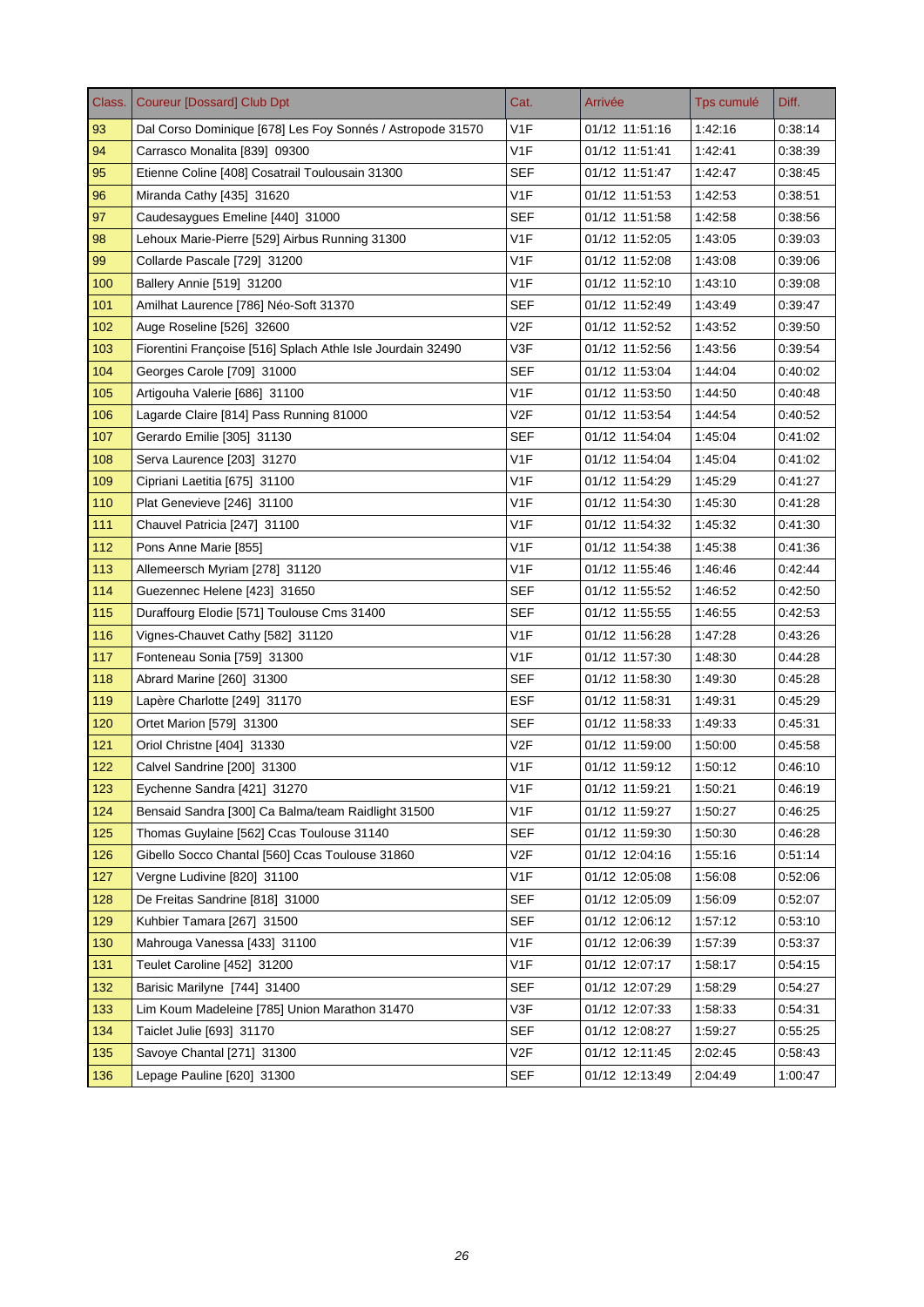| Class. | Coureur [Dossard] Club Dpt | Cat. | Arrivée | Tps cumulé | Diff. |
|---|---|---|---|---|---|
| 93 | Dal Corso Dominique [678] Les Foy Sonnés / Astropode 31570 | V1F | 01/12 11:51:16 | 1:42:16 | 0:38:14 |
| 94 | Carrasco Monalita [839] 09300 | V1F | 01/12 11:51:41 | 1:42:41 | 0:38:39 |
| 95 | Etienne Coline [408] Cosatrail Toulousain 31300 | SEF | 01/12 11:51:47 | 1:42:47 | 0:38:45 |
| 96 | Miranda Cathy [435] 31620 | V1F | 01/12 11:51:53 | 1:42:53 | 0:38:51 |
| 97 | Caudesaygues Emeline [440] 31000 | SEF | 01/12 11:51:58 | 1:42:58 | 0:38:56 |
| 98 | Lehoux Marie-Pierre [529] Airbus Running 31300 | V1F | 01/12 11:52:05 | 1:43:05 | 0:39:03 |
| 99 | Collarde Pascale [729] 31200 | V1F | 01/12 11:52:08 | 1:43:08 | 0:39:06 |
| 100 | Ballery Annie [519] 31200 | V1F | 01/12 11:52:10 | 1:43:10 | 0:39:08 |
| 101 | Amilhat Laurence [786] Néo-Soft 31370 | SEF | 01/12 11:52:49 | 1:43:49 | 0:39:47 |
| 102 | Auge Roseline [526] 32600 | V2F | 01/12 11:52:52 | 1:43:52 | 0:39:50 |
| 103 | Fiorentini Françoise [516] Splach Athle Isle Jourdain 32490 | V3F | 01/12 11:52:56 | 1:43:56 | 0:39:54 |
| 104 | Georges Carole [709] 31000 | SEF | 01/12 11:53:04 | 1:44:04 | 0:40:02 |
| 105 | Artigouha Valerie [686] 31100 | V1F | 01/12 11:53:50 | 1:44:50 | 0:40:48 |
| 106 | Lagarde Claire [814] Pass Running 81000 | V2F | 01/12 11:53:54 | 1:44:54 | 0:40:52 |
| 107 | Gerardo Emilie [305] 31130 | SEF | 01/12 11:54:04 | 1:45:04 | 0:41:02 |
| 108 | Serva Laurence [203] 31270 | V1F | 01/12 11:54:04 | 1:45:04 | 0:41:02 |
| 109 | Cipriani Laetitia [675] 31100 | V1F | 01/12 11:54:29 | 1:45:29 | 0:41:27 |
| 110 | Plat Genevieve [246] 31100 | V1F | 01/12 11:54:30 | 1:45:30 | 0:41:28 |
| 111 | Chauvel Patricia [247] 31100 | V1F | 01/12 11:54:32 | 1:45:32 | 0:41:30 |
| 112 | Pons Anne Marie [855] | V1F | 01/12 11:54:38 | 1:45:38 | 0:41:36 |
| 113 | Allemeersch Myriam [278] 31120 | V1F | 01/12 11:55:46 | 1:46:46 | 0:42:44 |
| 114 | Guezennec Helene [423] 31650 | SEF | 01/12 11:55:52 | 1:46:52 | 0:42:50 |
| 115 | Duraffourg Elodie [571] Toulouse Cms 31400 | SEF | 01/12 11:55:55 | 1:46:55 | 0:42:53 |
| 116 | Vignes-Chauvet Cathy [582] 31120 | V1F | 01/12 11:56:28 | 1:47:28 | 0:43:26 |
| 117 | Fonteneau Sonia [759] 31300 | V1F | 01/12 11:57:30 | 1:48:30 | 0:44:28 |
| 118 | Abrard Marine [260] 31300 | SEF | 01/12 11:58:30 | 1:49:30 | 0:45:28 |
| 119 | Lapère Charlotte [249] 31170 | ESF | 01/12 11:58:31 | 1:49:31 | 0:45:29 |
| 120 | Ortet Marion [579] 31300 | SEF | 01/12 11:58:33 | 1:49:33 | 0:45:31 |
| 121 | Oriol Christne [404] 31330 | V2F | 01/12 11:59:00 | 1:50:00 | 0:45:58 |
| 122 | Calvel Sandrine [200] 31300 | V1F | 01/12 11:59:12 | 1:50:12 | 0:46:10 |
| 123 | Eychenne Sandra [421] 31270 | V1F | 01/12 11:59:21 | 1:50:21 | 0:46:19 |
| 124 | Bensaid Sandra [300] Ca Balma/team Raidlight 31500 | V1F | 01/12 11:59:27 | 1:50:27 | 0:46:25 |
| 125 | Thomas Guylaine [562] Ccas Toulouse 31140 | SEF | 01/12 11:59:30 | 1:50:30 | 0:46:28 |
| 126 | Gibello Socco Chantal [560] Ccas Toulouse 31860 | V2F | 01/12 12:04:16 | 1:55:16 | 0:51:14 |
| 127 | Vergne Ludivine [820] 31100 | V1F | 01/12 12:05:08 | 1:56:08 | 0:52:06 |
| 128 | De Freitas Sandrine [818] 31000 | SEF | 01/12 12:05:09 | 1:56:09 | 0:52:07 |
| 129 | Kuhbier Tamara [267] 31500 | SEF | 01/12 12:06:12 | 1:57:12 | 0:53:10 |
| 130 | Mahrouga Vanessa [433] 31100 | V1F | 01/12 12:06:39 | 1:57:39 | 0:53:37 |
| 131 | Teulet Caroline [452] 31200 | V1F | 01/12 12:07:17 | 1:58:17 | 0:54:15 |
| 132 | Barisic Marilyne [744] 31400 | SEF | 01/12 12:07:29 | 1:58:29 | 0:54:27 |
| 133 | Lim Koum Madeleine [785] Union Marathon 31470 | V3F | 01/12 12:07:33 | 1:58:33 | 0:54:31 |
| 134 | Taiclet Julie [693] 31170 | SEF | 01/12 12:08:27 | 1:59:27 | 0:55:25 |
| 135 | Savoye Chantal [271] 31300 | V2F | 01/12 12:11:45 | 2:02:45 | 0:58:43 |
| 136 | Lepage Pauline [620] 31300 | SEF | 01/12 12:13:49 | 2:04:49 | 1:00:47 |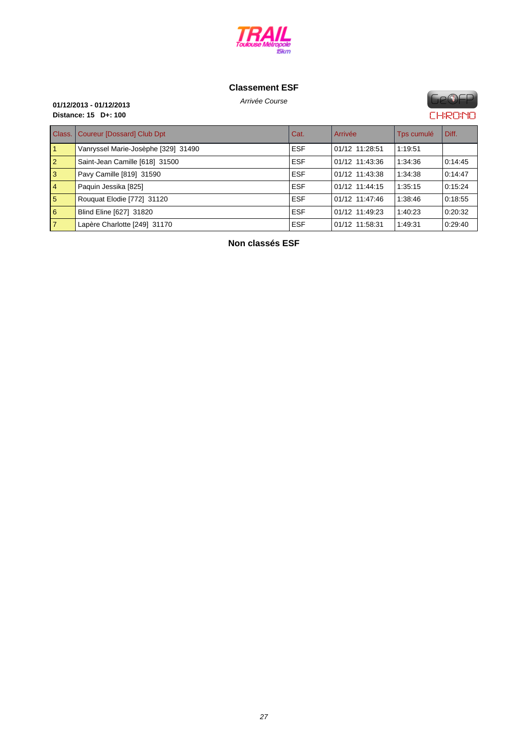TRAIL Toulouse Métropole 15km

## Classement ESF

*Arrivée Course*

**01/12/2013 - 01/12/2013**
**Distance: 15 D+: 100**

GeOFP CHRONO

| Class. | Coureur [Dossard] Club Dpt | Cat. | Arrivée | Tps cumulé | Diff. |
|---|---|---|---|---|---|
| 1 | Vanryssel Marie-Josèphe [329] 31490 | ESF | 01/12 11:28:51 | 1:19:51 | |
| 2 | Saint-Jean Camille [618] 31500 | ESF | 01/12 11:43:36 | 1:34:36 | 0:14:45 |
| 3 | Pavy Camille [819] 31590 | ESF | 01/12 11:43:38 | 1:34:38 | 0:14:47 |
| 4 | Paquin Jessika [825] | ESF | 01/12 11:44:15 | 1:35:15 | 0:15:24 |
| 5 | Rouquat Elodie [772] 31120 | ESF | 01/12 11:47:46 | 1:38:46 | 0:18:55 |
| 6 | Blind Eline [627] 31820 | ESF | 01/12 11:49:23 | 1:40:23 | 0:20:32 |
| 7 | Lapère Charlotte [249] 31170 | ESF | 01/12 11:58:31 | 1:49:31 | 0:29:40 |

## Non classés ESF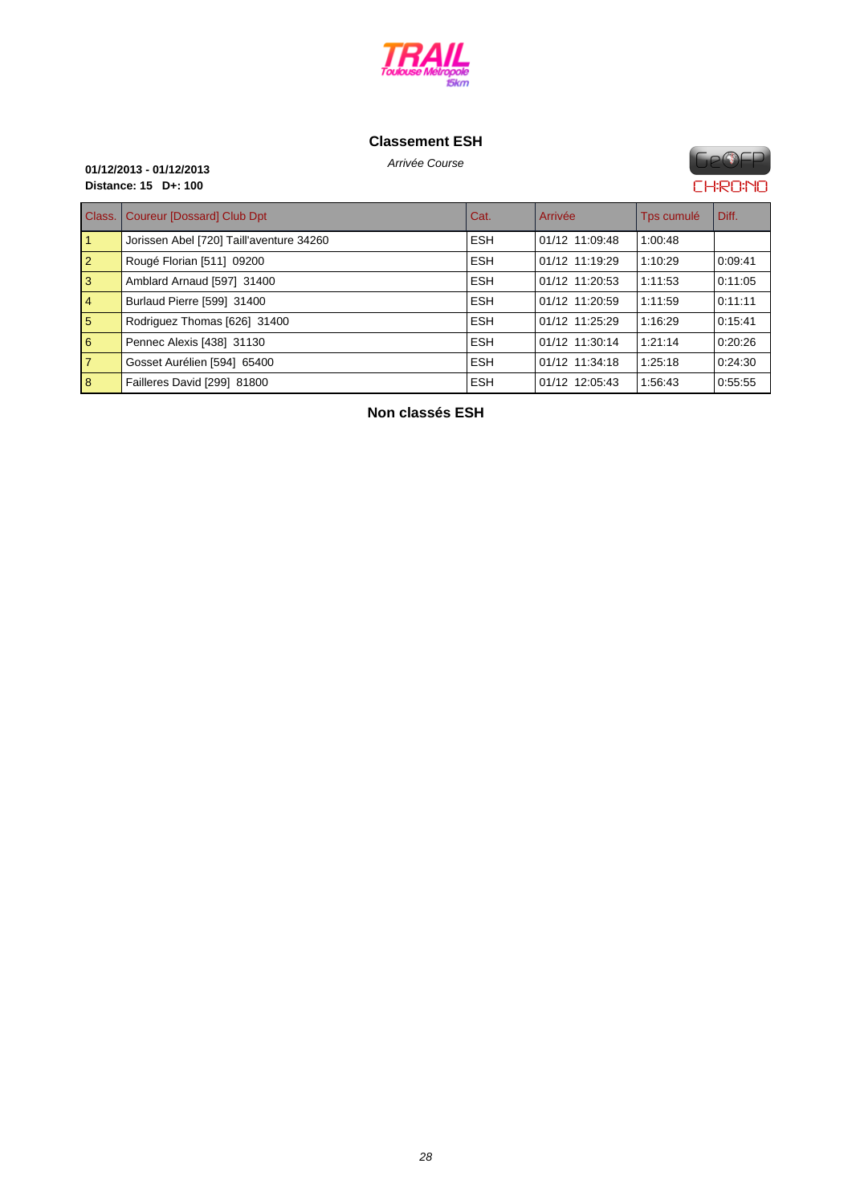TRAIL Toulouse Métropole 15km

## Classement ESH

*Arrivée Course*

**01/12/2013 - 01/12/2013**
**Distance: 15 D+: 100**

GeOFP CHRONO

| Class. | Coureur [Dossard] Club Dpt | Cat. | Arrivée | Tps cumulé | Diff. |
|---|---|---|---|---|---|
| 1 | Jorissen Abel [720] Taill'aventure 34260 | ESH | 01/12 11:09:48 | 1:00:48 | |
| 2 | Rougé Florian [511] 09200 | ESH | 01/12 11:19:29 | 1:10:29 | 0:09:41 |
| 3 | Amblard Arnaud [597] 31400 | ESH | 01/12 11:20:53 | 1:11:53 | 0:11:05 |
| 4 | Burlaud Pierre [599] 31400 | ESH | 01/12 11:20:59 | 1:11:59 | 0:11:11 |
| 5 | Rodriguez Thomas [626] 31400 | ESH | 01/12 11:25:29 | 1:16:29 | 0:15:41 |
| 6 | Pennec Alexis [438] 31130 | ESH | 01/12 11:30:14 | 1:21:14 | 0:20:26 |
| 7 | Gosset Aurélien [594] 65400 | ESH | 01/12 11:34:18 | 1:25:18 | 0:24:30 |
| 8 | Failleres David [299] 81800 | ESH | 01/12 12:05:43 | 1:56:43 | 0:55:55 |

## Non classés ESH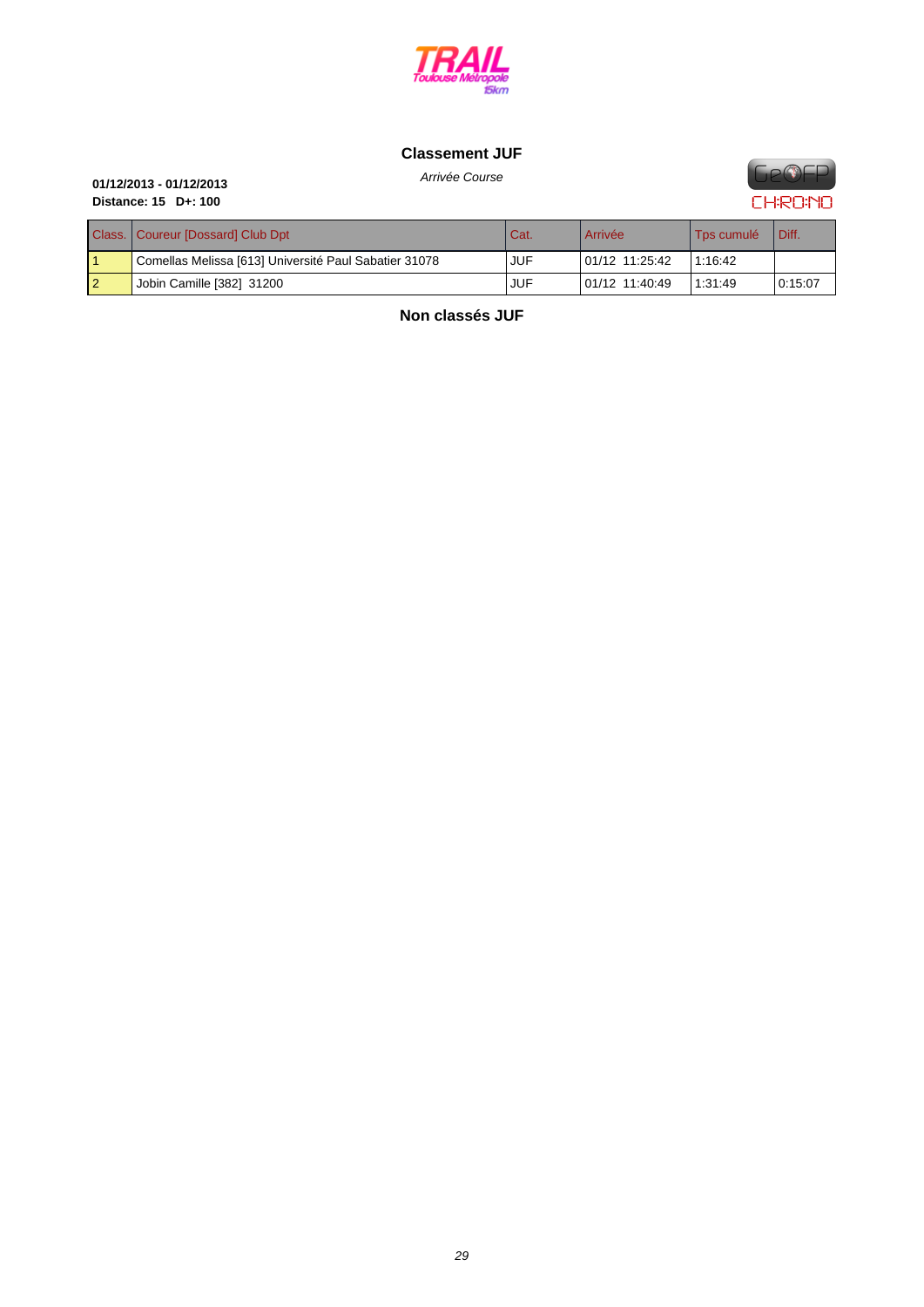# Classement JUF

*Arrivée Course*

**01/12/2013 - 01/12/2013**
**Distance: 15   D+: 100**

| Class. | Coureur [Dossard] Club Dpt | Cat. | Arrivée | Tps cumulé | Diff. |
|---|---|---|---|---|---|
| 1 | Comellas Melissa [613] Université Paul Sabatier 31078 | JUF | 01/12 11:25:42 | 1:16:42 | |
| 2 | Jobin Camille [382] 31200 | JUF | 01/12 11:40:49 | 1:31:49 | 0:15:07 |

## Non classés JUF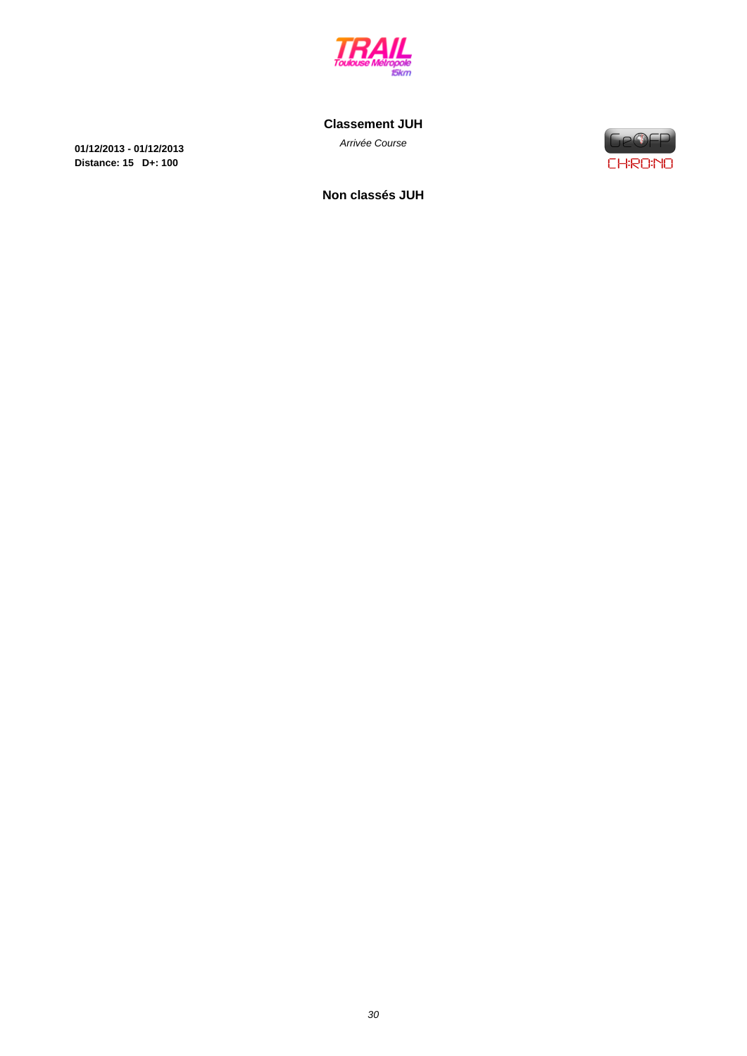## Classement JUH

*Arrivée Course*

**01/12/2013 - 01/12/2013**
**Distance: 15 D+: 100**

### Non classés JUH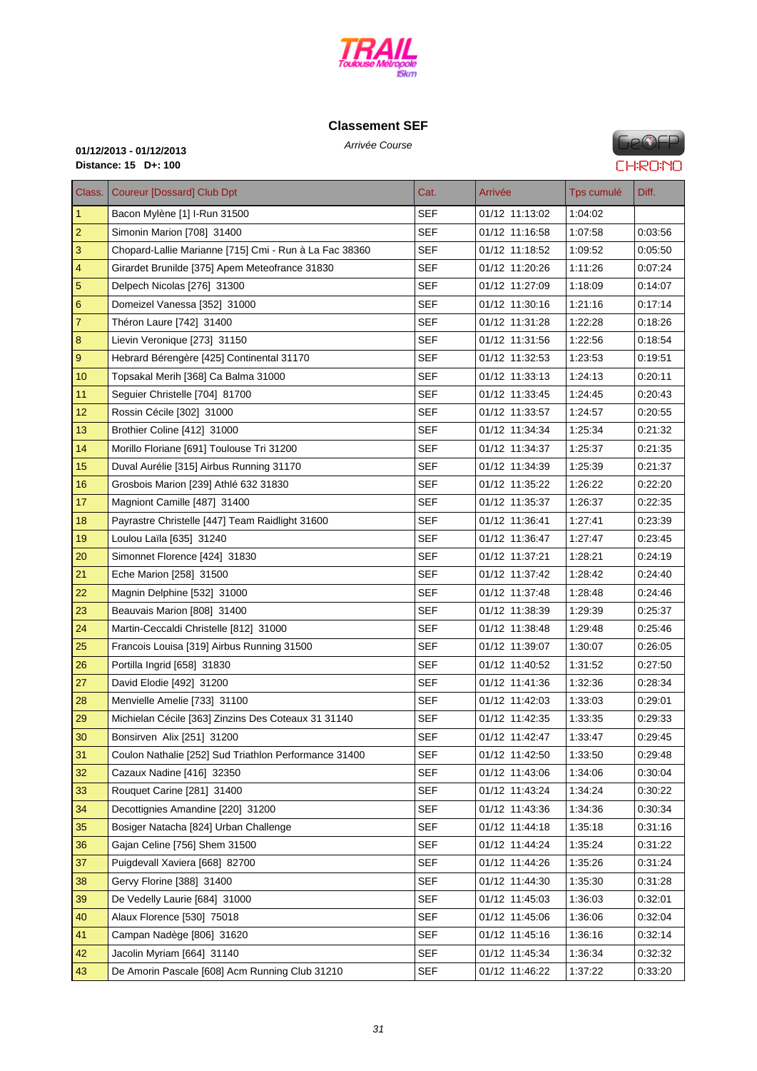## Classement SEF

*Arrivée Course*

**01/12/2013 - 01/12/2013**
**Distance: 15 D+: 100**

| Class. | Coureur [Dossard] Club Dpt | Cat. | Arrivée | Tps cumulé | Diff. |
|---|---|---|---|---|---|
| 1 | Bacon Mylène [1] I-Run 31500 | SEF | 01/12 11:13:02 | 1:04:02 | |
| 2 | Simonin Marion [708] 31400 | SEF | 01/12 11:16:58 | 1:07:58 | 0:03:56 |
| 3 | Chopard-Lallie Marianne [715] Cmi - Run à La Fac 38360 | SEF | 01/12 11:18:52 | 1:09:52 | 0:05:50 |
| 4 | Girardet Brunilde [375] Apem Meteofrance 31830 | SEF | 01/12 11:20:26 | 1:11:26 | 0:07:24 |
| 5 | Delpech Nicolas [276] 31300 | SEF | 01/12 11:27:09 | 1:18:09 | 0:14:07 |
| 6 | Domeizel Vanessa [352] 31000 | SEF | 01/12 11:30:16 | 1:21:16 | 0:17:14 |
| 7 | Théron Laure [742] 31400 | SEF | 01/12 11:31:28 | 1:22:28 | 0:18:26 |
| 8 | Lievin Veronique [273] 31150 | SEF | 01/12 11:31:56 | 1:22:56 | 0:18:54 |
| 9 | Hebrard Bérengère [425] Continental 31170 | SEF | 01/12 11:32:53 | 1:23:53 | 0:19:51 |
| 10 | Topsakal Merih [368] Ca Balma 31000 | SEF | 01/12 11:33:13 | 1:24:13 | 0:20:11 |
| 11 | Seguier Christelle [704] 81700 | SEF | 01/12 11:33:45 | 1:24:45 | 0:20:43 |
| 12 | Rossin Cécile [302] 31000 | SEF | 01/12 11:33:57 | 1:24:57 | 0:20:55 |
| 13 | Brothier Coline [412] 31000 | SEF | 01/12 11:34:34 | 1:25:34 | 0:21:32 |
| 14 | Morillo Floriane [691] Toulouse Tri 31200 | SEF | 01/12 11:34:37 | 1:25:37 | 0:21:35 |
| 15 | Duval Aurélie [315] Airbus Running 31170 | SEF | 01/12 11:34:39 | 1:25:39 | 0:21:37 |
| 16 | Grosbois Marion [239] Athlé 632 31830 | SEF | 01/12 11:35:22 | 1:26:22 | 0:22:20 |
| 17 | Magniont Camille [487] 31400 | SEF | 01/12 11:35:37 | 1:26:37 | 0:22:35 |
| 18 | Payrastre Christelle [447] Team Raidlight 31600 | SEF | 01/12 11:36:41 | 1:27:41 | 0:23:39 |
| 19 | Loulou Laïla [635] 31240 | SEF | 01/12 11:36:47 | 1:27:47 | 0:23:45 |
| 20 | Simonnet Florence [424] 31830 | SEF | 01/12 11:37:21 | 1:28:21 | 0:24:19 |
| 21 | Eche Marion [258] 31500 | SEF | 01/12 11:37:42 | 1:28:42 | 0:24:40 |
| 22 | Magnin Delphine [532] 31000 | SEF | 01/12 11:37:48 | 1:28:48 | 0:24:46 |
| 23 | Beauvais Marion [808] 31400 | SEF | 01/12 11:38:39 | 1:29:39 | 0:25:37 |
| 24 | Martin-Ceccaldi Christelle [812] 31000 | SEF | 01/12 11:38:48 | 1:29:48 | 0:25:46 |
| 25 | Francois Louisa [319] Airbus Running 31500 | SEF | 01/12 11:39:07 | 1:30:07 | 0:26:05 |
| 26 | Portilla Ingrid [658] 31830 | SEF | 01/12 11:40:52 | 1:31:52 | 0:27:50 |
| 27 | David Elodie [492] 31200 | SEF | 01/12 11:41:36 | 1:32:36 | 0:28:34 |
| 28 | Menvielle Amelie [733] 31100 | SEF | 01/12 11:42:03 | 1:33:03 | 0:29:01 |
| 29 | Michielan Cécile [363] Zinzins Des Coteaux 31 31140 | SEF | 01/12 11:42:35 | 1:33:35 | 0:29:33 |
| 30 | Bonsirven Alix [251] 31200 | SEF | 01/12 11:42:47 | 1:33:47 | 0:29:45 |
| 31 | Coulon Nathalie [252] Sud Triathlon Performance 31400 | SEF | 01/12 11:42:50 | 1:33:50 | 0:29:48 |
| 32 | Cazaux Nadine [416] 32350 | SEF | 01/12 11:43:06 | 1:34:06 | 0:30:04 |
| 33 | Rouquet Carine [281] 31400 | SEF | 01/12 11:43:24 | 1:34:24 | 0:30:22 |
| 34 | Decottignies Amandine [220] 31200 | SEF | 01/12 11:43:36 | 1:34:36 | 0:30:34 |
| 35 | Bosiger Natacha [824] Urban Challenge | SEF | 01/12 11:44:18 | 1:35:18 | 0:31:16 |
| 36 | Gajan Celine [756] Shem 31500 | SEF | 01/12 11:44:24 | 1:35:24 | 0:31:22 |
| 37 | Puigdevall Xaviera [668] 82700 | SEF | 01/12 11:44:26 | 1:35:26 | 0:31:24 |
| 38 | Gervy Florine [388] 31400 | SEF | 01/12 11:44:30 | 1:35:30 | 0:31:28 |
| 39 | De Vedelly Laurie [684] 31000 | SEF | 01/12 11:45:03 | 1:36:03 | 0:32:01 |
| 40 | Alaux Florence [530] 75018 | SEF | 01/12 11:45:06 | 1:36:06 | 0:32:04 |
| 41 | Campan Nadège [806] 31620 | SEF | 01/12 11:45:16 | 1:36:16 | 0:32:14 |
| 42 | Jacolin Myriam [664] 31140 | SEF | 01/12 11:45:34 | 1:36:34 | 0:32:32 |
| 43 | De Amorin Pascale [608] Acm Running Club 31210 | SEF | 01/12 11:46:22 | 1:37:22 | 0:33:20 |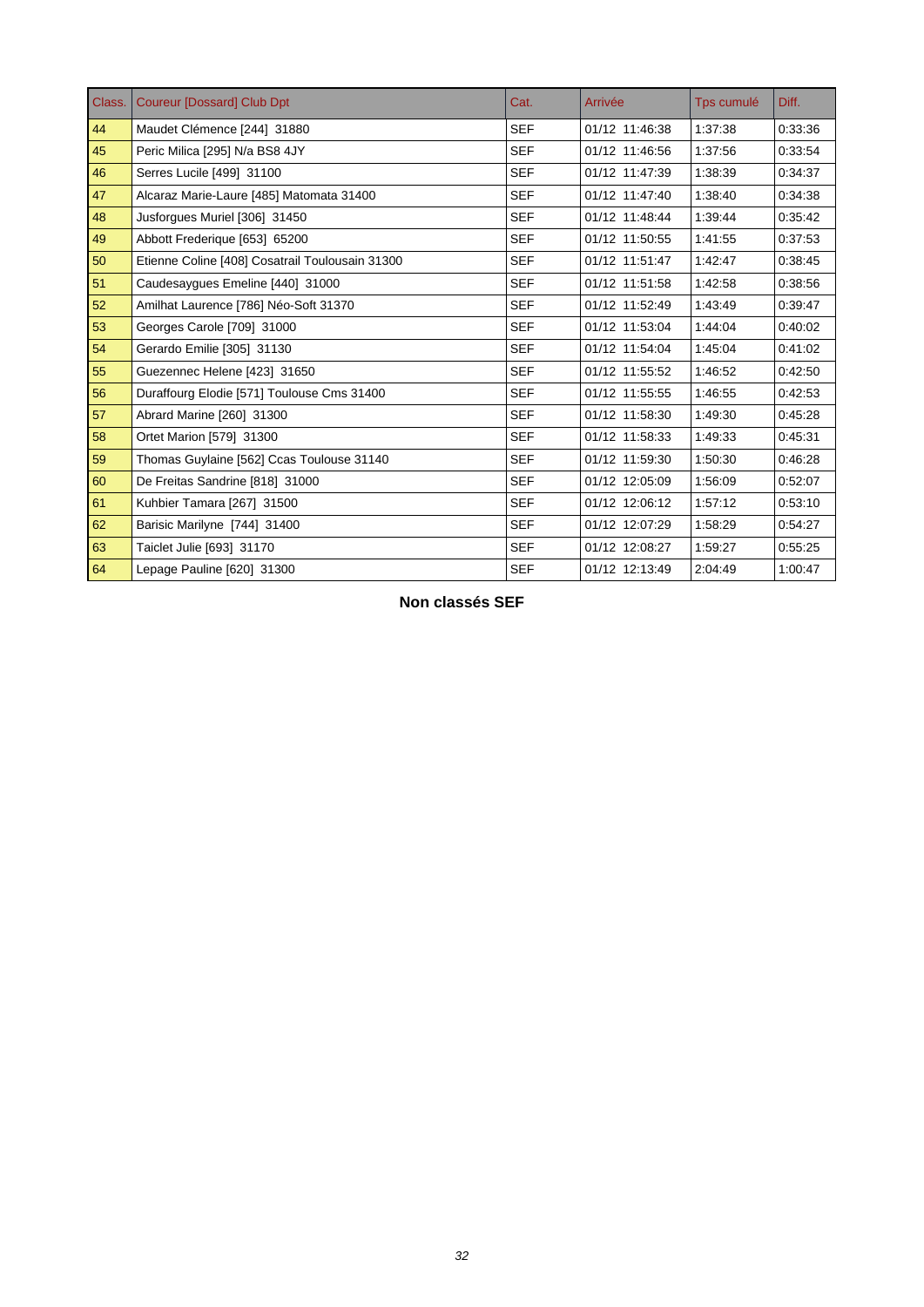| Class. | Coureur [Dossard] Club Dpt | Cat. | Arrivée | Tps cumulé | Diff. |
|---|---|---|---|---|---|
| 44 | Maudet Clémence [244] 31880 | SEF | 01/12 11:46:38 | 1:37:38 | 0:33:36 |
| 45 | Peric Milica [295] N/a BS8 4JY | SEF | 01/12 11:46:56 | 1:37:56 | 0:33:54 |
| 46 | Serres Lucile [499] 31100 | SEF | 01/12 11:47:39 | 1:38:39 | 0:34:37 |
| 47 | Alcaraz Marie-Laure [485] Matomata 31400 | SEF | 01/12 11:47:40 | 1:38:40 | 0:34:38 |
| 48 | Jusforgues Muriel [306] 31450 | SEF | 01/12 11:48:44 | 1:39:44 | 0:35:42 |
| 49 | Abbott Frederique [653] 65200 | SEF | 01/12 11:50:55 | 1:41:55 | 0:37:53 |
| 50 | Etienne Coline [408] Cosatrail Toulousain 31300 | SEF | 01/12 11:51:47 | 1:42:47 | 0:38:45 |
| 51 | Caudesaygues Emeline [440] 31000 | SEF | 01/12 11:51:58 | 1:42:58 | 0:38:56 |
| 52 | Amilhat Laurence [786] Néo-Soft 31370 | SEF | 01/12 11:52:49 | 1:43:49 | 0:39:47 |
| 53 | Georges Carole [709] 31000 | SEF | 01/12 11:53:04 | 1:44:04 | 0:40:02 |
| 54 | Gerardo Emilie [305] 31130 | SEF | 01/12 11:54:04 | 1:45:04 | 0:41:02 |
| 55 | Guezennec Helene [423] 31650 | SEF | 01/12 11:55:52 | 1:46:52 | 0:42:50 |
| 56 | Duraffourg Elodie [571] Toulouse Cms 31400 | SEF | 01/12 11:55:55 | 1:46:55 | 0:42:53 |
| 57 | Abrard Marine [260] 31300 | SEF | 01/12 11:58:30 | 1:49:30 | 0:45:28 |
| 58 | Ortet Marion [579] 31300 | SEF | 01/12 11:58:33 | 1:49:33 | 0:45:31 |
| 59 | Thomas Guylaine [562] Ccas Toulouse 31140 | SEF | 01/12 11:59:30 | 1:50:30 | 0:46:28 |
| 60 | De Freitas Sandrine [818] 31000 | SEF | 01/12 12:05:09 | 1:56:09 | 0:52:07 |
| 61 | Kuhbier Tamara [267] 31500 | SEF | 01/12 12:06:12 | 1:57:12 | 0:53:10 |
| 62 | Barisic Marilyne [744] 31400 | SEF | 01/12 12:07:29 | 1:58:29 | 0:54:27 |
| 63 | Taiclet Julie [693] 31170 | SEF | 01/12 12:08:27 | 1:59:27 | 0:55:25 |
| 64 | Lepage Pauline [620] 31300 | SEF | 01/12 12:13:49 | 2:04:49 | 1:00:47 |

**Non classés SEF**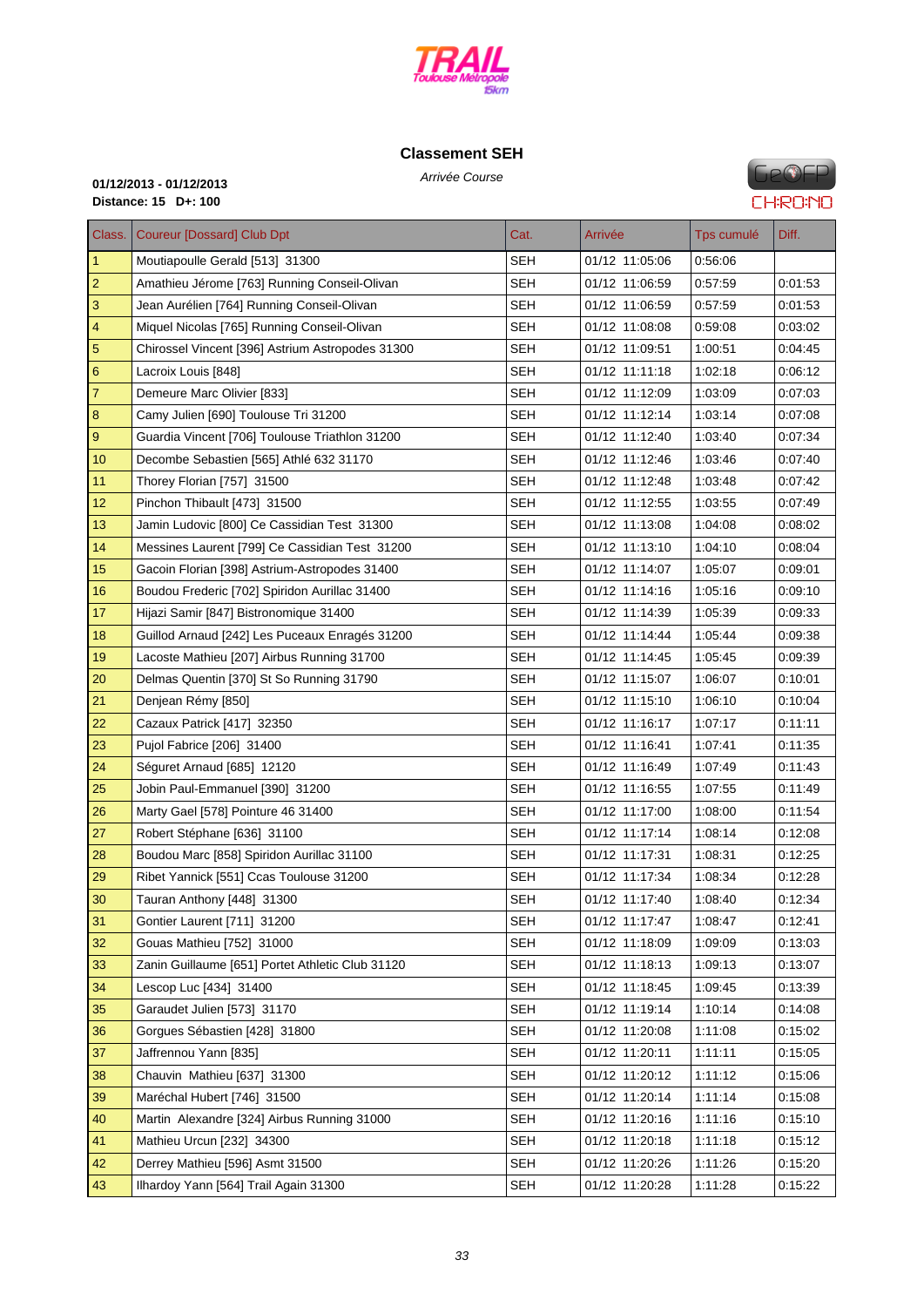## Classement SEH

*Arrivée Course*

**01/12/2013 - 01/12/2013**
**Distance: 15 D+: 100**

| Class. | Coureur [Dossard] Club Dpt | Cat. | Arrivée | Tps cumulé | Diff. |
|---|---|---|---|---|---|
| 1 | Moutiapoulle Gerald [513] 31300 | SEH | 01/12 11:05:06 | 0:56:06 | |
| 2 | Amathieu Jérome [763] Running Conseil-Olivan | SEH | 01/12 11:06:59 | 0:57:59 | 0:01:53 |
| 3 | Jean Aurélien [764] Running Conseil-Olivan | SEH | 01/12 11:06:59 | 0:57:59 | 0:01:53 |
| 4 | Miquel Nicolas [765] Running Conseil-Olivan | SEH | 01/12 11:08:08 | 0:59:08 | 0:03:02 |
| 5 | Chirossel Vincent [396] Astrium Astropodes 31300 | SEH | 01/12 11:09:51 | 1:00:51 | 0:04:45 |
| 6 | Lacroix Louis [848] | SEH | 01/12 11:11:18 | 1:02:18 | 0:06:12 |
| 7 | Demeure Marc Olivier [833] | SEH | 01/12 11:12:09 | 1:03:09 | 0:07:03 |
| 8 | Camy Julien [690] Toulouse Tri 31200 | SEH | 01/12 11:12:14 | 1:03:14 | 0:07:08 |
| 9 | Guardia Vincent [706] Toulouse Triathlon 31200 | SEH | 01/12 11:12:40 | 1:03:40 | 0:07:34 |
| 10 | Decombe Sebastien [565] Athlé 632 31170 | SEH | 01/12 11:12:46 | 1:03:46 | 0:07:40 |
| 11 | Thorey Florian [757] 31500 | SEH | 01/12 11:12:48 | 1:03:48 | 0:07:42 |
| 12 | Pinchon Thibault [473] 31500 | SEH | 01/12 11:12:55 | 1:03:55 | 0:07:49 |
| 13 | Jamin Ludovic [800] Ce Cassidian Test 31300 | SEH | 01/12 11:13:08 | 1:04:08 | 0:08:02 |
| 14 | Messines Laurent [799] Ce Cassidian Test 31200 | SEH | 01/12 11:13:10 | 1:04:10 | 0:08:04 |
| 15 | Gacoin Florian [398] Astrium-Astropodes 31400 | SEH | 01/12 11:14:07 | 1:05:07 | 0:09:01 |
| 16 | Boudou Frederic [702] Spiridon Aurillac 31400 | SEH | 01/12 11:14:16 | 1:05:16 | 0:09:10 |
| 17 | Hijazi Samir [847] Bistronomique 31400 | SEH | 01/12 11:14:39 | 1:05:39 | 0:09:33 |
| 18 | Guillod Arnaud [242] Les Puceaux Enragés 31200 | SEH | 01/12 11:14:44 | 1:05:44 | 0:09:38 |
| 19 | Lacoste Mathieu [207] Airbus Running 31700 | SEH | 01/12 11:14:45 | 1:05:45 | 0:09:39 |
| 20 | Delmas Quentin [370] St So Running 31790 | SEH | 01/12 11:15:07 | 1:06:07 | 0:10:01 |
| 21 | Denjean Rémy [850] | SEH | 01/12 11:15:10 | 1:06:10 | 0:10:04 |
| 22 | Cazaux Patrick [417] 32350 | SEH | 01/12 11:16:17 | 1:07:17 | 0:11:11 |
| 23 | Pujol Fabrice [206] 31400 | SEH | 01/12 11:16:41 | 1:07:41 | 0:11:35 |
| 24 | Séguret Arnaud [685] 12120 | SEH | 01/12 11:16:49 | 1:07:49 | 0:11:43 |
| 25 | Jobin Paul-Emmanuel [390] 31200 | SEH | 01/12 11:16:55 | 1:07:55 | 0:11:49 |
| 26 | Marty Gael [578] Pointure 46 31400 | SEH | 01/12 11:17:00 | 1:08:00 | 0:11:54 |
| 27 | Robert Stéphane [636] 31100 | SEH | 01/12 11:17:14 | 1:08:14 | 0:12:08 |
| 28 | Boudou Marc [858] Spiridon Aurillac 31100 | SEH | 01/12 11:17:31 | 1:08:31 | 0:12:25 |
| 29 | Ribet Yannick [551] Ccas Toulouse 31200 | SEH | 01/12 11:17:34 | 1:08:34 | 0:12:28 |
| 30 | Tauran Anthony [448] 31300 | SEH | 01/12 11:17:40 | 1:08:40 | 0:12:34 |
| 31 | Gontier Laurent [711] 31200 | SEH | 01/12 11:17:47 | 1:08:47 | 0:12:41 |
| 32 | Gouas Mathieu [752] 31000 | SEH | 01/12 11:18:09 | 1:09:09 | 0:13:03 |
| 33 | Zanin Guillaume [651] Portet Athletic Club 31120 | SEH | 01/12 11:18:13 | 1:09:13 | 0:13:07 |
| 34 | Lescop Luc [434] 31400 | SEH | 01/12 11:18:45 | 1:09:45 | 0:13:39 |
| 35 | Garaudet Julien [573] 31170 | SEH | 01/12 11:19:14 | 1:10:14 | 0:14:08 |
| 36 | Gorgues Sébastien [428] 31800 | SEH | 01/12 11:20:08 | 1:11:08 | 0:15:02 |
| 37 | Jaffrennou Yann [835] | SEH | 01/12 11:20:11 | 1:11:11 | 0:15:05 |
| 38 | Chauvin Mathieu [637] 31300 | SEH | 01/12 11:20:12 | 1:11:12 | 0:15:06 |
| 39 | Maréchal Hubert [746] 31500 | SEH | 01/12 11:20:14 | 1:11:14 | 0:15:08 |
| 40 | Martin Alexandre [324] Airbus Running 31000 | SEH | 01/12 11:20:16 | 1:11:16 | 0:15:10 |
| 41 | Mathieu Urcun [232] 34300 | SEH | 01/12 11:20:18 | 1:11:18 | 0:15:12 |
| 42 | Derrey Mathieu [596] Asmt 31500 | SEH | 01/12 11:20:26 | 1:11:26 | 0:15:20 |
| 43 | Ilhardoy Yann [564] Trail Again 31300 | SEH | 01/12 11:20:28 | 1:11:28 | 0:15:22 |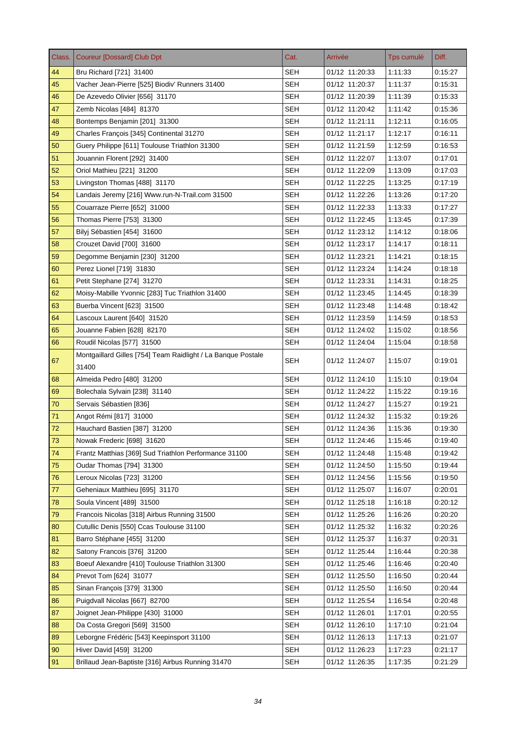| Class. | Coureur [Dossard] Club Dpt | Cat. | Arrivée | Tps cumulé | Diff. |
|---|---|---|---|---|---|
| 44 | Bru Richard [721] 31400 | SEH | 01/12 11:20:33 | 1:11:33 | 0:15:27 |
| 45 | Vacher Jean-Pierre [525] Biodiv' Runners 31400 | SEH | 01/12 11:20:37 | 1:11:37 | 0:15:31 |
| 46 | De Azevedo Olivier [656] 31170 | SEH | 01/12 11:20:39 | 1:11:39 | 0:15:33 |
| 47 | Zemb Nicolas [484] 81370 | SEH | 01/12 11:20:42 | 1:11:42 | 0:15:36 |
| 48 | Bontemps Benjamin [201] 31300 | SEH | 01/12 11:21:11 | 1:12:11 | 0:16:05 |
| 49 | Charles François [345] Continental 31270 | SEH | 01/12 11:21:17 | 1:12:17 | 0:16:11 |
| 50 | Guery Philippe [611] Toulouse Triathlon 31300 | SEH | 01/12 11:21:59 | 1:12:59 | 0:16:53 |
| 51 | Jouannin Florent [292] 31400 | SEH | 01/12 11:22:07 | 1:13:07 | 0:17:01 |
| 52 | Oriol Mathieu [221] 31200 | SEH | 01/12 11:22:09 | 1:13:09 | 0:17:03 |
| 53 | Livingston Thomas [488] 31170 | SEH | 01/12 11:22:25 | 1:13:25 | 0:17:19 |
| 54 | Landais Jeremy [216] Www.run-N-Trail.com 31500 | SEH | 01/12 11:22:26 | 1:13:26 | 0:17:20 |
| 55 | Couarraze Pierre [652] 31000 | SEH | 01/12 11:22:33 | 1:13:33 | 0:17:27 |
| 56 | Thomas Pierre [753] 31300 | SEH | 01/12 11:22:45 | 1:13:45 | 0:17:39 |
| 57 | Bilyj Sébastien [454] 31600 | SEH | 01/12 11:23:12 | 1:14:12 | 0:18:06 |
| 58 | Crouzet David [700] 31600 | SEH | 01/12 11:23:17 | 1:14:17 | 0:18:11 |
| 59 | Degomme Benjamin [230] 31200 | SEH | 01/12 11:23:21 | 1:14:21 | 0:18:15 |
| 60 | Perez Lionel [719] 31830 | SEH | 01/12 11:23:24 | 1:14:24 | 0:18:18 |
| 61 | Petit Stephane [274] 31270 | SEH | 01/12 11:23:31 | 1:14:31 | 0:18:25 |
| 62 | Moisy-Mabille Yvonnic [283] Tuc Triathlon 31400 | SEH | 01/12 11:23:45 | 1:14:45 | 0:18:39 |
| 63 | Buerba Vincent [623] 31500 | SEH | 01/12 11:23:48 | 1:14:48 | 0:18:42 |
| 64 | Lascoux Laurent [640] 31520 | SEH | 01/12 11:23:59 | 1:14:59 | 0:18:53 |
| 65 | Jouanne Fabien [628] 82170 | SEH | 01/12 11:24:02 | 1:15:02 | 0:18:56 |
| 66 | Roudil Nicolas [577] 31500 | SEH | 01/12 11:24:04 | 1:15:04 | 0:18:58 |
| 67 | Montgaillard Gilles [754] Team Raidlight / La Banque Postale 31400 | SEH | 01/12 11:24:07 | 1:15:07 | 0:19:01 |
| 68 | Almeida Pedro [480] 31200 | SEH | 01/12 11:24:10 | 1:15:10 | 0:19:04 |
| 69 | Bolechala Sylvain [238] 31140 | SEH | 01/12 11:24:22 | 1:15:22 | 0:19:16 |
| 70 | Servais Sébastien [836] | SEH | 01/12 11:24:27 | 1:15:27 | 0:19:21 |
| 71 | Angot Rémi [817] 31000 | SEH | 01/12 11:24:32 | 1:15:32 | 0:19:26 |
| 72 | Hauchard Bastien [387] 31200 | SEH | 01/12 11:24:36 | 1:15:36 | 0:19:30 |
| 73 | Nowak Frederic [698] 31620 | SEH | 01/12 11:24:46 | 1:15:46 | 0:19:40 |
| 74 | Frantz Matthias [369] Sud Triathlon Performance 31100 | SEH | 01/12 11:24:48 | 1:15:48 | 0:19:42 |
| 75 | Oudar Thomas [794] 31300 | SEH | 01/12 11:24:50 | 1:15:50 | 0:19:44 |
| 76 | Leroux Nicolas [723] 31200 | SEH | 01/12 11:24:56 | 1:15:56 | 0:19:50 |
| 77 | Geheniaux Matthieu [695] 31170 | SEH | 01/12 11:25:07 | 1:16:07 | 0:20:01 |
| 78 | Soula Vincent [489] 31500 | SEH | 01/12 11:25:18 | 1:16:18 | 0:20:12 |
| 79 | Francois Nicolas [318] Airbus Running 31500 | SEH | 01/12 11:25:26 | 1:16:26 | 0:20:20 |
| 80 | Cutullic Denis [550] Ccas Toulouse 31100 | SEH | 01/12 11:25:32 | 1:16:32 | 0:20:26 |
| 81 | Barro Stéphane [455] 31200 | SEH | 01/12 11:25:37 | 1:16:37 | 0:20:31 |
| 82 | Satony Francois [376] 31200 | SEH | 01/12 11:25:44 | 1:16:44 | 0:20:38 |
| 83 | Boeuf Alexandre [410] Toulouse Triathlon 31300 | SEH | 01/12 11:25:46 | 1:16:46 | 0:20:40 |
| 84 | Prevot Tom [624] 31077 | SEH | 01/12 11:25:50 | 1:16:50 | 0:20:44 |
| 85 | Sinan François [379] 31300 | SEH | 01/12 11:25:50 | 1:16:50 | 0:20:44 |
| 86 | Puigdvall Nicolas [667] 82700 | SEH | 01/12 11:25:54 | 1:16:54 | 0:20:48 |
| 87 | Joignet Jean-Philippe [430] 31000 | SEH | 01/12 11:26:01 | 1:17:01 | 0:20:55 |
| 88 | Da Costa Gregori [569] 31500 | SEH | 01/12 11:26:10 | 1:17:10 | 0:21:04 |
| 89 | Leborgne Frédéric [543] Keepinsport 31100 | SEH | 01/12 11:26:13 | 1:17:13 | 0:21:07 |
| 90 | Hiver David [459] 31200 | SEH | 01/12 11:26:23 | 1:17:23 | 0:21:17 |
| 91 | Brillaud Jean-Baptiste [316] Airbus Running 31470 | SEH | 01/12 11:26:35 | 1:17:35 | 0:21:29 |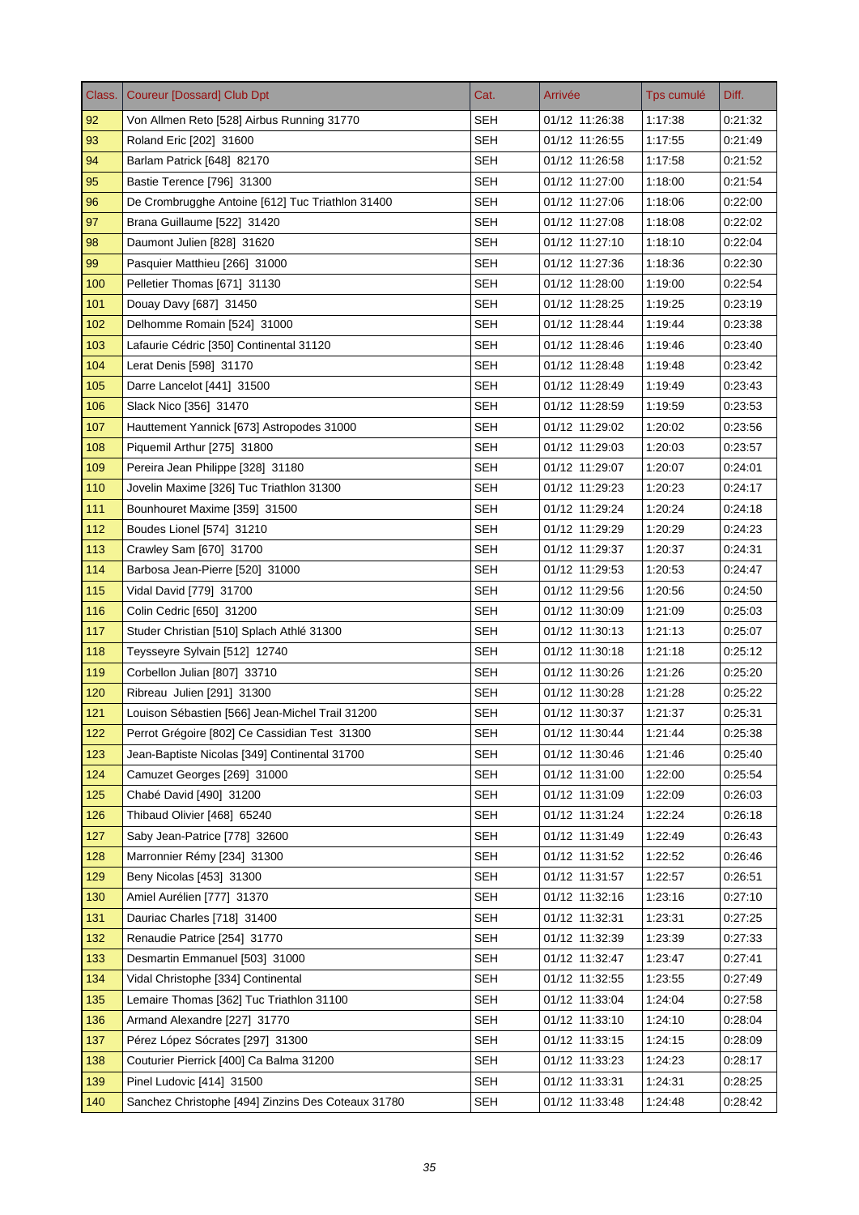| Class. | Coureur [Dossard] Club Dpt | Cat. | Arrivée | Tps cumulé | Diff. |
|---|---|---|---|---|---|
| 92 | Von Allmen Reto [528] Airbus Running 31770 | SEH | 01/12 11:26:38 | 1:17:38 | 0:21:32 |
| 93 | Roland Eric [202] 31600 | SEH | 01/12 11:26:55 | 1:17:55 | 0:21:49 |
| 94 | Barlam Patrick [648] 82170 | SEH | 01/12 11:26:58 | 1:17:58 | 0:21:52 |
| 95 | Bastie Terence [796] 31300 | SEH | 01/12 11:27:00 | 1:18:00 | 0:21:54 |
| 96 | De Crombrugghe Antoine [612] Tuc Triathlon 31400 | SEH | 01/12 11:27:06 | 1:18:06 | 0:22:00 |
| 97 | Brana Guillaume [522] 31420 | SEH | 01/12 11:27:08 | 1:18:08 | 0:22:02 |
| 98 | Daumont Julien [828] 31620 | SEH | 01/12 11:27:10 | 1:18:10 | 0:22:04 |
| 99 | Pasquier Matthieu [266] 31000 | SEH | 01/12 11:27:36 | 1:18:36 | 0:22:30 |
| 100 | Pelletier Thomas [671] 31130 | SEH | 01/12 11:28:00 | 1:19:00 | 0:22:54 |
| 101 | Douay Davy [687] 31450 | SEH | 01/12 11:28:25 | 1:19:25 | 0:23:19 |
| 102 | Delhomme Romain [524] 31000 | SEH | 01/12 11:28:44 | 1:19:44 | 0:23:38 |
| 103 | Lafaurie Cédric [350] Continental 31120 | SEH | 01/12 11:28:46 | 1:19:46 | 0:23:40 |
| 104 | Lerat Denis [598] 31170 | SEH | 01/12 11:28:48 | 1:19:48 | 0:23:42 |
| 105 | Darre Lancelot [441] 31500 | SEH | 01/12 11:28:49 | 1:19:49 | 0:23:43 |
| 106 | Slack Nico [356] 31470 | SEH | 01/12 11:28:59 | 1:19:59 | 0:23:53 |
| 107 | Hauttement Yannick [673] Astropodes 31000 | SEH | 01/12 11:29:02 | 1:20:02 | 0:23:56 |
| 108 | Piquemil Arthur [275] 31800 | SEH | 01/12 11:29:03 | 1:20:03 | 0:23:57 |
| 109 | Pereira Jean Philippe [328] 31180 | SEH | 01/12 11:29:07 | 1:20:07 | 0:24:01 |
| 110 | Jovelin Maxime [326] Tuc Triathlon 31300 | SEH | 01/12 11:29:23 | 1:20:23 | 0:24:17 |
| 111 | Bounhouret Maxime [359] 31500 | SEH | 01/12 11:29:24 | 1:20:24 | 0:24:18 |
| 112 | Boudes Lionel [574] 31210 | SEH | 01/12 11:29:29 | 1:20:29 | 0:24:23 |
| 113 | Crawley Sam [670] 31700 | SEH | 01/12 11:29:37 | 1:20:37 | 0:24:31 |
| 114 | Barbosa Jean-Pierre [520] 31000 | SEH | 01/12 11:29:53 | 1:20:53 | 0:24:47 |
| 115 | Vidal David [779] 31700 | SEH | 01/12 11:29:56 | 1:20:56 | 0:24:50 |
| 116 | Colin Cedric [650] 31200 | SEH | 01/12 11:30:09 | 1:21:09 | 0:25:03 |
| 117 | Studer Christian [510] Splach Athlé 31300 | SEH | 01/12 11:30:13 | 1:21:13 | 0:25:07 |
| 118 | Teysseyre Sylvain [512] 12740 | SEH | 01/12 11:30:18 | 1:21:18 | 0:25:12 |
| 119 | Corbellon Julian [807] 33710 | SEH | 01/12 11:30:26 | 1:21:26 | 0:25:20 |
| 120 | Ribreau Julien [291] 31300 | SEH | 01/12 11:30:28 | 1:21:28 | 0:25:22 |
| 121 | Louison Sébastien [566] Jean-Michel Trail 31200 | SEH | 01/12 11:30:37 | 1:21:37 | 0:25:31 |
| 122 | Perrot Grégoire [802] Ce Cassidian Test 31300 | SEH | 01/12 11:30:44 | 1:21:44 | 0:25:38 |
| 123 | Jean-Baptiste Nicolas [349] Continental 31700 | SEH | 01/12 11:30:46 | 1:21:46 | 0:25:40 |
| 124 | Camuzet Georges [269] 31000 | SEH | 01/12 11:31:00 | 1:22:00 | 0:25:54 |
| 125 | Chabé David [490] 31200 | SEH | 01/12 11:31:09 | 1:22:09 | 0:26:03 |
| 126 | Thibaud Olivier [468] 65240 | SEH | 01/12 11:31:24 | 1:22:24 | 0:26:18 |
| 127 | Saby Jean-Patrice [778] 32600 | SEH | 01/12 11:31:49 | 1:22:49 | 0:26:43 |
| 128 | Marronnier Rémy [234] 31300 | SEH | 01/12 11:31:52 | 1:22:52 | 0:26:46 |
| 129 | Beny Nicolas [453] 31300 | SEH | 01/12 11:31:57 | 1:22:57 | 0:26:51 |
| 130 | Amiel Aurélien [777] 31370 | SEH | 01/12 11:32:16 | 1:23:16 | 0:27:10 |
| 131 | Dauriac Charles [718] 31400 | SEH | 01/12 11:32:31 | 1:23:31 | 0:27:25 |
| 132 | Renaudie Patrice [254] 31770 | SEH | 01/12 11:32:39 | 1:23:39 | 0:27:33 |
| 133 | Desmartin Emmanuel [503] 31000 | SEH | 01/12 11:32:47 | 1:23:47 | 0:27:41 |
| 134 | Vidal Christophe [334] Continental | SEH | 01/12 11:32:55 | 1:23:55 | 0:27:49 |
| 135 | Lemaire Thomas [362] Tuc Triathlon 31100 | SEH | 01/12 11:33:04 | 1:24:04 | 0:27:58 |
| 136 | Armand Alexandre [227] 31770 | SEH | 01/12 11:33:10 | 1:24:10 | 0:28:04 |
| 137 | Pérez López Sócrates [297] 31300 | SEH | 01/12 11:33:15 | 1:24:15 | 0:28:09 |
| 138 | Couturier Pierrick [400] Ca Balma 31200 | SEH | 01/12 11:33:23 | 1:24:23 | 0:28:17 |
| 139 | Pinel Ludovic [414] 31500 | SEH | 01/12 11:33:31 | 1:24:31 | 0:28:25 |
| 140 | Sanchez Christophe [494] Zinzins Des Coteaux 31780 | SEH | 01/12 11:33:48 | 1:24:48 | 0:28:42 |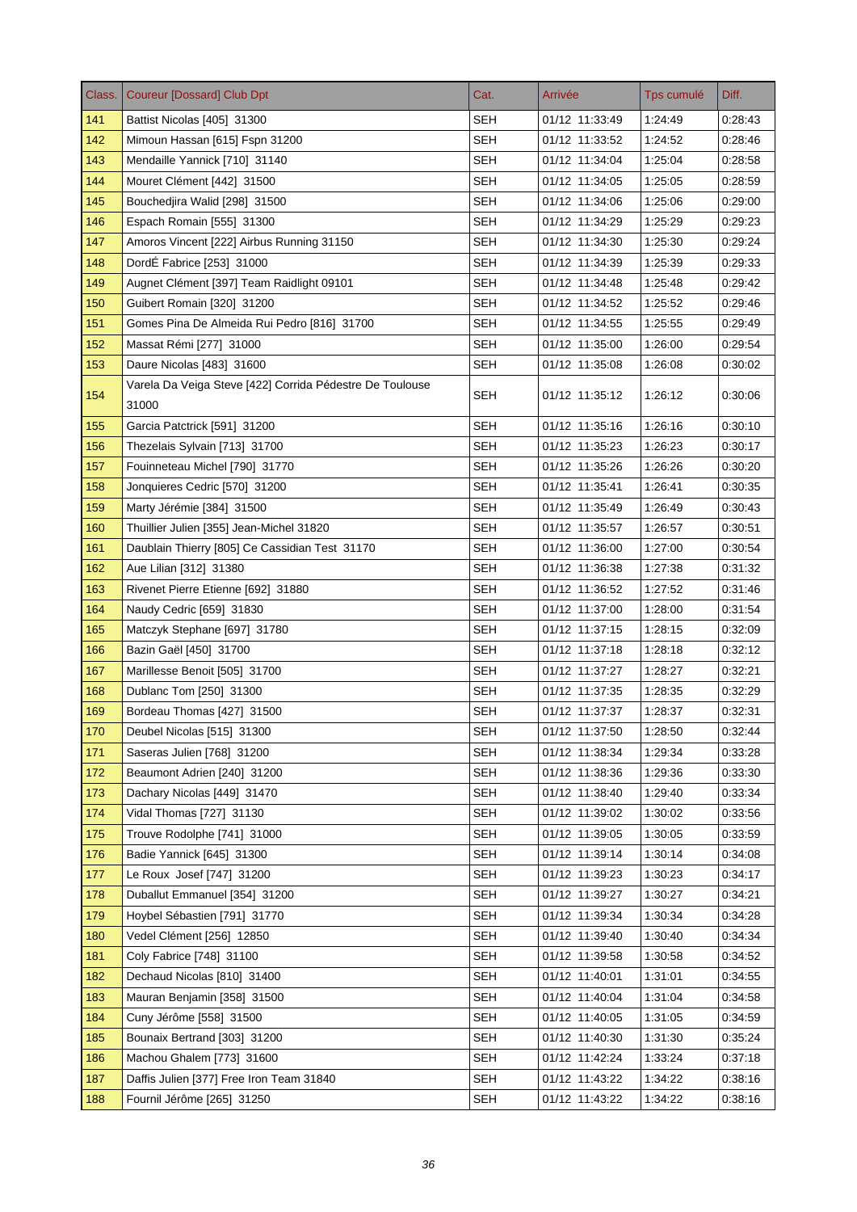| Class. | Coureur [Dossard] Club Dpt | Cat. | Arrivée | Tps cumulé | Diff. |
|---|---|---|---|---|---|
| 141 | Battist Nicolas [405] 31300 | SEH | 01/12 11:33:49 | 1:24:49 | 0:28:43 |
| 142 | Mimoun Hassan [615] Fspn 31200 | SEH | 01/12 11:33:52 | 1:24:52 | 0:28:46 |
| 143 | Mendaille Yannick [710] 31140 | SEH | 01/12 11:34:04 | 1:25:04 | 0:28:58 |
| 144 | Mouret Clément [442] 31500 | SEH | 01/12 11:34:05 | 1:25:05 | 0:28:59 |
| 145 | Bouchedjira Walid [298] 31500 | SEH | 01/12 11:34:06 | 1:25:06 | 0:29:00 |
| 146 | Espach Romain [555] 31300 | SEH | 01/12 11:34:29 | 1:25:29 | 0:29:23 |
| 147 | Amoros Vincent [222] Airbus Running 31150 | SEH | 01/12 11:34:30 | 1:25:30 | 0:29:24 |
| 148 | DordÉ Fabrice [253] 31000 | SEH | 01/12 11:34:39 | 1:25:39 | 0:29:33 |
| 149 | Augnet Clément [397] Team Raidlight 09101 | SEH | 01/12 11:34:48 | 1:25:48 | 0:29:42 |
| 150 | Guibert Romain [320] 31200 | SEH | 01/12 11:34:52 | 1:25:52 | 0:29:46 |
| 151 | Gomes Pina De Almeida Rui Pedro [816] 31700 | SEH | 01/12 11:34:55 | 1:25:55 | 0:29:49 |
| 152 | Massat Rémi [277] 31000 | SEH | 01/12 11:35:00 | 1:26:00 | 0:29:54 |
| 153 | Daure Nicolas [483] 31600 | SEH | 01/12 11:35:08 | 1:26:08 | 0:30:02 |
| 154 | Varela Da Veiga Steve [422] Corrida Pédestre De Toulouse 31000 | SEH | 01/12 11:35:12 | 1:26:12 | 0:30:06 |
| 155 | Garcia Patctrick [591] 31200 | SEH | 01/12 11:35:16 | 1:26:16 | 0:30:10 |
| 156 | Thezelais Sylvain [713] 31700 | SEH | 01/12 11:35:23 | 1:26:23 | 0:30:17 |
| 157 | Fouinneteau Michel [790] 31770 | SEH | 01/12 11:35:26 | 1:26:26 | 0:30:20 |
| 158 | Jonquieres Cedric [570] 31200 | SEH | 01/12 11:35:41 | 1:26:41 | 0:30:35 |
| 159 | Marty Jérémie [384] 31500 | SEH | 01/12 11:35:49 | 1:26:49 | 0:30:43 |
| 160 | Thuillier Julien [355] Jean-Michel 31820 | SEH | 01/12 11:35:57 | 1:26:57 | 0:30:51 |
| 161 | Daublain Thierry [805] Ce Cassidian Test 31170 | SEH | 01/12 11:36:00 | 1:27:00 | 0:30:54 |
| 162 | Aue Lilian [312] 31380 | SEH | 01/12 11:36:38 | 1:27:38 | 0:31:32 |
| 163 | Rivenet Pierre Etienne [692] 31880 | SEH | 01/12 11:36:52 | 1:27:52 | 0:31:46 |
| 164 | Naudy Cedric [659] 31830 | SEH | 01/12 11:37:00 | 1:28:00 | 0:31:54 |
| 165 | Matczyk Stephane [697] 31780 | SEH | 01/12 11:37:15 | 1:28:15 | 0:32:09 |
| 166 | Bazin Gaël [450] 31700 | SEH | 01/12 11:37:18 | 1:28:18 | 0:32:12 |
| 167 | Marillesse Benoit [505] 31700 | SEH | 01/12 11:37:27 | 1:28:27 | 0:32:21 |
| 168 | Dublanc Tom [250] 31300 | SEH | 01/12 11:37:35 | 1:28:35 | 0:32:29 |
| 169 | Bordeau Thomas [427] 31500 | SEH | 01/12 11:37:37 | 1:28:37 | 0:32:31 |
| 170 | Deubel Nicolas [515] 31300 | SEH | 01/12 11:37:50 | 1:28:50 | 0:32:44 |
| 171 | Saseras Julien [768] 31200 | SEH | 01/12 11:38:34 | 1:29:34 | 0:33:28 |
| 172 | Beaumont Adrien [240] 31200 | SEH | 01/12 11:38:36 | 1:29:36 | 0:33:30 |
| 173 | Dachary Nicolas [449] 31470 | SEH | 01/12 11:38:40 | 1:29:40 | 0:33:34 |
| 174 | Vidal Thomas [727] 31130 | SEH | 01/12 11:39:02 | 1:30:02 | 0:33:56 |
| 175 | Trouve Rodolphe [741] 31000 | SEH | 01/12 11:39:05 | 1:30:05 | 0:33:59 |
| 176 | Badie Yannick [645] 31300 | SEH | 01/12 11:39:14 | 1:30:14 | 0:34:08 |
| 177 | Le Roux Josef [747] 31200 | SEH | 01/12 11:39:23 | 1:30:23 | 0:34:17 |
| 178 | Duballut Emmanuel [354] 31200 | SEH | 01/12 11:39:27 | 1:30:27 | 0:34:21 |
| 179 | Hoybel Sébastien [791] 31770 | SEH | 01/12 11:39:34 | 1:30:34 | 0:34:28 |
| 180 | Vedel Clément [256] 12850 | SEH | 01/12 11:39:40 | 1:30:40 | 0:34:34 |
| 181 | Coly Fabrice [748] 31100 | SEH | 01/12 11:39:58 | 1:30:58 | 0:34:52 |
| 182 | Dechaud Nicolas [810] 31400 | SEH | 01/12 11:40:01 | 1:31:01 | 0:34:55 |
| 183 | Mauran Benjamin [358] 31500 | SEH | 01/12 11:40:04 | 1:31:04 | 0:34:58 |
| 184 | Cuny Jérôme [558] 31500 | SEH | 01/12 11:40:05 | 1:31:05 | 0:34:59 |
| 185 | Bounaix Bertrand [303] 31200 | SEH | 01/12 11:40:30 | 1:31:30 | 0:35:24 |
| 186 | Machou Ghalem [773] 31600 | SEH | 01/12 11:42:24 | 1:33:24 | 0:37:18 |
| 187 | Daffis Julien [377] Free Iron Team 31840 | SEH | 01/12 11:43:22 | 1:34:22 | 0:38:16 |
| 188 | Fournil Jérôme [265] 31250 | SEH | 01/12 11:43:22 | 1:34:22 | 0:38:16 |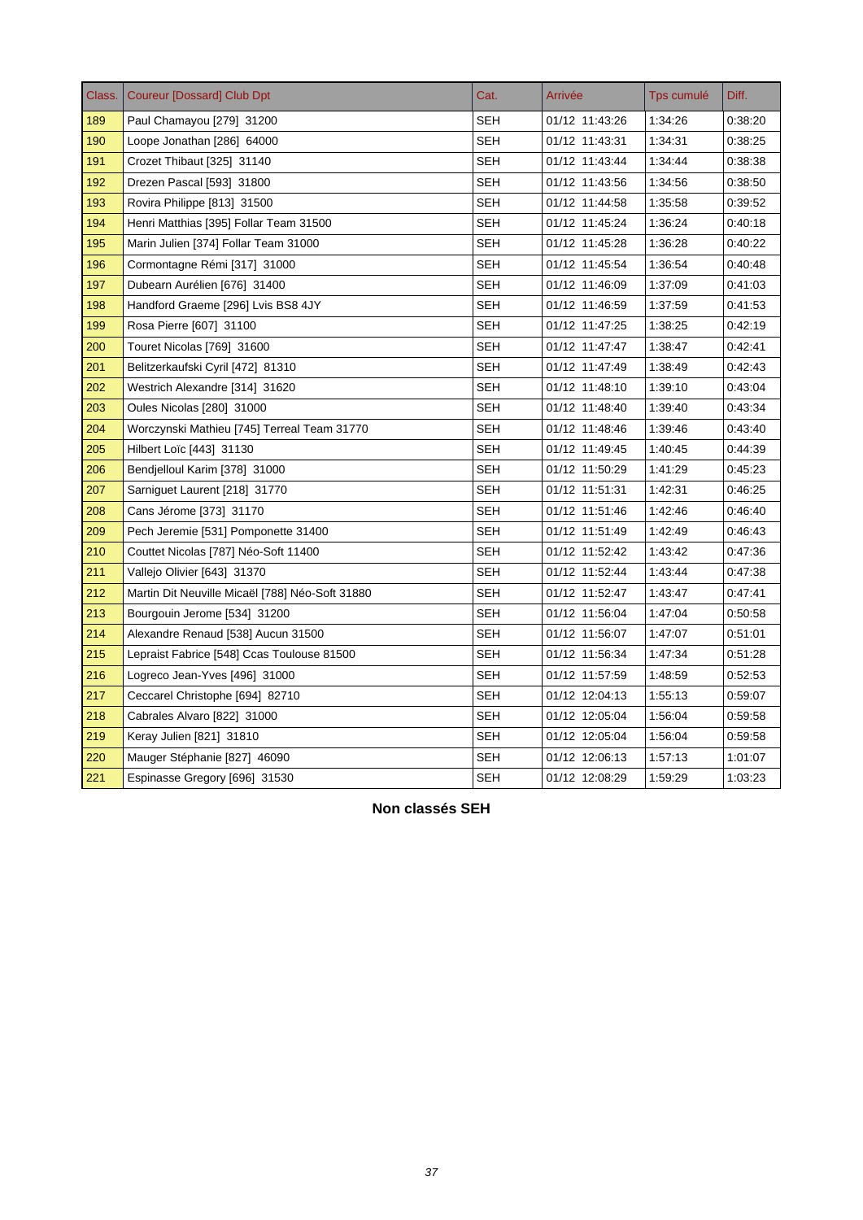| Class. | Coureur [Dossard] Club Dpt | Cat. | Arrivée | Tps cumulé | Diff. |
|---|---|---|---|---|---|
| 189 | Paul Chamayou [279] 31200 | SEH | 01/12 11:43:26 | 1:34:26 | 0:38:20 |
| 190 | Loope Jonathan [286] 64000 | SEH | 01/12 11:43:31 | 1:34:31 | 0:38:25 |
| 191 | Crozet Thibaut [325] 31140 | SEH | 01/12 11:43:44 | 1:34:44 | 0:38:38 |
| 192 | Drezen Pascal [593] 31800 | SEH | 01/12 11:43:56 | 1:34:56 | 0:38:50 |
| 193 | Rovira Philippe [813] 31500 | SEH | 01/12 11:44:58 | 1:35:58 | 0:39:52 |
| 194 | Henri Matthias [395] Follar Team 31500 | SEH | 01/12 11:45:24 | 1:36:24 | 0:40:18 |
| 195 | Marin Julien [374] Follar Team 31000 | SEH | 01/12 11:45:28 | 1:36:28 | 0:40:22 |
| 196 | Cormontagne Rémi [317] 31000 | SEH | 01/12 11:45:54 | 1:36:54 | 0:40:48 |
| 197 | Dubearn Aurélien [676] 31400 | SEH | 01/12 11:46:09 | 1:37:09 | 0:41:03 |
| 198 | Handford Graeme [296] Lvis BS8 4JY | SEH | 01/12 11:46:59 | 1:37:59 | 0:41:53 |
| 199 | Rosa Pierre [607] 31100 | SEH | 01/12 11:47:25 | 1:38:25 | 0:42:19 |
| 200 | Touret Nicolas [769] 31600 | SEH | 01/12 11:47:47 | 1:38:47 | 0:42:41 |
| 201 | Belitzerkaufski Cyril [472] 81310 | SEH | 01/12 11:47:49 | 1:38:49 | 0:42:43 |
| 202 | Westrich Alexandre [314] 31620 | SEH | 01/12 11:48:10 | 1:39:10 | 0:43:04 |
| 203 | Oules Nicolas [280] 31000 | SEH | 01/12 11:48:40 | 1:39:40 | 0:43:34 |
| 204 | Worczynski Mathieu [745] Terreal Team 31770 | SEH | 01/12 11:48:46 | 1:39:46 | 0:43:40 |
| 205 | Hilbert Loïc [443] 31130 | SEH | 01/12 11:49:45 | 1:40:45 | 0:44:39 |
| 206 | Bendjelloul Karim [378] 31000 | SEH | 01/12 11:50:29 | 1:41:29 | 0:45:23 |
| 207 | Sarniguet Laurent [218] 31770 | SEH | 01/12 11:51:31 | 1:42:31 | 0:46:25 |
| 208 | Cans Jérome [373] 31170 | SEH | 01/12 11:51:46 | 1:42:46 | 0:46:40 |
| 209 | Pech Jeremie [531] Pomponette 31400 | SEH | 01/12 11:51:49 | 1:42:49 | 0:46:43 |
| 210 | Couttet Nicolas [787] Néo-Soft 11400 | SEH | 01/12 11:52:42 | 1:43:42 | 0:47:36 |
| 211 | Vallejo Olivier [643] 31370 | SEH | 01/12 11:52:44 | 1:43:44 | 0:47:38 |
| 212 | Martin Dit Neuville Micaël [788] Néo-Soft 31880 | SEH | 01/12 11:52:47 | 1:43:47 | 0:47:41 |
| 213 | Bourgouin Jerome [534] 31200 | SEH | 01/12 11:56:04 | 1:47:04 | 0:50:58 |
| 214 | Alexandre Renaud [538] Aucun 31500 | SEH | 01/12 11:56:07 | 1:47:07 | 0:51:01 |
| 215 | Lepraist Fabrice [548] Ccas Toulouse 81500 | SEH | 01/12 11:56:34 | 1:47:34 | 0:51:28 |
| 216 | Logreco Jean-Yves [496] 31000 | SEH | 01/12 11:57:59 | 1:48:59 | 0:52:53 |
| 217 | Ceccarel Christophe [694] 82710 | SEH | 01/12 12:04:13 | 1:55:13 | 0:59:07 |
| 218 | Cabrales Alvaro [822] 31000 | SEH | 01/12 12:05:04 | 1:56:04 | 0:59:58 |
| 219 | Keray Julien [821] 31810 | SEH | 01/12 12:05:04 | 1:56:04 | 0:59:58 |
| 220 | Mauger Stéphanie [827] 46090 | SEH | 01/12 12:06:13 | 1:57:13 | 1:01:07 |
| 221 | Espinasse Gregory [696] 31530 | SEH | 01/12 12:08:29 | 1:59:29 | 1:03:23 |

**Non classés SEH**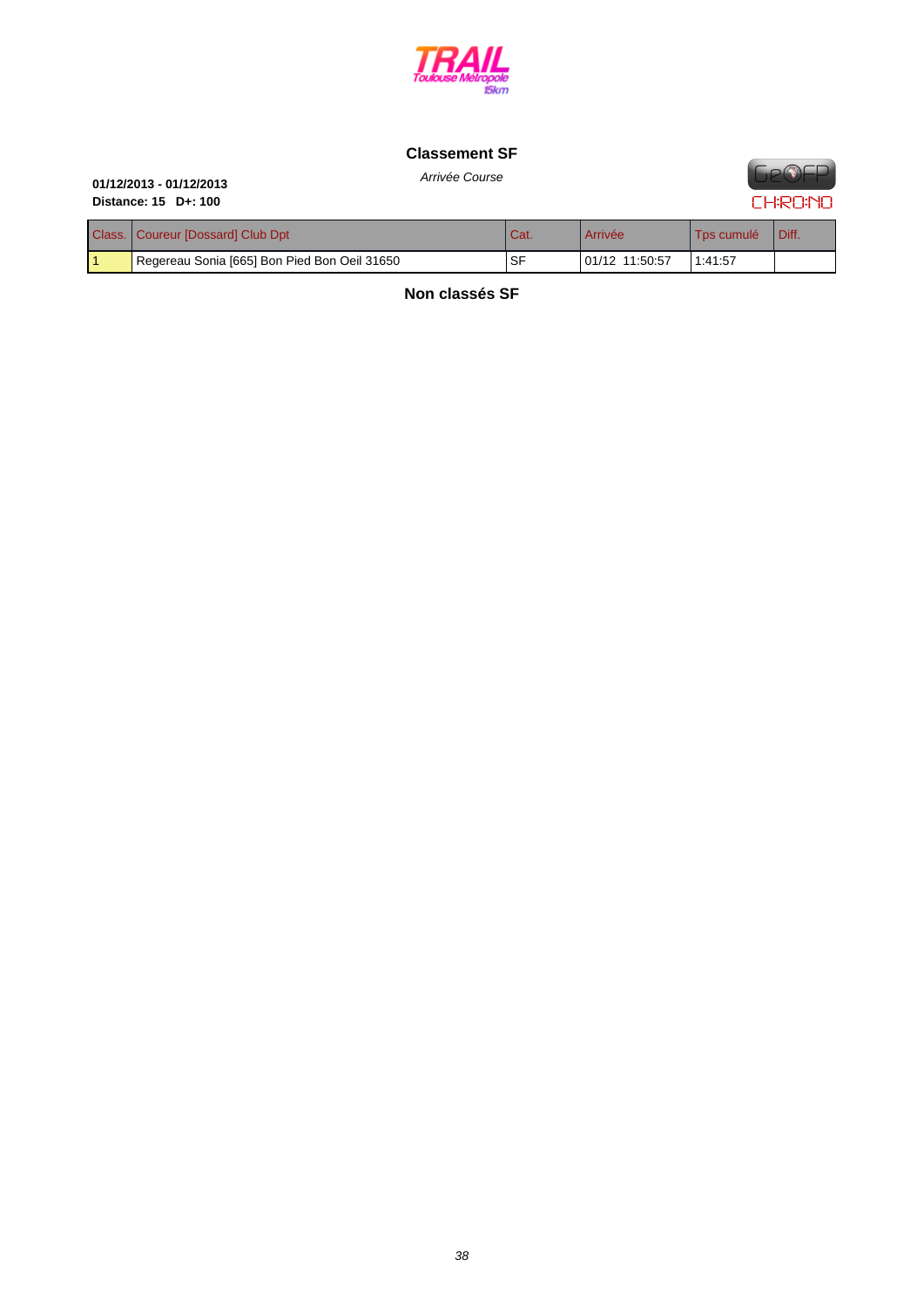## Classement SF

*Arrivée Course*

**01/12/2013 - 01/12/2013**
**Distance: 15 D+: 100**

| Class. | Coureur [Dossard] Club Dpt | Cat. | Arrivée | Tps cumulé | Diff. |
|---|---|---|---|---|---|
| 1 | Regereau Sonia [665] Bon Pied Bon Oeil 31650 | SF | 01/12 11:50:57 | 1:41:57 | |

## Non classés SF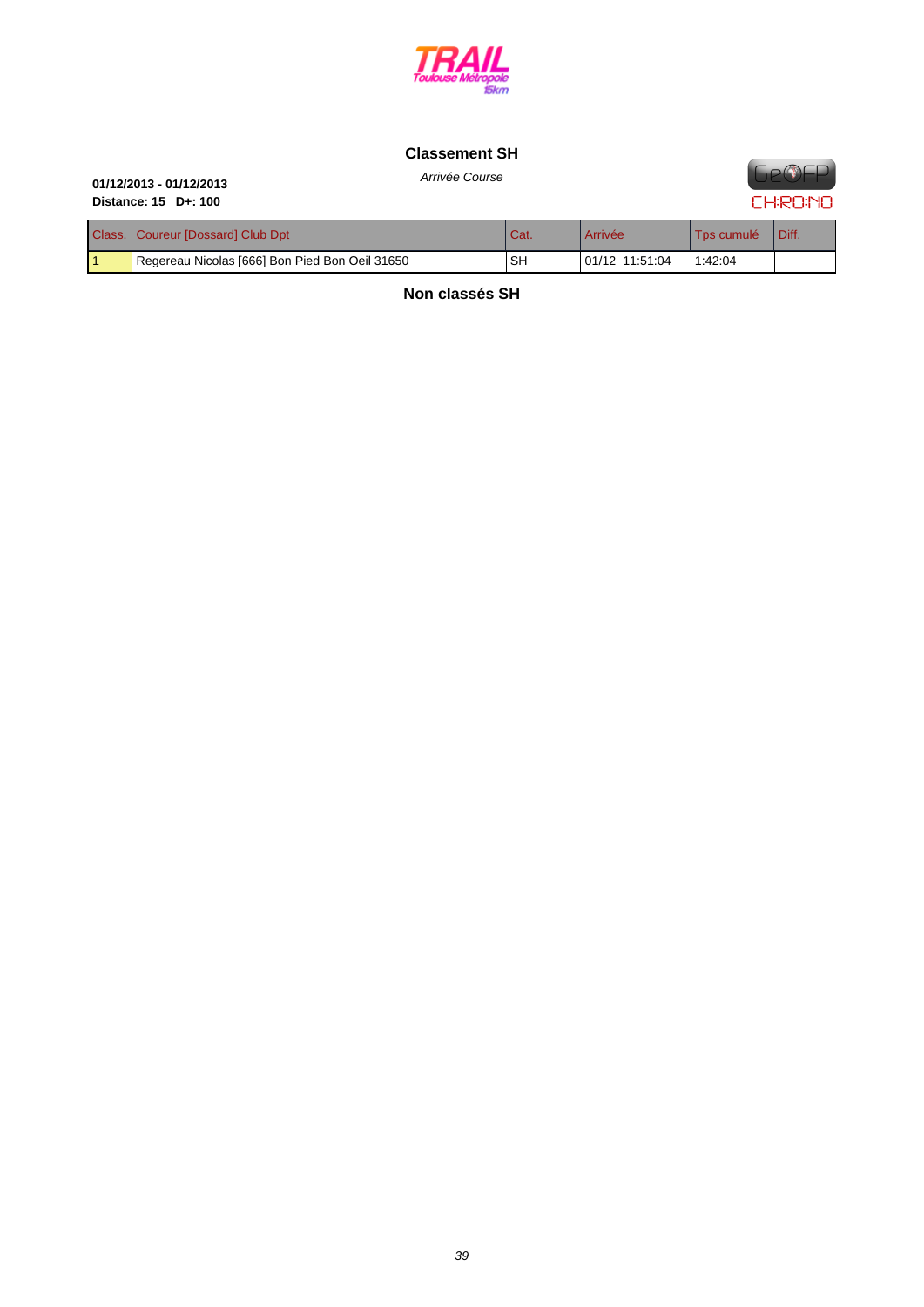TRAIL Toulouse Métropole 15km

## Classement SH

*Arrivée Course*

**01/12/2013 - 01/12/2013**
**Distance: 15 D+: 100**

GeOFP CHRONO

| Class. | Coureur [Dossard] Club Dpt | Cat. | Arrivée | Tps cumulé | Diff. |
|---|---|---|---|---|---|
| 1 | Regereau Nicolas [666] Bon Pied Bon Oeil 31650 | SH | 01/12 11:51:04 | 1:42:04 | |

## Non classés SH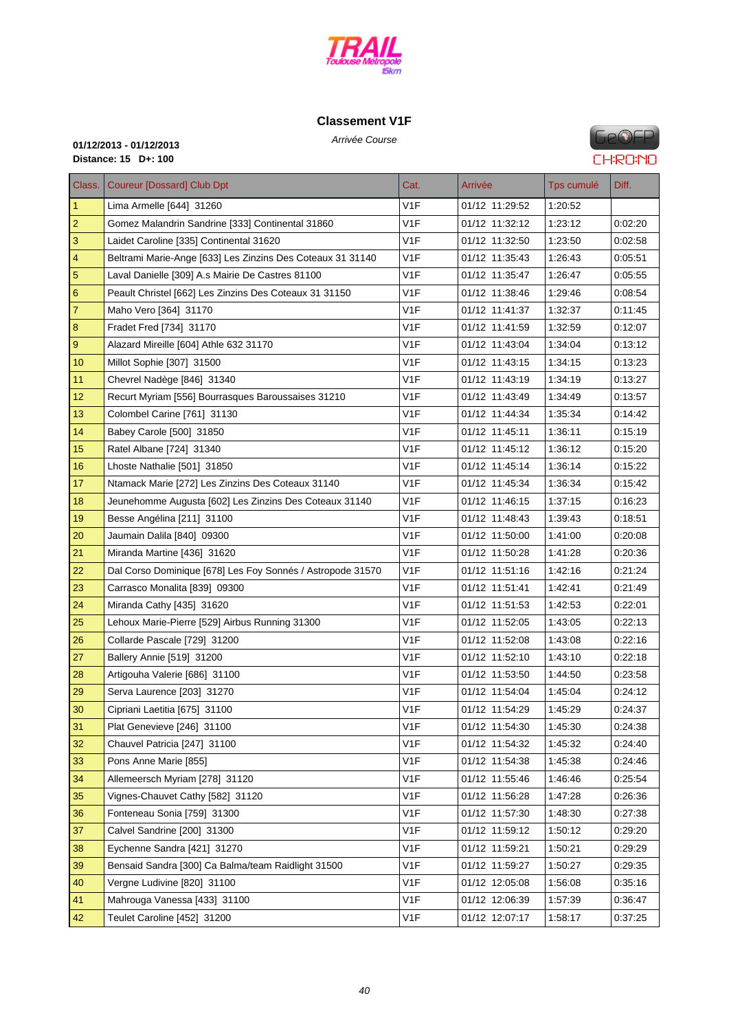## Classement V1F

*Arrivée Course*

**01/12/2013 - 01/12/2013**
**Distance: 15 D+: 100**

| Class. | Coureur [Dossard] Club Dpt | Cat. | Arrivée | Tps cumulé | Diff. |
|---|---|---|---|---|---|
| 1 | Lima Armelle [644] 31260 | V1F | 01/12 11:29:52 | 1:20:52 | |
| 2 | Gomez Malandrin Sandrine [333] Continental 31860 | V1F | 01/12 11:32:12 | 1:23:12 | 0:02:20 |
| 3 | Laidet Caroline [335] Continental 31620 | V1F | 01/12 11:32:50 | 1:23:50 | 0:02:58 |
| 4 | Beltrami Marie-Ange [633] Les Zinzins Des Coteaux 31 31140 | V1F | 01/12 11:35:43 | 1:26:43 | 0:05:51 |
| 5 | Laval Danielle [309] A.s Mairie De Castres 81100 | V1F | 01/12 11:35:47 | 1:26:47 | 0:05:55 |
| 6 | Peault Christel [662] Les Zinzins Des Coteaux 31 31150 | V1F | 01/12 11:38:46 | 1:29:46 | 0:08:54 |
| 7 | Maho Vero [364] 31170 | V1F | 01/12 11:41:37 | 1:32:37 | 0:11:45 |
| 8 | Fradet Fred [734] 31170 | V1F | 01/12 11:41:59 | 1:32:59 | 0:12:07 |
| 9 | Alazard Mireille [604] Athle 632 31170 | V1F | 01/12 11:43:04 | 1:34:04 | 0:13:12 |
| 10 | Millot Sophie [307] 31500 | V1F | 01/12 11:43:15 | 1:34:15 | 0:13:23 |
| 11 | Chevrel Nadège [846] 31340 | V1F | 01/12 11:43:19 | 1:34:19 | 0:13:27 |
| 12 | Recurt Myriam [556] Bourrasques Baroussaises 31210 | V1F | 01/12 11:43:49 | 1:34:49 | 0:13:57 |
| 13 | Colombel Carine [761] 31130 | V1F | 01/12 11:44:34 | 1:35:34 | 0:14:42 |
| 14 | Babey Carole [500] 31850 | V1F | 01/12 11:45:11 | 1:36:11 | 0:15:19 |
| 15 | Ratel Albane [724] 31340 | V1F | 01/12 11:45:12 | 1:36:12 | 0:15:20 |
| 16 | Lhoste Nathalie [501] 31850 | V1F | 01/12 11:45:14 | 1:36:14 | 0:15:22 |
| 17 | Ntamack Marie [272] Les Zinzins Des Coteaux 31140 | V1F | 01/12 11:45:34 | 1:36:34 | 0:15:42 |
| 18 | Jeunehomme Augusta [602] Les Zinzins Des Coteaux 31140 | V1F | 01/12 11:46:15 | 1:37:15 | 0:16:23 |
| 19 | Besse Angélina [211] 31100 | V1F | 01/12 11:48:43 | 1:39:43 | 0:18:51 |
| 20 | Jaumain Dalila [840] 09300 | V1F | 01/12 11:50:00 | 1:41:00 | 0:20:08 |
| 21 | Miranda Martine [436] 31620 | V1F | 01/12 11:50:28 | 1:41:28 | 0:20:36 |
| 22 | Dal Corso Dominique [678] Les Foy Sonnés / Astropode 31570 | V1F | 01/12 11:51:16 | 1:42:16 | 0:21:24 |
| 23 | Carrasco Monalita [839] 09300 | V1F | 01/12 11:51:41 | 1:42:41 | 0:21:49 |
| 24 | Miranda Cathy [435] 31620 | V1F | 01/12 11:51:53 | 1:42:53 | 0:22:01 |
| 25 | Lehoux Marie-Pierre [529] Airbus Running 31300 | V1F | 01/12 11:52:05 | 1:43:05 | 0:22:13 |
| 26 | Collarde Pascale [729] 31200 | V1F | 01/12 11:52:08 | 1:43:08 | 0:22:16 |
| 27 | Ballery Annie [519] 31200 | V1F | 01/12 11:52:10 | 1:43:10 | 0:22:18 |
| 28 | Artigouha Valerie [686] 31100 | V1F | 01/12 11:53:50 | 1:44:50 | 0:23:58 |
| 29 | Serva Laurence [203] 31270 | V1F | 01/12 11:54:04 | 1:45:04 | 0:24:12 |
| 30 | Cipriani Laetitia [675] 31100 | V1F | 01/12 11:54:29 | 1:45:29 | 0:24:37 |
| 31 | Plat Genevieve [246] 31100 | V1F | 01/12 11:54:30 | 1:45:30 | 0:24:38 |
| 32 | Chauvel Patricia [247] 31100 | V1F | 01/12 11:54:32 | 1:45:32 | 0:24:40 |
| 33 | Pons Anne Marie [855] | V1F | 01/12 11:54:38 | 1:45:38 | 0:24:46 |
| 34 | Allemeersch Myriam [278] 31120 | V1F | 01/12 11:55:46 | 1:46:46 | 0:25:54 |
| 35 | Vignes-Chauvet Cathy [582] 31120 | V1F | 01/12 11:56:28 | 1:47:28 | 0:26:36 |
| 36 | Fonteneau Sonia [759] 31300 | V1F | 01/12 11:57:30 | 1:48:30 | 0:27:38 |
| 37 | Calvel Sandrine [200] 31300 | V1F | 01/12 11:59:12 | 1:50:12 | 0:29:20 |
| 38 | Eychenne Sandra [421] 31270 | V1F | 01/12 11:59:21 | 1:50:21 | 0:29:29 |
| 39 | Bensaid Sandra [300] Ca Balma/team Raidlight 31500 | V1F | 01/12 11:59:27 | 1:50:27 | 0:29:35 |
| 40 | Vergne Ludivine [820] 31100 | V1F | 01/12 12:05:08 | 1:56:08 | 0:35:16 |
| 41 | Mahrouga Vanessa [433] 31100 | V1F | 01/12 12:06:39 | 1:57:39 | 0:36:47 |
| 42 | Teulet Caroline [452] 31200 | V1F | 01/12 12:07:17 | 1:58:17 | 0:37:25 |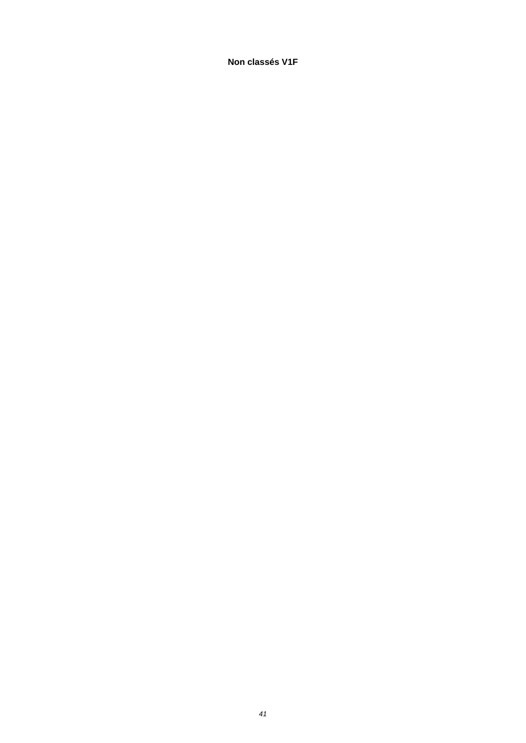**Non classés V1F**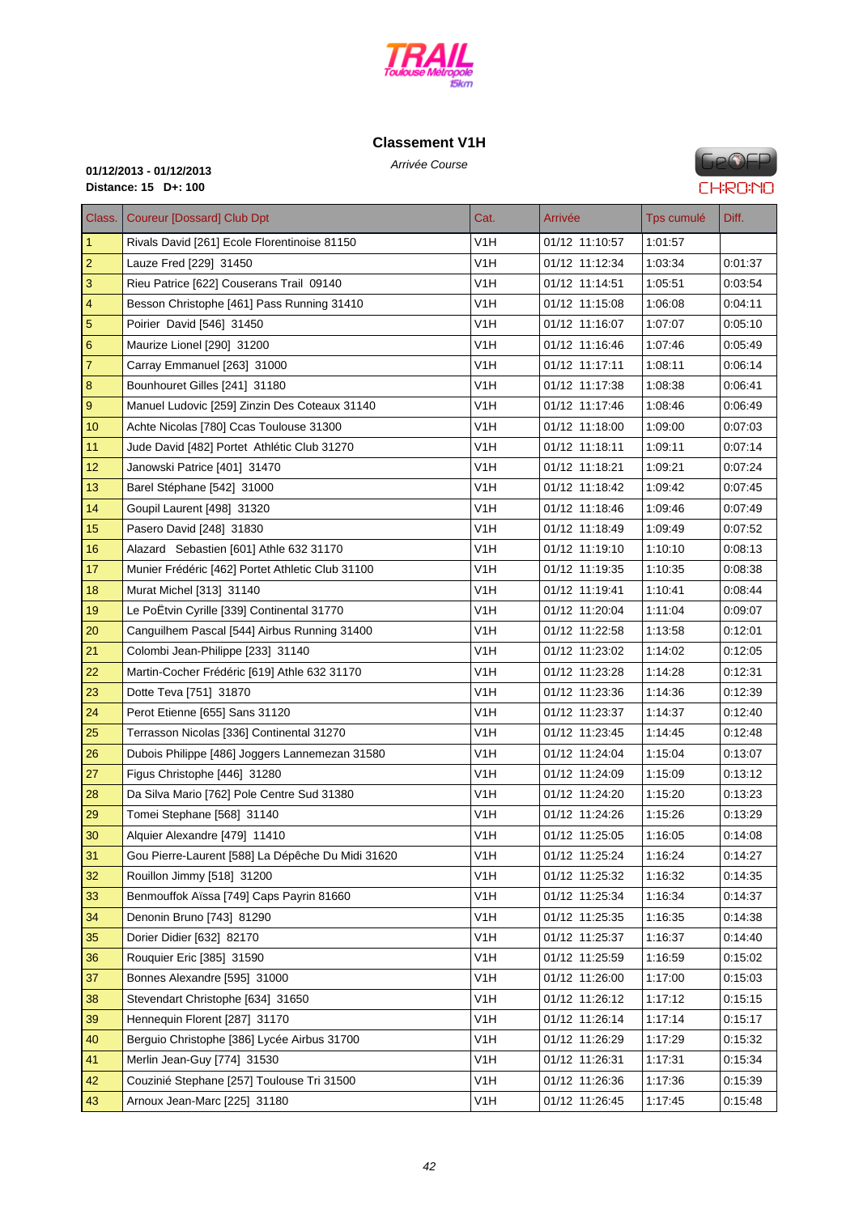# Classement V1H

*Arrivée Course*

**01/12/2013 - 01/12/2013**
**Distance: 15 D+: 100**

| Class. | Coureur [Dossard] Club Dpt | Cat. | Arrivée | Tps cumulé | Diff. |
|---|---|---|---|---|---|
| 1 | Rivals David [261] Ecole Florentinoise 81150 | V1H | 01/12 11:10:57 | 1:01:57 | |
| 2 | Lauze Fred [229] 31450 | V1H | 01/12 11:12:34 | 1:03:34 | 0:01:37 |
| 3 | Rieu Patrice [622] Couserans Trail 09140 | V1H | 01/12 11:14:51 | 1:05:51 | 0:03:54 |
| 4 | Besson Christophe [461] Pass Running 31410 | V1H | 01/12 11:15:08 | 1:06:08 | 0:04:11 |
| 5 | Poirier David [546] 31450 | V1H | 01/12 11:16:07 | 1:07:07 | 0:05:10 |
| 6 | Maurize Lionel [290] 31200 | V1H | 01/12 11:16:46 | 1:07:46 | 0:05:49 |
| 7 | Carray Emmanuel [263] 31000 | V1H | 01/12 11:17:11 | 1:08:11 | 0:06:14 |
| 8 | Bounhouret Gilles [241] 31180 | V1H | 01/12 11:17:38 | 1:08:38 | 0:06:41 |
| 9 | Manuel Ludovic [259] Zinzin Des Coteaux 31140 | V1H | 01/12 11:17:46 | 1:08:46 | 0:06:49 |
| 10 | Achte Nicolas [780] Ccas Toulouse 31300 | V1H | 01/12 11:18:00 | 1:09:00 | 0:07:03 |
| 11 | Jude David [482] Portet Athlétic Club 31270 | V1H | 01/12 11:18:11 | 1:09:11 | 0:07:14 |
| 12 | Janowski Patrice [401] 31470 | V1H | 01/12 11:18:21 | 1:09:21 | 0:07:24 |
| 13 | Barel Stéphane [542] 31000 | V1H | 01/12 11:18:42 | 1:09:42 | 0:07:45 |
| 14 | Goupil Laurent [498] 31320 | V1H | 01/12 11:18:46 | 1:09:46 | 0:07:49 |
| 15 | Pasero David [248] 31830 | V1H | 01/12 11:18:49 | 1:09:49 | 0:07:52 |
| 16 | Alazard Sebastien [601] Athle 632 31170 | V1H | 01/12 11:19:10 | 1:10:10 | 0:08:13 |
| 17 | Munier Frédéric [462] Portet Athletic Club 31100 | V1H | 01/12 11:19:35 | 1:10:35 | 0:08:38 |
| 18 | Murat Michel [313] 31140 | V1H | 01/12 11:19:41 | 1:10:41 | 0:08:44 |
| 19 | Le PoËtvin Cyrille [339] Continental 31770 | V1H | 01/12 11:20:04 | 1:11:04 | 0:09:07 |
| 20 | Canguilhem Pascal [544] Airbus Running 31400 | V1H | 01/12 11:22:58 | 1:13:58 | 0:12:01 |
| 21 | Colombi Jean-Philippe [233] 31140 | V1H | 01/12 11:23:02 | 1:14:02 | 0:12:05 |
| 22 | Martin-Cocher Frédéric [619] Athle 632 31170 | V1H | 01/12 11:23:28 | 1:14:28 | 0:12:31 |
| 23 | Dotte Teva [751] 31870 | V1H | 01/12 11:23:36 | 1:14:36 | 0:12:39 |
| 24 | Perot Etienne [655] Sans 31120 | V1H | 01/12 11:23:37 | 1:14:37 | 0:12:40 |
| 25 | Terrasson Nicolas [336] Continental 31270 | V1H | 01/12 11:23:45 | 1:14:45 | 0:12:48 |
| 26 | Dubois Philippe [486] Joggers Lannemezan 31580 | V1H | 01/12 11:24:04 | 1:15:04 | 0:13:07 |
| 27 | Figus Christophe [446] 31280 | V1H | 01/12 11:24:09 | 1:15:09 | 0:13:12 |
| 28 | Da Silva Mario [762] Pole Centre Sud 31380 | V1H | 01/12 11:24:20 | 1:15:20 | 0:13:23 |
| 29 | Tomei Stephane [568] 31140 | V1H | 01/12 11:24:26 | 1:15:26 | 0:13:29 |
| 30 | Alquier Alexandre [479] 11410 | V1H | 01/12 11:25:05 | 1:16:05 | 0:14:08 |
| 31 | Gou Pierre-Laurent [588] La Dépêche Du Midi 31620 | V1H | 01/12 11:25:24 | 1:16:24 | 0:14:27 |
| 32 | Rouillon Jimmy [518] 31200 | V1H | 01/12 11:25:32 | 1:16:32 | 0:14:35 |
| 33 | Benmouffok Aïssa [749] Caps Payrin 81660 | V1H | 01/12 11:25:34 | 1:16:34 | 0:14:37 |
| 34 | Denonin Bruno [743] 81290 | V1H | 01/12 11:25:35 | 1:16:35 | 0:14:38 |
| 35 | Dorier Didier [632] 82170 | V1H | 01/12 11:25:37 | 1:16:37 | 0:14:40 |
| 36 | Rouquier Eric [385] 31590 | V1H | 01/12 11:25:59 | 1:16:59 | 0:15:02 |
| 37 | Bonnes Alexandre [595] 31000 | V1H | 01/12 11:26:00 | 1:17:00 | 0:15:03 |
| 38 | Stevendart Christophe [634] 31650 | V1H | 01/12 11:26:12 | 1:17:12 | 0:15:15 |
| 39 | Hennequin Florent [287] 31170 | V1H | 01/12 11:26:14 | 1:17:14 | 0:15:17 |
| 40 | Berguio Christophe [386] Lycée Airbus 31700 | V1H | 01/12 11:26:29 | 1:17:29 | 0:15:32 |
| 41 | Merlin Jean-Guy [774] 31530 | V1H | 01/12 11:26:31 | 1:17:31 | 0:15:34 |
| 42 | Couzinié Stephane [257] Toulouse Tri 31500 | V1H | 01/12 11:26:36 | 1:17:36 | 0:15:39 |
| 43 | Arnoux Jean-Marc [225] 31180 | V1H | 01/12 11:26:45 | 1:17:45 | 0:15:48 |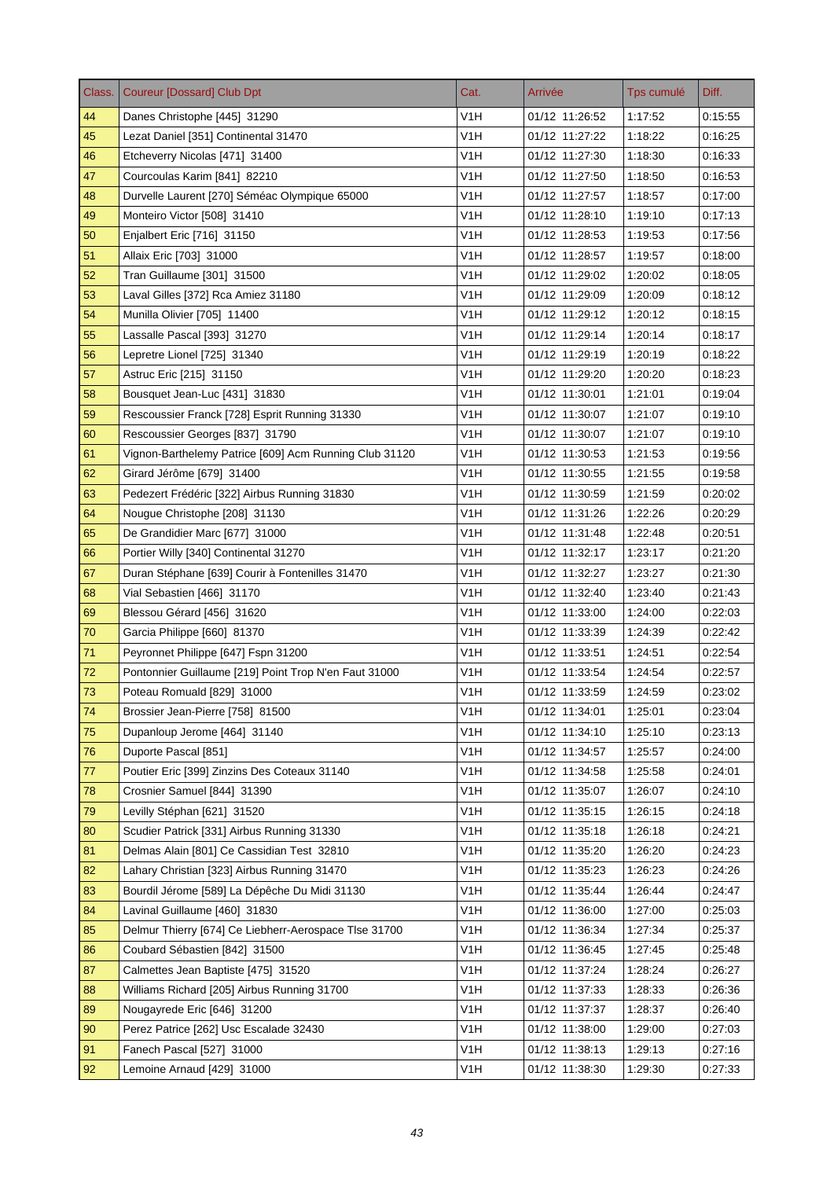| Class. | Coureur [Dossard] Club Dpt | Cat. | Arrivée | Tps cumulé | Diff. |
|---|---|---|---|---|---|
| 44 | Danes Christophe [445] 31290 | V1H | 01/12 11:26:52 | 1:17:52 | 0:15:55 |
| 45 | Lezat Daniel [351] Continental 31470 | V1H | 01/12 11:27:22 | 1:18:22 | 0:16:25 |
| 46 | Etcheverry Nicolas [471] 31400 | V1H | 01/12 11:27:30 | 1:18:30 | 0:16:33 |
| 47 | Courcoulas Karim [841] 82210 | V1H | 01/12 11:27:50 | 1:18:50 | 0:16:53 |
| 48 | Durvelle Laurent [270] Séméac Olympique 65000 | V1H | 01/12 11:27:57 | 1:18:57 | 0:17:00 |
| 49 | Monteiro Victor [508] 31410 | V1H | 01/12 11:28:10 | 1:19:10 | 0:17:13 |
| 50 | Enjalbert Eric [716] 31150 | V1H | 01/12 11:28:53 | 1:19:53 | 0:17:56 |
| 51 | Allaix Eric [703] 31000 | V1H | 01/12 11:28:57 | 1:19:57 | 0:18:00 |
| 52 | Tran Guillaume [301] 31500 | V1H | 01/12 11:29:02 | 1:20:02 | 0:18:05 |
| 53 | Laval Gilles [372] Rca Amiez 31180 | V1H | 01/12 11:29:09 | 1:20:09 | 0:18:12 |
| 54 | Munilla Olivier [705] 11400 | V1H | 01/12 11:29:12 | 1:20:12 | 0:18:15 |
| 55 | Lassalle Pascal [393] 31270 | V1H | 01/12 11:29:14 | 1:20:14 | 0:18:17 |
| 56 | Lepretre Lionel [725] 31340 | V1H | 01/12 11:29:19 | 1:20:19 | 0:18:22 |
| 57 | Astruc Eric [215] 31150 | V1H | 01/12 11:29:20 | 1:20:20 | 0:18:23 |
| 58 | Bousquet Jean-Luc [431] 31830 | V1H | 01/12 11:30:01 | 1:21:01 | 0:19:04 |
| 59 | Rescoussier Franck [728] Esprit Running 31330 | V1H | 01/12 11:30:07 | 1:21:07 | 0:19:10 |
| 60 | Rescoussier Georges [837] 31790 | V1H | 01/12 11:30:07 | 1:21:07 | 0:19:10 |
| 61 | Vignon-Barthelemy Patrice [609] Acm Running Club 31120 | V1H | 01/12 11:30:53 | 1:21:53 | 0:19:56 |
| 62 | Girard Jérôme [679] 31400 | V1H | 01/12 11:30:55 | 1:21:55 | 0:19:58 |
| 63 | Pedezert Frédéric [322] Airbus Running 31830 | V1H | 01/12 11:30:59 | 1:21:59 | 0:20:02 |
| 64 | Nougue Christophe [208] 31130 | V1H | 01/12 11:31:26 | 1:22:26 | 0:20:29 |
| 65 | De Grandidier Marc [677] 31000 | V1H | 01/12 11:31:48 | 1:22:48 | 0:20:51 |
| 66 | Portier Willy [340] Continental 31270 | V1H | 01/12 11:32:17 | 1:23:17 | 0:21:20 |
| 67 | Duran Stéphane [639] Courir à Fontenilles 31470 | V1H | 01/12 11:32:27 | 1:23:27 | 0:21:30 |
| 68 | Vial Sebastien [466] 31170 | V1H | 01/12 11:32:40 | 1:23:40 | 0:21:43 |
| 69 | Blessou Gérard [456] 31620 | V1H | 01/12 11:33:00 | 1:24:00 | 0:22:03 |
| 70 | Garcia Philippe [660] 81370 | V1H | 01/12 11:33:39 | 1:24:39 | 0:22:42 |
| 71 | Peyronnet Philippe [647] Fspn 31200 | V1H | 01/12 11:33:51 | 1:24:51 | 0:22:54 |
| 72 | Pontonnier Guillaume [219] Point Trop N'en Faut 31000 | V1H | 01/12 11:33:54 | 1:24:54 | 0:22:57 |
| 73 | Poteau Romuald [829] 31000 | V1H | 01/12 11:33:59 | 1:24:59 | 0:23:02 |
| 74 | Brossier Jean-Pierre [758] 81500 | V1H | 01/12 11:34:01 | 1:25:01 | 0:23:04 |
| 75 | Dupanloup Jerome [464] 31140 | V1H | 01/12 11:34:10 | 1:25:10 | 0:23:13 |
| 76 | Duporte Pascal [851] | V1H | 01/12 11:34:57 | 1:25:57 | 0:24:00 |
| 77 | Poutier Eric [399] Zinzins Des Coteaux 31140 | V1H | 01/12 11:34:58 | 1:25:58 | 0:24:01 |
| 78 | Crosnier Samuel [844] 31390 | V1H | 01/12 11:35:07 | 1:26:07 | 0:24:10 |
| 79 | Levilly Stéphan [621] 31520 | V1H | 01/12 11:35:15 | 1:26:15 | 0:24:18 |
| 80 | Scudier Patrick [331] Airbus Running 31330 | V1H | 01/12 11:35:18 | 1:26:18 | 0:24:21 |
| 81 | Delmas Alain [801] Ce Cassidian Test 32810 | V1H | 01/12 11:35:20 | 1:26:20 | 0:24:23 |
| 82 | Lahary Christian [323] Airbus Running 31470 | V1H | 01/12 11:35:23 | 1:26:23 | 0:24:26 |
| 83 | Bourdil Jérome [589] La Dépêche Du Midi 31130 | V1H | 01/12 11:35:44 | 1:26:44 | 0:24:47 |
| 84 | Lavinal Guillaume [460] 31830 | V1H | 01/12 11:36:00 | 1:27:00 | 0:25:03 |
| 85 | Delmur Thierry [674] Ce Liebherr-Aerospace Tlse 31700 | V1H | 01/12 11:36:34 | 1:27:34 | 0:25:37 |
| 86 | Coubard Sébastien [842] 31500 | V1H | 01/12 11:36:45 | 1:27:45 | 0:25:48 |
| 87 | Calmettes Jean Baptiste [475] 31520 | V1H | 01/12 11:37:24 | 1:28:24 | 0:26:27 |
| 88 | Williams Richard [205] Airbus Running 31700 | V1H | 01/12 11:37:33 | 1:28:33 | 0:26:36 |
| 89 | Nougayrede Eric [646] 31200 | V1H | 01/12 11:37:37 | 1:28:37 | 0:26:40 |
| 90 | Perez Patrice [262] Usc Escalade 32430 | V1H | 01/12 11:38:00 | 1:29:00 | 0:27:03 |
| 91 | Fanech Pascal [527] 31000 | V1H | 01/12 11:38:13 | 1:29:13 | 0:27:16 |
| 92 | Lemoine Arnaud [429] 31000 | V1H | 01/12 11:38:30 | 1:29:30 | 0:27:33 |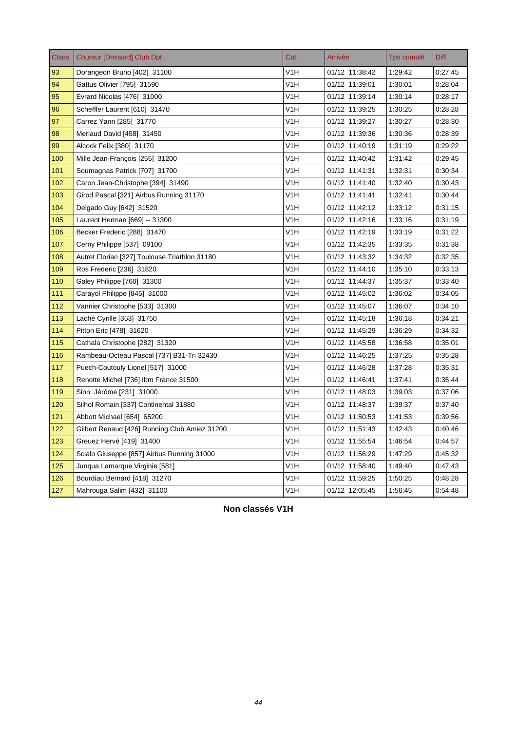| Class. | Coureur [Dossard] Club Dpt | Cat. | Arrivée | Tps cumulé | Diff. |
|---|---|---|---|---|---|
| 93 | Dorangeon Bruno [402] 31100 | V1H | 01/12 11:38:42 | 1:29:42 | 0:27:45 |
| 94 | Gattus Olivier [795] 31590 | V1H | 01/12 11:39:01 | 1:30:01 | 0:28:04 |
| 95 | Evrard Nicolas [476] 31000 | V1H | 01/12 11:39:14 | 1:30:14 | 0:28:17 |
| 96 | Scheffler Laurent [610] 31470 | V1H | 01/12 11:39:25 | 1:30:25 | 0:28:28 |
| 97 | Carrez Yann [285] 31770 | V1H | 01/12 11:39:27 | 1:30:27 | 0:28:30 |
| 98 | Merlaud David [458] 31450 | V1H | 01/12 11:39:36 | 1:30:36 | 0:28:39 |
| 99 | Alcock Felix [380] 31170 | V1H | 01/12 11:40:19 | 1:31:19 | 0:29:22 |
| 100 | Mille Jean-François [255] 31200 | V1H | 01/12 11:40:42 | 1:31:42 | 0:29:45 |
| 101 | Soumagnas Patrick [707] 31700 | V1H | 01/12 11:41:31 | 1:32:31 | 0:30:34 |
| 102 | Caron Jean-Christophe [394] 31490 | V1H | 01/12 11:41:40 | 1:32:40 | 0:30:43 |
| 103 | Girod Pascal [321] Airbus Running 31170 | V1H | 01/12 11:41:41 | 1:32:41 | 0:30:44 |
| 104 | Delgado Guy [642] 31520 | V1H | 01/12 11:42:12 | 1:33:12 | 0:31:15 |
| 105 | Laurent Herman [669] -- 31300 | V1H | 01/12 11:42:16 | 1:33:16 | 0:31:19 |
| 106 | Becker Frederic [288] 31470 | V1H | 01/12 11:42:19 | 1:33:19 | 0:31:22 |
| 107 | Cerny Philippe [537] 09100 | V1H | 01/12 11:42:35 | 1:33:35 | 0:31:38 |
| 108 | Autret Florian [327] Toulouse Triathlon 31180 | V1H | 01/12 11:43:32 | 1:34:32 | 0:32:35 |
| 109 | Ros Frederic [236] 31820 | V1H | 01/12 11:44:10 | 1:35:10 | 0:33:13 |
| 110 | Galey Philippe [760] 31300 | V1H | 01/12 11:44:37 | 1:35:37 | 0:33:40 |
| 111 | Carayol Philippe [845] 31000 | V1H | 01/12 11:45:02 | 1:36:02 | 0:34:05 |
| 112 | Vannier Christophe [533] 31300 | V1H | 01/12 11:45:07 | 1:36:07 | 0:34:10 |
| 113 | Laché Cyrille [353] 31750 | V1H | 01/12 11:45:18 | 1:36:18 | 0:34:21 |
| 114 | Pitton Eric [478] 31620 | V1H | 01/12 11:45:29 | 1:36:29 | 0:34:32 |
| 115 | Cathala Christophe [282] 31320 | V1H | 01/12 11:45:58 | 1:36:58 | 0:35:01 |
| 116 | Rambeau-Octeau Pascal [737] B31-Tri 32430 | V1H | 01/12 11:46:25 | 1:37:25 | 0:35:28 |
| 117 | Puech-Coutouly Lionel [517] 31000 | V1H | 01/12 11:46:28 | 1:37:28 | 0:35:31 |
| 118 | Renotte Michel [736] Ibm France 31500 | V1H | 01/12 11:46:41 | 1:37:41 | 0:35:44 |
| 119 | Sion Jérôme [231] 31000 | V1H | 01/12 11:48:03 | 1:39:03 | 0:37:06 |
| 120 | Silhol Romain [337] Continental 31880 | V1H | 01/12 11:48:37 | 1:39:37 | 0:37:40 |
| 121 | Abbott Michael [654] 65200 | V1H | 01/12 11:50:53 | 1:41:53 | 0:39:56 |
| 122 | Gilbert Renaud [426] Running Club Amiez 31200 | V1H | 01/12 11:51:43 | 1:42:43 | 0:40:46 |
| 123 | Greuez Hervé [419] 31400 | V1H | 01/12 11:55:54 | 1:46:54 | 0:44:57 |
| 124 | Scialo Giuseppe [857] Airbus Running 31000 | V1H | 01/12 11:56:29 | 1:47:29 | 0:45:32 |
| 125 | Junqua Lamarque Virginie [581] | V1H | 01/12 11:58:40 | 1:49:40 | 0:47:43 |
| 126 | Bourdiau Bernard [418] 31270 | V1H | 01/12 11:59:25 | 1:50:25 | 0:48:28 |
| 127 | Mahrouga Salim [432] 31100 | V1H | 01/12 12:05:45 | 1:56:45 | 0:54:48 |

**Non classés V1H**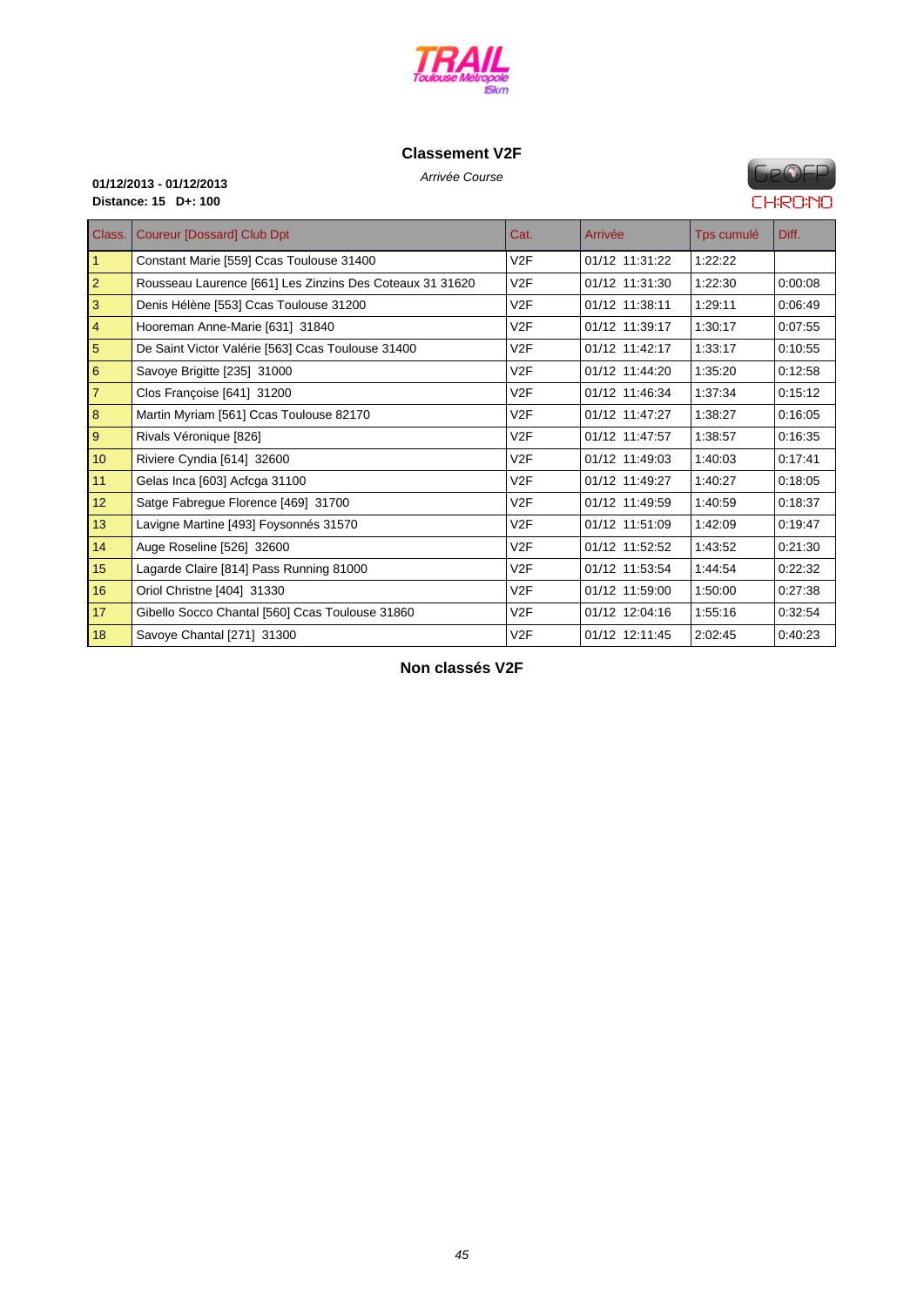## Classement V2F

*Arrivée Course*

**01/12/2013 - 01/12/2013**
**Distance: 15 D+: 100**

| Class. | Coureur [Dossard] Club Dpt | Cat. | Arrivée | Tps cumulé | Diff. |
|---|---|---|---|---|---|
| 1 | Constant Marie [559] Ccas Toulouse 31400 | V2F | 01/12 11:31:22 | 1:22:22 | |
| 2 | Rousseau Laurence [661] Les Zinzins Des Coteaux 31 31620 | V2F | 01/12 11:31:30 | 1:22:30 | 0:00:08 |
| 3 | Denis Hélène [553] Ccas Toulouse 31200 | V2F | 01/12 11:38:11 | 1:29:11 | 0:06:49 |
| 4 | Hooreman Anne-Marie [631] 31840 | V2F | 01/12 11:39:17 | 1:30:17 | 0:07:55 |
| 5 | De Saint Victor Valérie [563] Ccas Toulouse 31400 | V2F | 01/12 11:42:17 | 1:33:17 | 0:10:55 |
| 6 | Savoye Brigitte [235] 31000 | V2F | 01/12 11:44:20 | 1:35:20 | 0:12:58 |
| 7 | Clos Françoise [641] 31200 | V2F | 01/12 11:46:34 | 1:37:34 | 0:15:12 |
| 8 | Martin Myriam [561] Ccas Toulouse 82170 | V2F | 01/12 11:47:27 | 1:38:27 | 0:16:05 |
| 9 | Rivals Véronique [826] | V2F | 01/12 11:47:57 | 1:38:57 | 0:16:35 |
| 10 | Riviere Cyndia [614] 32600 | V2F | 01/12 11:49:03 | 1:40:03 | 0:17:41 |
| 11 | Gelas Inca [603] Acfcga 31100 | V2F | 01/12 11:49:27 | 1:40:27 | 0:18:05 |
| 12 | Satge Fabregue Florence [469] 31700 | V2F | 01/12 11:49:59 | 1:40:59 | 0:18:37 |
| 13 | Lavigne Martine [493] Foysonnés 31570 | V2F | 01/12 11:51:09 | 1:42:09 | 0:19:47 |
| 14 | Auge Roseline [526] 32600 | V2F | 01/12 11:52:52 | 1:43:52 | 0:21:30 |
| 15 | Lagarde Claire [814] Pass Running 81000 | V2F | 01/12 11:53:54 | 1:44:54 | 0:22:32 |
| 16 | Oriol Christne [404] 31330 | V2F | 01/12 11:59:00 | 1:50:00 | 0:27:38 |
| 17 | Gibello Socco Chantal [560] Ccas Toulouse 31860 | V2F | 01/12 12:04:16 | 1:55:16 | 0:32:54 |
| 18 | Savoye Chantal [271] 31300 | V2F | 01/12 12:11:45 | 2:02:45 | 0:40:23 |

## Non classés V2F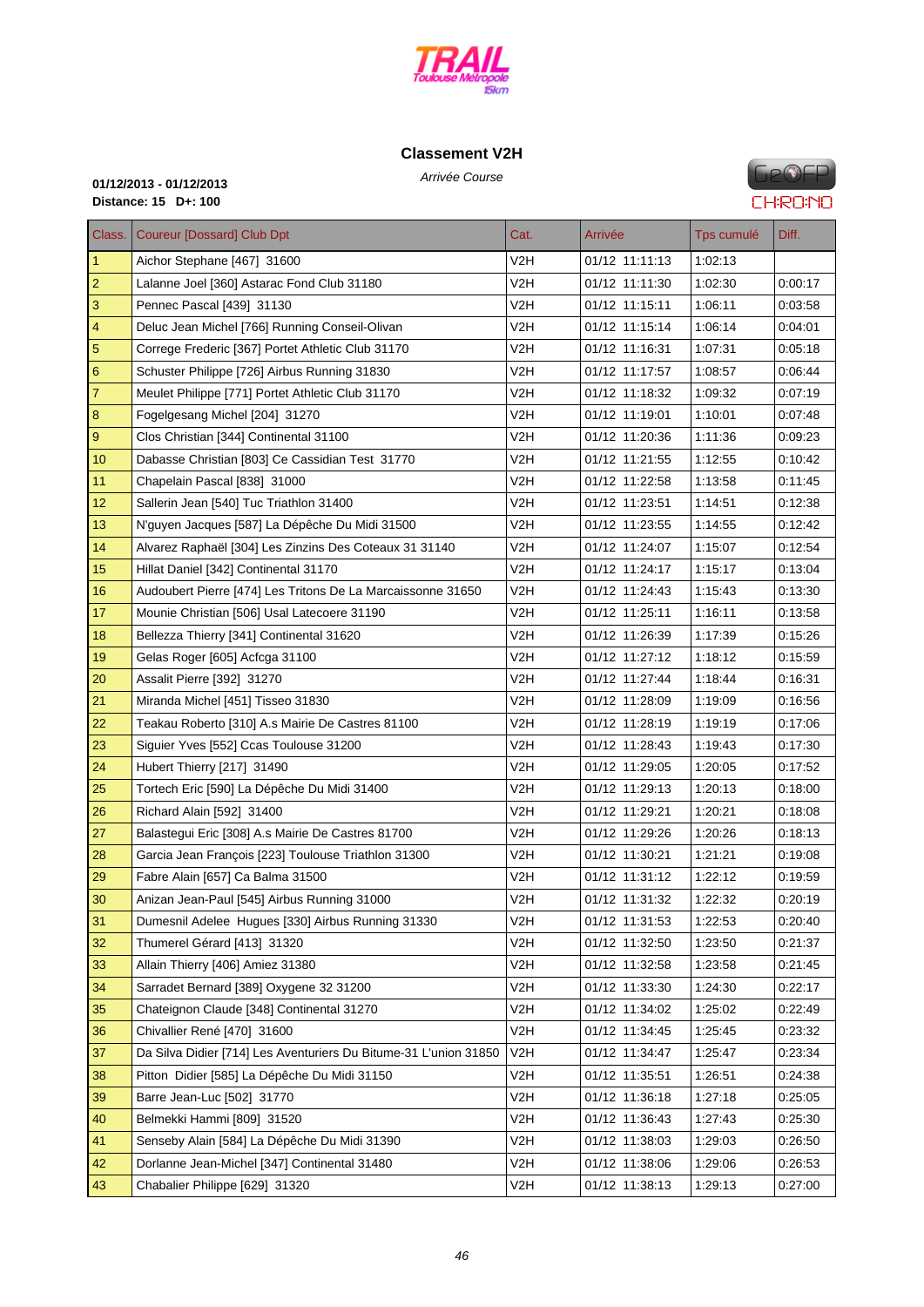## Classement V2H

*Arrivée Course*

**01/12/2013 - 01/12/2013**
**Distance: 15 D+: 100**

| Class. | Coureur [Dossard] Club Dpt | Cat. | Arrivée | Tps cumulé | Diff. |
|---|---|---|---|---|---|
| 1 | Aichor Stephane [467] 31600 | V2H | 01/12 11:11:13 | 1:02:13 | |
| 2 | Lalanne Joel [360] Astarac Fond Club 31180 | V2H | 01/12 11:11:30 | 1:02:30 | 0:00:17 |
| 3 | Pennec Pascal [439] 31130 | V2H | 01/12 11:15:11 | 1:06:11 | 0:03:58 |
| 4 | Deluc Jean Michel [766] Running Conseil-Olivan | V2H | 01/12 11:15:14 | 1:06:14 | 0:04:01 |
| 5 | Correge Frederic [367] Portet Athletic Club 31170 | V2H | 01/12 11:16:31 | 1:07:31 | 0:05:18 |
| 6 | Schuster Philippe [726] Airbus Running 31830 | V2H | 01/12 11:17:57 | 1:08:57 | 0:06:44 |
| 7 | Meulet Philippe [771] Portet Athletic Club 31170 | V2H | 01/12 11:18:32 | 1:09:32 | 0:07:19 |
| 8 | Fogelgesang Michel [204] 31270 | V2H | 01/12 11:19:01 | 1:10:01 | 0:07:48 |
| 9 | Clos Christian [344] Continental 31100 | V2H | 01/12 11:20:36 | 1:11:36 | 0:09:23 |
| 10 | Dabasse Christian [803] Ce Cassidian Test 31770 | V2H | 01/12 11:21:55 | 1:12:55 | 0:10:42 |
| 11 | Chapelain Pascal [838] 31000 | V2H | 01/12 11:22:58 | 1:13:58 | 0:11:45 |
| 12 | Sallerin Jean [540] Tuc Triathlon 31400 | V2H | 01/12 11:23:51 | 1:14:51 | 0:12:38 |
| 13 | N'guyen Jacques [587] La Dépêche Du Midi 31500 | V2H | 01/12 11:23:55 | 1:14:55 | 0:12:42 |
| 14 | Alvarez Raphaël [304] Les Zinzins Des Coteaux 31 31140 | V2H | 01/12 11:24:07 | 1:15:07 | 0:12:54 |
| 15 | Hillat Daniel [342] Continental 31170 | V2H | 01/12 11:24:17 | 1:15:17 | 0:13:04 |
| 16 | Audoubert Pierre [474] Les Tritons De La Marcaissonne 31650 | V2H | 01/12 11:24:43 | 1:15:43 | 0:13:30 |
| 17 | Mounie Christian [506] Usal Latecoere 31190 | V2H | 01/12 11:25:11 | 1:16:11 | 0:13:58 |
| 18 | Bellezza Thierry [341] Continental 31620 | V2H | 01/12 11:26:39 | 1:17:39 | 0:15:26 |
| 19 | Gelas Roger [605] Acfcga 31100 | V2H | 01/12 11:27:12 | 1:18:12 | 0:15:59 |
| 20 | Assalit Pierre [392] 31270 | V2H | 01/12 11:27:44 | 1:18:44 | 0:16:31 |
| 21 | Miranda Michel [451] Tisseo 31830 | V2H | 01/12 11:28:09 | 1:19:09 | 0:16:56 |
| 22 | Teakau Roberto [310] A.s Mairie De Castres 81100 | V2H | 01/12 11:28:19 | 1:19:19 | 0:17:06 |
| 23 | Siguier Yves [552] Ccas Toulouse 31200 | V2H | 01/12 11:28:43 | 1:19:43 | 0:17:30 |
| 24 | Hubert Thierry [217] 31490 | V2H | 01/12 11:29:05 | 1:20:05 | 0:17:52 |
| 25 | Tortech Eric [590] La Dépêche Du Midi 31400 | V2H | 01/12 11:29:13 | 1:20:13 | 0:18:00 |
| 26 | Richard Alain [592] 31400 | V2H | 01/12 11:29:21 | 1:20:21 | 0:18:08 |
| 27 | Balastegui Eric [308] A.s Mairie De Castres 81700 | V2H | 01/12 11:29:26 | 1:20:26 | 0:18:13 |
| 28 | Garcia Jean François [223] Toulouse Triathlon 31300 | V2H | 01/12 11:30:21 | 1:21:21 | 0:19:08 |
| 29 | Fabre Alain [657] Ca Balma 31500 | V2H | 01/12 11:31:12 | 1:22:12 | 0:19:59 |
| 30 | Anizan Jean-Paul [545] Airbus Running 31000 | V2H | 01/12 11:31:32 | 1:22:32 | 0:20:19 |
| 31 | Dumesnil Adelee  Hugues [330] Airbus Running 31330 | V2H | 01/12 11:31:53 | 1:22:53 | 0:20:40 |
| 32 | Thumerel Gérard [413] 31320 | V2H | 01/12 11:32:50 | 1:23:50 | 0:21:37 |
| 33 | Allain Thierry [406] Amiez 31380 | V2H | 01/12 11:32:58 | 1:23:58 | 0:21:45 |
| 34 | Sarradet Bernard [389] Oxygene 32 31200 | V2H | 01/12 11:33:30 | 1:24:30 | 0:22:17 |
| 35 | Chateignon Claude [348] Continental 31270 | V2H | 01/12 11:34:02 | 1:25:02 | 0:22:49 |
| 36 | Chivallier René [470] 31600 | V2H | 01/12 11:34:45 | 1:25:45 | 0:23:32 |
| 37 | Da Silva Didier [714] Les Aventuriers Du Bitume-31 L'union 31850 | V2H | 01/12 11:34:47 | 1:25:47 | 0:23:34 |
| 38 | Pitton  Didier [585] La Dépêche Du Midi 31150 | V2H | 01/12 11:35:51 | 1:26:51 | 0:24:38 |
| 39 | Barre Jean-Luc [502] 31770 | V2H | 01/12 11:36:18 | 1:27:18 | 0:25:05 |
| 40 | Belmekki Hammi [809] 31520 | V2H | 01/12 11:36:43 | 1:27:43 | 0:25:30 |
| 41 | Senseby Alain [584] La Dépêche Du Midi 31390 | V2H | 01/12 11:38:03 | 1:29:03 | 0:26:50 |
| 42 | Dorlanne Jean-Michel [347] Continental 31480 | V2H | 01/12 11:38:06 | 1:29:06 | 0:26:53 |
| 43 | Chabalier Philippe [629] 31320 | V2H | 01/12 11:38:13 | 1:29:13 | 0:27:00 |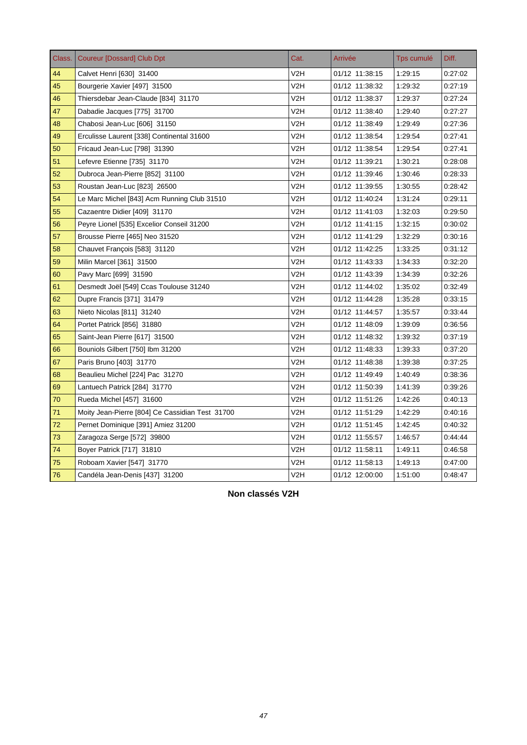| Class. | Coureur [Dossard] Club Dpt | Cat. | Arrivée | Tps cumulé | Diff. |
|---|---|---|---|---|---|
| 44 | Calvet Henri [630] 31400 | V2H | 01/12 11:38:15 | 1:29:15 | 0:27:02 |
| 45 | Bourgerie Xavier [497] 31500 | V2H | 01/12 11:38:32 | 1:29:32 | 0:27:19 |
| 46 | Thiersdebar Jean-Claude [834] 31170 | V2H | 01/12 11:38:37 | 1:29:37 | 0:27:24 |
| 47 | Dabadie Jacques [775] 31700 | V2H | 01/12 11:38:40 | 1:29:40 | 0:27:27 |
| 48 | Chabosi Jean-Luc [606] 31150 | V2H | 01/12 11:38:49 | 1:29:49 | 0:27:36 |
| 49 | Erculisse Laurent [338] Continental 31600 | V2H | 01/12 11:38:54 | 1:29:54 | 0:27:41 |
| 50 | Fricaud Jean-Luc [798] 31390 | V2H | 01/12 11:38:54 | 1:29:54 | 0:27:41 |
| 51 | Lefevre Etienne [735] 31170 | V2H | 01/12 11:39:21 | 1:30:21 | 0:28:08 |
| 52 | Dubroca Jean-Pierre [852] 31100 | V2H | 01/12 11:39:46 | 1:30:46 | 0:28:33 |
| 53 | Roustan Jean-Luc [823] 26500 | V2H | 01/12 11:39:55 | 1:30:55 | 0:28:42 |
| 54 | Le Marc Michel [843] Acm Running Club 31510 | V2H | 01/12 11:40:24 | 1:31:24 | 0:29:11 |
| 55 | Cazaentre Didier [409] 31170 | V2H | 01/12 11:41:03 | 1:32:03 | 0:29:50 |
| 56 | Peyre Lionel [535] Excelior Conseil 31200 | V2H | 01/12 11:41:15 | 1:32:15 | 0:30:02 |
| 57 | Brousse Pierre [465] Neo 31520 | V2H | 01/12 11:41:29 | 1:32:29 | 0:30:16 |
| 58 | Chauvet François [583] 31120 | V2H | 01/12 11:42:25 | 1:33:25 | 0:31:12 |
| 59 | Milin Marcel [361] 31500 | V2H | 01/12 11:43:33 | 1:34:33 | 0:32:20 |
| 60 | Pavy Marc [699] 31590 | V2H | 01/12 11:43:39 | 1:34:39 | 0:32:26 |
| 61 | Desmedt Joël [549] Ccas Toulouse 31240 | V2H | 01/12 11:44:02 | 1:35:02 | 0:32:49 |
| 62 | Dupre Francis [371] 31479 | V2H | 01/12 11:44:28 | 1:35:28 | 0:33:15 |
| 63 | Nieto Nicolas [811] 31240 | V2H | 01/12 11:44:57 | 1:35:57 | 0:33:44 |
| 64 | Portet Patrick [856] 31880 | V2H | 01/12 11:48:09 | 1:39:09 | 0:36:56 |
| 65 | Saint-Jean Pierre [617] 31500 | V2H | 01/12 11:48:32 | 1:39:32 | 0:37:19 |
| 66 | Bouniols Gilbert [750] Ibm 31200 | V2H | 01/12 11:48:33 | 1:39:33 | 0:37:20 |
| 67 | Paris Bruno [403] 31770 | V2H | 01/12 11:48:38 | 1:39:38 | 0:37:25 |
| 68 | Beaulieu Michel [224] Pac 31270 | V2H | 01/12 11:49:49 | 1:40:49 | 0:38:36 |
| 69 | Lantuech Patrick [284] 31770 | V2H | 01/12 11:50:39 | 1:41:39 | 0:39:26 |
| 70 | Rueda Michel [457] 31600 | V2H | 01/12 11:51:26 | 1:42:26 | 0:40:13 |
| 71 | Moity Jean-Pierre [804] Ce Cassidian Test 31700 | V2H | 01/12 11:51:29 | 1:42:29 | 0:40:16 |
| 72 | Pernet Dominique [391] Amiez 31200 | V2H | 01/12 11:51:45 | 1:42:45 | 0:40:32 |
| 73 | Zaragoza Serge [572] 39800 | V2H | 01/12 11:55:57 | 1:46:57 | 0:44:44 |
| 74 | Boyer Patrick [717] 31810 | V2H | 01/12 11:58:11 | 1:49:11 | 0:46:58 |
| 75 | Roboam Xavier [547] 31770 | V2H | 01/12 11:58:13 | 1:49:13 | 0:47:00 |
| 76 | Candéla Jean-Denis [437] 31200 | V2H | 01/12 12:00:00 | 1:51:00 | 0:48:47 |

**Non classés V2H**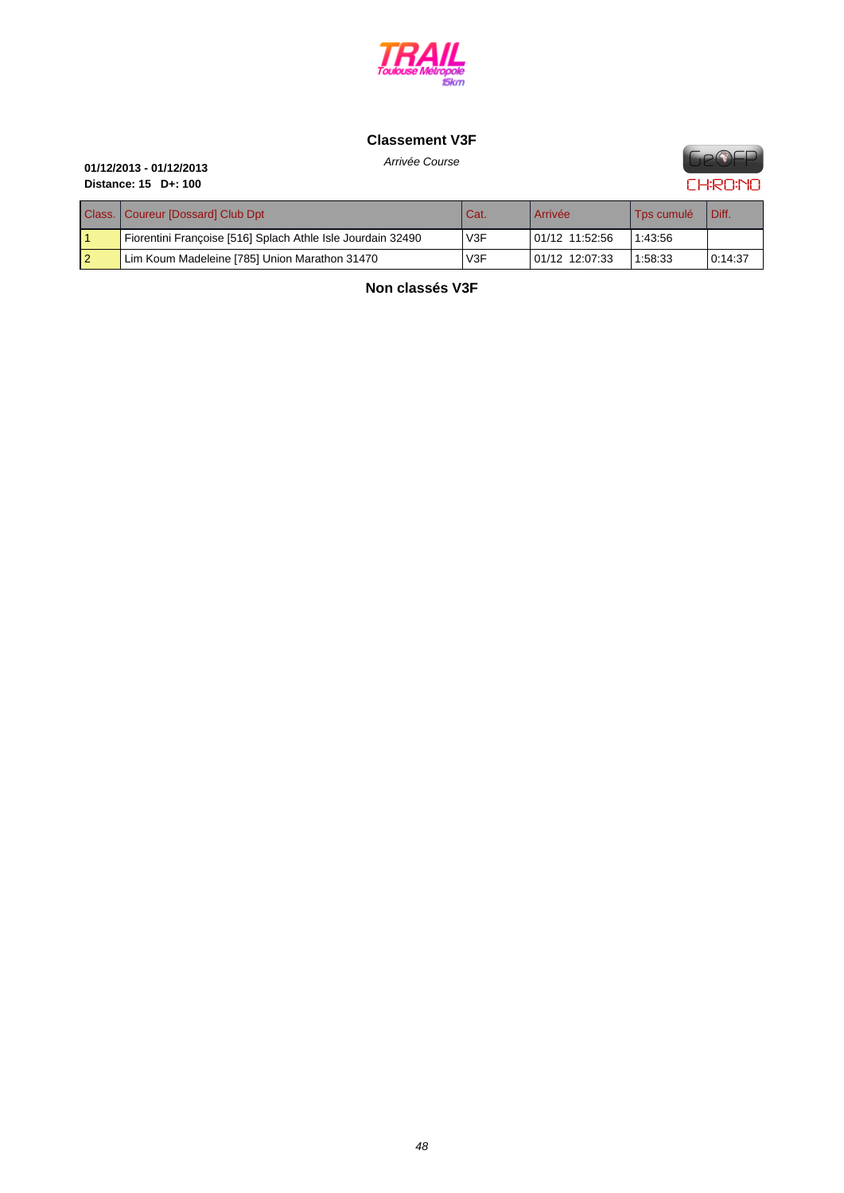## Classement V3F

*Arrivée Course*

**01/12/2013 - 01/12/2013**
**Distance: 15 D+: 100**

| Class. | Coureur [Dossard] Club Dpt | Cat. | Arrivée | Tps cumulé | Diff. |
|---|---|---|---|---|---|
| 1 | Fiorentini Françoise [516] Splach Athle Isle Jourdain 32490 | V3F | 01/12 11:52:56 | 1:43:56 | |
| 2 | Lim Koum Madeleine [785] Union Marathon 31470 | V3F | 01/12 12:07:33 | 1:58:33 | 0:14:37 |

## Non classés V3F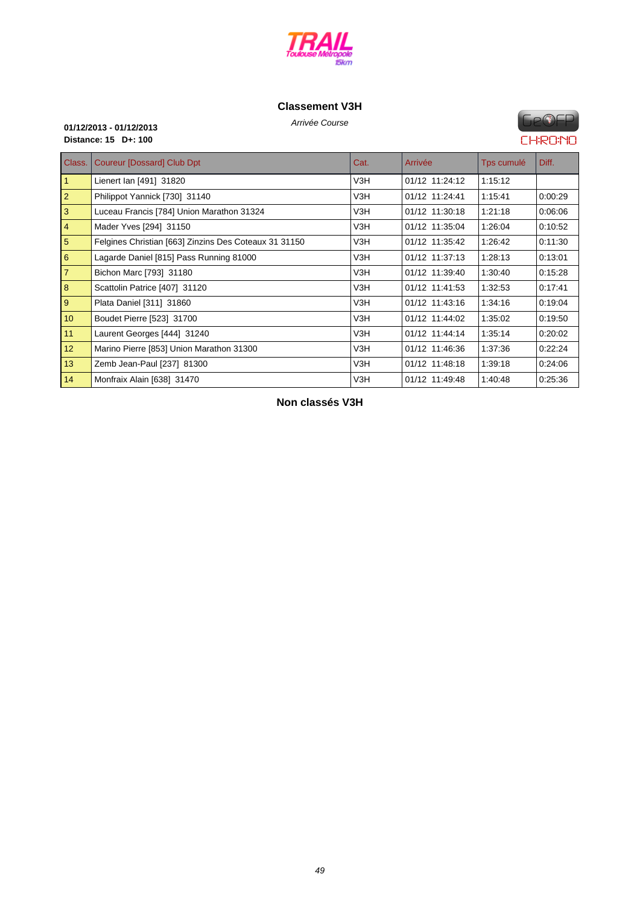## Classement V3H

*Arrivée Course*

**01/12/2013 - 01/12/2013**
**Distance: 15 D+: 100**

| Class. | Coureur [Dossard] Club Dpt | Cat. | Arrivée | Tps cumulé | Diff. |
|---|---|---|---|---|---|
| 1 | Lienert Ian [491] 31820 | V3H | 01/12 11:24:12 | 1:15:12 | |
| 2 | Philippot Yannick [730] 31140 | V3H | 01/12 11:24:41 | 1:15:41 | 0:00:29 |
| 3 | Luceau Francis [784] Union Marathon 31324 | V3H | 01/12 11:30:18 | 1:21:18 | 0:06:06 |
| 4 | Mader Yves [294] 31150 | V3H | 01/12 11:35:04 | 1:26:04 | 0:10:52 |
| 5 | Felgines Christian [663] Zinzins Des Coteaux 31 31150 | V3H | 01/12 11:35:42 | 1:26:42 | 0:11:30 |
| 6 | Lagarde Daniel [815] Pass Running 81000 | V3H | 01/12 11:37:13 | 1:28:13 | 0:13:01 |
| 7 | Bichon Marc [793] 31180 | V3H | 01/12 11:39:40 | 1:30:40 | 0:15:28 |
| 8 | Scattolin Patrice [407] 31120 | V3H | 01/12 11:41:53 | 1:32:53 | 0:17:41 |
| 9 | Plata Daniel [311] 31860 | V3H | 01/12 11:43:16 | 1:34:16 | 0:19:04 |
| 10 | Boudet Pierre [523] 31700 | V3H | 01/12 11:44:02 | 1:35:02 | 0:19:50 |
| 11 | Laurent Georges [444] 31240 | V3H | 01/12 11:44:14 | 1:35:14 | 0:20:02 |
| 12 | Marino Pierre [853] Union Marathon 31300 | V3H | 01/12 11:46:36 | 1:37:36 | 0:22:24 |
| 13 | Zemb Jean-Paul [237] 81300 | V3H | 01/12 11:48:18 | 1:39:18 | 0:24:06 |
| 14 | Monfraix Alain [638] 31470 | V3H | 01/12 11:49:48 | 1:40:48 | 0:25:36 |

## Non classés V3H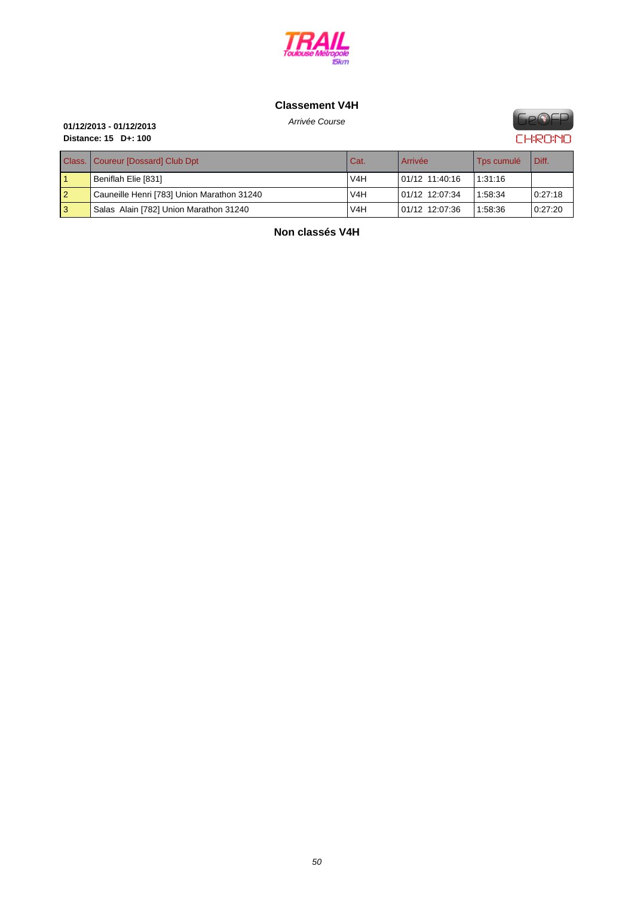TRAIL Toulouse Métropole 15km

## Classement V4H

*Arrivée Course*

**01/12/2013 - 01/12/2013**
**Distance: 15 D+: 100**

GeOFP CHRONO

| Class. | Coureur [Dossard] Club Dpt | Cat. | Arrivée | Tps cumulé | Diff. |
|---|---|---|---|---|---|
| 1 | Beniflah Elie [831] | V4H | 01/12 11:40:16 | 1:31:16 | |
| 2 | Cauneille Henri [783] Union Marathon 31240 | V4H | 01/12 12:07:34 | 1:58:34 | 0:27:18 |
| 3 | Salas Alain [782] Union Marathon 31240 | V4H | 01/12 12:07:36 | 1:58:36 | 0:27:20 |

## Non classés V4H